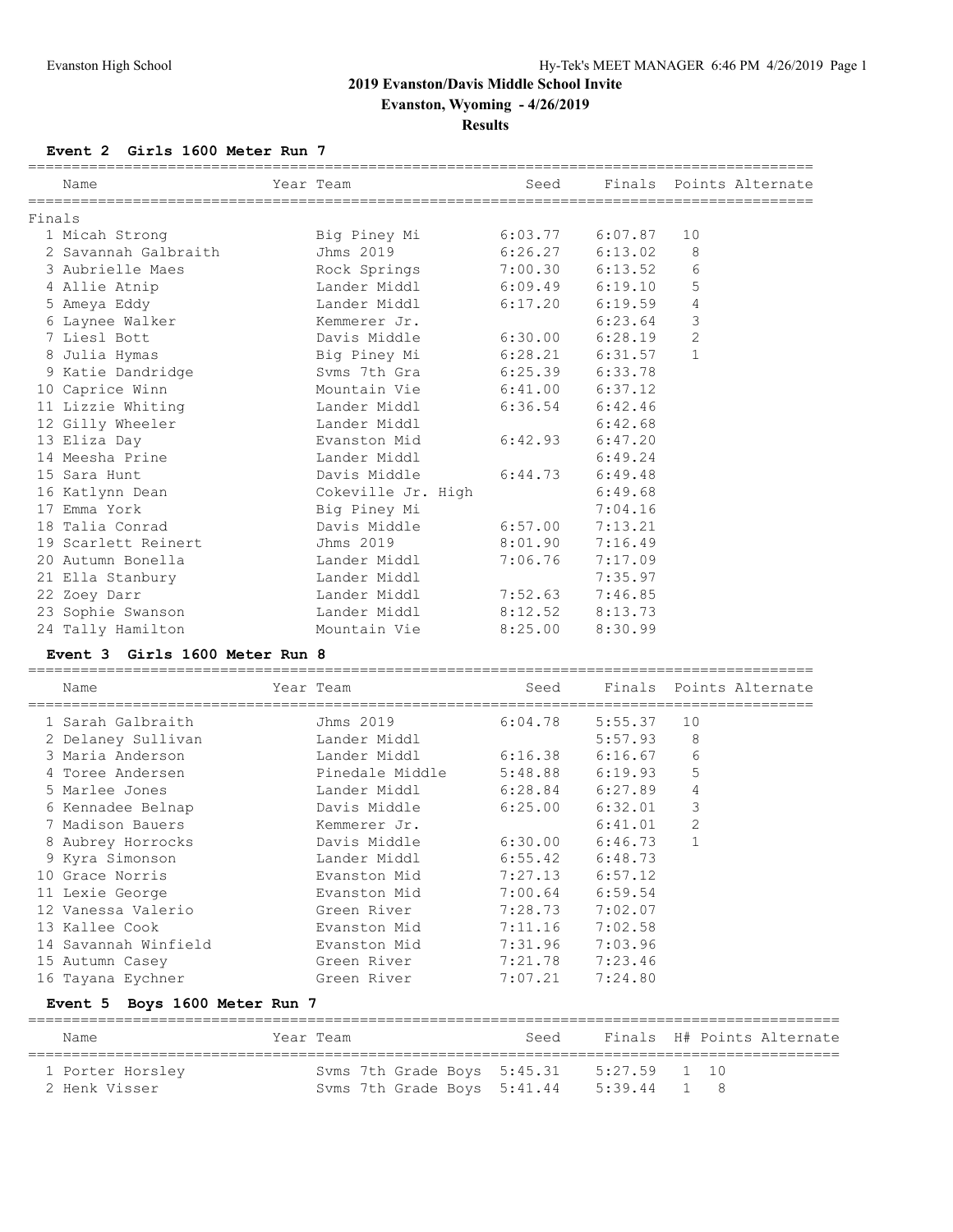# 2019 Evanston/Davis Middle School Invite

**Evanston, Wyoming - 4/26/2019**

**Results**

### Event 2 Girls 1600 Meter Run 7

Finals

| Name | Year | Team | Seed | Finals | Points | Alternate |
|---|---|---|---|---|---|---|
| 1 Micah Strong | | Big Piney Mi | 6:03.77 | 6:07.87 | 10 | |
| 2 Savannah Galbraith | | Jhms 2019 | 6:26.27 | 6:13.02 | 8 | |
| 3 Aubrielle Maes | | Rock Springs | 7:00.30 | 6:13.52 | 6 | |
| 4 Allie Atnip | | Lander Middl | 6:09.49 | 6:19.10 | 5 | |
| 5 Ameya Eddy | | Lander Middl | 6:17.20 | 6:19.59 | 4 | |
| 6 Laynee Walker | | Kemmerer Jr. | | 6:23.64 | 3 | |
| 7 Liesl Bott | | Davis Middle | 6:30.00 | 6:28.19 | 2 | |
| 8 Julia Hymas | | Big Piney Mi | 6:28.21 | 6:31.57 | 1 | |
| 9 Katie Dandridge | | Svms 7th Gra | 6:25.39 | 6:33.78 | | |
| 10 Caprice Winn | | Mountain Vie | 6:41.00 | 6:37.12 | | |
| 11 Lizzie Whiting | | Lander Middl | 6:36.54 | 6:42.46 | | |
| 12 Gilly Wheeler | | Lander Middl | | 6:42.68 | | |
| 13 Eliza Day | | Evanston Mid | 6:42.93 | 6:47.20 | | |
| 14 Meesha Prine | | Lander Middl | | 6:49.24 | | |
| 15 Sara Hunt | | Davis Middle | 6:44.73 | 6:49.48 | | |
| 16 Katlynn Dean | | Cokeville Jr. High | | 6:49.68 | | |
| 17 Emma York | | Big Piney Mi | | 7:04.16 | | |
| 18 Talia Conrad | | Davis Middle | 6:57.00 | 7:13.21 | | |
| 19 Scarlett Reinert | | Jhms 2019 | 8:01.90 | 7:16.49 | | |
| 20 Autumn Bonella | | Lander Middl | 7:06.76 | 7:17.09 | | |
| 21 Ella Stanbury | | Lander Middl | | 7:35.97 | | |
| 22 Zoey Darr | | Lander Middl | 7:52.63 | 7:46.85 | | |
| 23 Sophie Swanson | | Lander Middl | 8:12.52 | 8:13.73 | | |
| 24 Tally Hamilton | | Mountain Vie | 8:25.00 | 8:30.99 | | |

### Event 3 Girls 1600 Meter Run 8

| Name | Year | Team | Seed | Finals | Points | Alternate |
|---|---|---|---|---|---|---|
| 1 Sarah Galbraith | | Jhms 2019 | 6:04.78 | 5:55.37 | 10 | |
| 2 Delaney Sullivan | | Lander Middl | | 5:57.93 | 8 | |
| 3 Maria Anderson | | Lander Middl | 6:16.38 | 6:16.67 | 6 | |
| 4 Toree Andersen | | Pinedale Middle | 5:48.88 | 6:19.93 | 5 | |
| 5 Marlee Jones | | Lander Middl | 6:28.84 | 6:27.89 | 4 | |
| 6 Kennadee Belnap | | Davis Middle | 6:25.00 | 6:32.01 | 3 | |
| 7 Madison Bauers | | Kemmerer Jr. | | 6:41.01 | 2 | |
| 8 Aubrey Horrocks | | Davis Middle | 6:30.00 | 6:46.73 | 1 | |
| 9 Kyra Simonson | | Lander Middl | 6:55.42 | 6:48.73 | | |
| 10 Grace Norris | | Evanston Mid | 7:27.13 | 6:57.12 | | |
| 11 Lexie George | | Evanston Mid | 7:00.64 | 6:59.54 | | |
| 12 Vanessa Valerio | | Green River | 7:28.73 | 7:02.07 | | |
| 13 Kallee Cook | | Evanston Mid | 7:11.16 | 7:02.58 | | |
| 14 Savannah Winfield | | Evanston Mid | 7:31.96 | 7:03.96 | | |
| 15 Autumn Casey | | Green River | 7:21.78 | 7:23.46 | | |
| 16 Tayana Eychner | | Green River | 7:07.21 | 7:24.80 | | |

### Event 5 Boys 1600 Meter Run 7

| Name | Year | Team | Seed | Finals | H# | Points | Alternate |
|---|---|---|---|---|---|---|---|
| 1 Porter Horsley | | Svms 7th Grade Boys | 5:45.31 | 5:27.59 | 1 | 10 | |
| 2 Henk Visser | | Svms 7th Grade Boys | 5:41.44 | 5:39.44 | 1 | 8 | |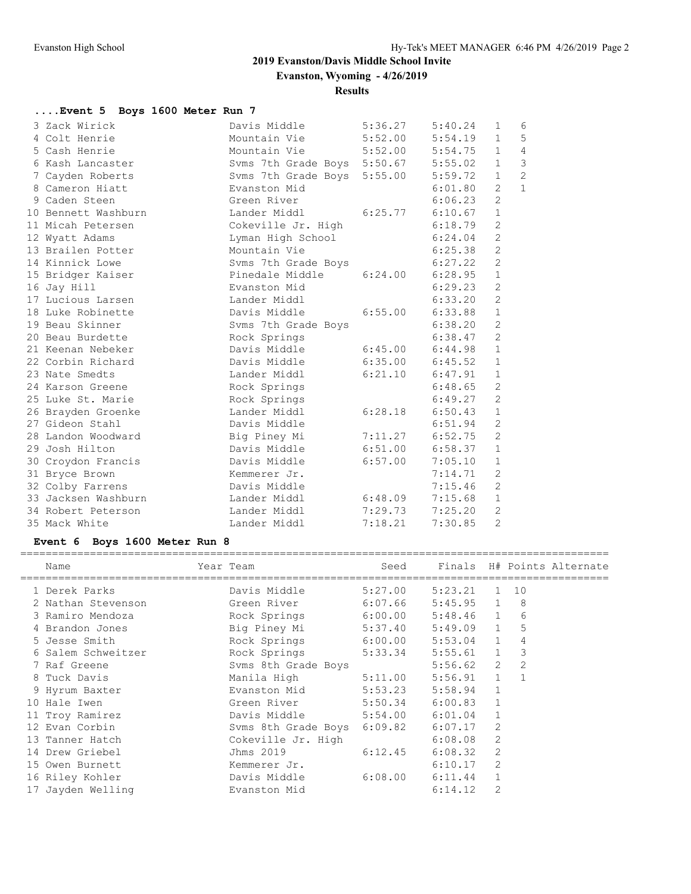# 2019 Evanston/Davis Middle School Invite

**Evanston, Wyoming - 4/26/2019**

**Results**

### ....Event 5 Boys 1600 Meter Run 7

| Place | Name | Year | Team | Seed | Finals | H# | Points |
|---|---|---|---|---|---|---|---|
| 3 | Zack Wirick | | Davis Middle | 5:36.27 | 5:40.24 | 1 | 6 |
| 4 | Colt Henrie | | Mountain Vie | 5:52.00 | 5:54.19 | 1 | 5 |
| 5 | Cash Henrie | | Mountain Vie | 5:52.00 | 5:54.75 | 1 | 4 |
| 6 | Kash Lancaster | | Svms 7th Grade Boys | 5:50.67 | 5:55.02 | 1 | 3 |
| 7 | Cayden Roberts | | Svms 7th Grade Boys | 5:55.00 | 5:59.72 | 1 | 2 |
| 8 | Cameron Hiatt | | Evanston Mid | | 6:01.80 | 2 | 1 |
| 9 | Caden Steen | | Green River | | 6:06.23 | 2 | |
| 10 | Bennett Washburn | | Lander Middl | 6:25.77 | 6:10.67 | 1 | |
| 11 | Micah Petersen | | Cokeville Jr. High | | 6:18.79 | 2 | |
| 12 | Wyatt Adams | | Lyman High School | | 6:24.04 | 2 | |
| 13 | Brailen Potter | | Mountain Vie | | 6:25.38 | 2 | |
| 14 | Kinnick Lowe | | Svms 7th Grade Boys | | 6:27.22 | 2 | |
| 15 | Bridger Kaiser | | Pinedale Middle | 6:24.00 | 6:28.95 | 1 | |
| 16 | Jay Hill | | Evanston Mid | | 6:29.23 | 2 | |
| 17 | Lucious Larsen | | Lander Middl | | 6:33.20 | 2 | |
| 18 | Luke Robinette | | Davis Middle | 6:55.00 | 6:33.88 | 1 | |
| 19 | Beau Skinner | | Svms 7th Grade Boys | | 6:38.20 | 2 | |
| 20 | Beau Burdette | | Rock Springs | | 6:38.47 | 2 | |
| 21 | Keenan Nebeker | | Davis Middle | 6:45.00 | 6:44.98 | 1 | |
| 22 | Corbin Richard | | Davis Middle | 6:35.00 | 6:45.52 | 1 | |
| 23 | Nate Smedts | | Lander Middl | 6:21.10 | 6:47.91 | 1 | |
| 24 | Karson Greene | | Rock Springs | | 6:48.65 | 2 | |
| 25 | Luke St. Marie | | Rock Springs | | 6:49.27 | 2 | |
| 26 | Brayden Groenke | | Lander Middl | 6:28.18 | 6:50.43 | 1 | |
| 27 | Gideon Stahl | | Davis Middle | | 6:51.94 | 2 | |
| 28 | Landon Woodward | | Big Piney Mi | 7:11.27 | 6:52.75 | 2 | |
| 29 | Josh Hilton | | Davis Middle | 6:51.00 | 6:58.37 | 1 | |
| 30 | Croydon Francis | | Davis Middle | 6:57.00 | 7:05.10 | 1 | |
| 31 | Bryce Brown | | Kemmerer Jr. | | 7:14.71 | 2 | |
| 32 | Colby Farrens | | Davis Middle | | 7:15.46 | 2 | |
| 33 | Jacksen Washburn | | Lander Middl | 6:48.09 | 7:15.68 | 1 | |
| 34 | Robert Peterson | | Lander Middl | 7:29.73 | 7:25.20 | 2 | |
| 35 | Mack White | | Lander Middl | 7:18.21 | 7:30.85 | 2 | |

### Event 6 Boys 1600 Meter Run 8

| Place | Name | Year | Team | Seed | Finals | H# | Points | Alternate |
|---|---|---|---|---|---|---|---|---|
| 1 | Derek Parks | | Davis Middle | 5:27.00 | 5:23.21 | 1 | 10 | |
| 2 | Nathan Stevenson | | Green River | 6:07.66 | 5:45.95 | 1 | 8 | |
| 3 | Ramiro Mendoza | | Rock Springs | 6:00.00 | 5:48.46 | 1 | 6 | |
| 4 | Brandon Jones | | Big Piney Mi | 5:37.40 | 5:49.09 | 1 | 5 | |
| 5 | Jesse Smith | | Rock Springs | 6:00.00 | 5:53.04 | 1 | 4 | |
| 6 | Salem Schweitzer | | Rock Springs | 5:33.34 | 5:55.61 | 1 | 3 | |
| 7 | Raf Greene | | Svms 8th Grade Boys | | 5:56.62 | 2 | 2 | |
| 8 | Tuck Davis | | Manila High | 5:11.00 | 5:56.91 | 1 | 1 | |
| 9 | Hyrum Baxter | | Evanston Mid | 5:53.23 | 5:58.94 | 1 | | |
| 10 | Hale Iwen | | Green River | 5:50.34 | 6:00.83 | 1 | | |
| 11 | Troy Ramirez | | Davis Middle | 5:54.00 | 6:01.04 | 1 | | |
| 12 | Evan Corbin | | Svms 8th Grade Boys | 6:09.82 | 6:07.17 | 2 | | |
| 13 | Tanner Hatch | | Cokeville Jr. High | | 6:08.08 | 2 | | |
| 14 | Drew Griebel | | Jhms 2019 | 6:12.45 | 6:08.32 | 2 | | |
| 15 | Owen Burnett | | Kemmerer Jr. | | 6:10.17 | 2 | | |
| 16 | Riley Kohler | | Davis Middle | 6:08.00 | 6:11.44 | 1 | | |
| 17 | Jayden Welling | | Evanston Mid | | 6:14.12 | 2 | | |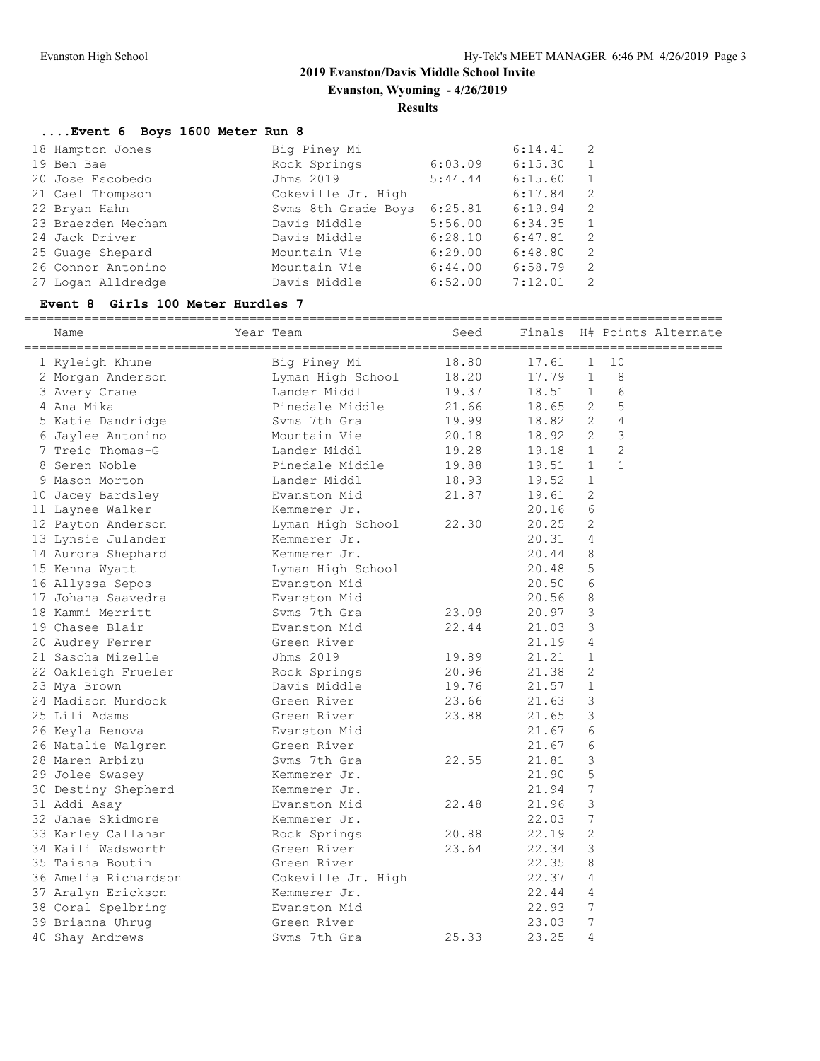## 2019 Evanston/Davis Middle School Invite

**Evanston, Wyoming - 4/26/2019**

**Results**

### ....Event 6 Boys 1600 Meter Run 8

| Name | Team | Seed | Finals | H# |
|---|---|---|---|---|
| 18 Hampton Jones | Big Piney Mi | | 6:14.41 | 2 |
| 19 Ben Bae | Rock Springs | 6:03.09 | 6:15.30 | 1 |
| 20 Jose Escobedo | Jhms 2019 | 5:44.44 | 6:15.60 | 1 |
| 21 Cael Thompson | Cokeville Jr. High | | 6:17.84 | 2 |
| 22 Bryan Hahn | Svms 8th Grade Boys | 6:25.81 | 6:19.94 | 2 |
| 23 Braezden Mecham | Davis Middle | 5:56.00 | 6:34.35 | 1 |
| 24 Jack Driver | Davis Middle | 6:28.10 | 6:47.81 | 2 |
| 25 Guage Shepard | Mountain Vie | 6:29.00 | 6:48.80 | 2 |
| 26 Connor Antonino | Mountain Vie | 6:44.00 | 6:58.79 | 2 |
| 27 Logan Alldredge | Davis Middle | 6:52.00 | 7:12.01 | 2 |

### Event 8 Girls 100 Meter Hurdles 7

| Name | Year Team | Seed | Finals | H# | Points | Alternate |
|---|---|---|---|---|---|---|
| 1 Ryleigh Khune | Big Piney Mi | 18.80 | 17.61 | 1 | 10 | |
| 2 Morgan Anderson | Lyman High School | 18.20 | 17.79 | 1 | 8 | |
| 3 Avery Crane | Lander Middl | 19.37 | 18.51 | 1 | 6 | |
| 4 Ana Mika | Pinedale Middle | 21.66 | 18.65 | 2 | 5 | |
| 5 Katie Dandridge | Svms 7th Gra | 19.99 | 18.82 | 2 | 4 | |
| 6 Jaylee Antonino | Mountain Vie | 20.18 | 18.92 | 2 | 3 | |
| 7 Treic Thomas-G | Lander Middl | 19.28 | 19.18 | 1 | 2 | |
| 8 Seren Noble | Pinedale Middle | 19.88 | 19.51 | 1 | 1 | |
| 9 Mason Morton | Lander Middl | 18.93 | 19.52 | 1 | | |
| 10 Jacey Bardsley | Evanston Mid | 21.87 | 19.61 | 2 | | |
| 11 Laynee Walker | Kemmerer Jr. | | 20.16 | 6 | | |
| 12 Payton Anderson | Lyman High School | 22.30 | 20.25 | 2 | | |
| 13 Lynsie Julander | Kemmerer Jr. | | 20.31 | 4 | | |
| 14 Aurora Shephard | Kemmerer Jr. | | 20.44 | 8 | | |
| 15 Kenna Wyatt | Lyman High School | | 20.48 | 5 | | |
| 16 Allyssa Sepos | Evanston Mid | | 20.50 | 6 | | |
| 17 Johana Saavedra | Evanston Mid | | 20.56 | 8 | | |
| 18 Kammi Merritt | Svms 7th Gra | 23.09 | 20.97 | 3 | | |
| 19 Chasee Blair | Evanston Mid | 22.44 | 21.03 | 3 | | |
| 20 Audrey Ferrer | Green River | | 21.19 | 4 | | |
| 21 Sascha Mizelle | Jhms 2019 | 19.89 | 21.21 | 1 | | |
| 22 Oakleigh Frueler | Rock Springs | 20.96 | 21.38 | 2 | | |
| 23 Mya Brown | Davis Middle | 19.76 | 21.57 | 1 | | |
| 24 Madison Murdock | Green River | 23.66 | 21.63 | 3 | | |
| 25 Lili Adams | Green River | 23.88 | 21.65 | 3 | | |
| 26 Keyla Renova | Evanston Mid | | 21.67 | 6 | | |
| 26 Natalie Walgren | Green River | | 21.67 | 6 | | |
| 28 Maren Arbizu | Svms 7th Gra | 22.55 | 21.81 | 3 | | |
| 29 Jolee Swasey | Kemmerer Jr. | | 21.90 | 5 | | |
| 30 Destiny Shepherd | Kemmerer Jr. | | 21.94 | 7 | | |
| 31 Addi Asay | Evanston Mid | 22.48 | 21.96 | 3 | | |
| 32 Janae Skidmore | Kemmerer Jr. | | 22.03 | 7 | | |
| 33 Karley Callahan | Rock Springs | 20.88 | 22.19 | 2 | | |
| 34 Kaili Wadsworth | Green River | 23.64 | 22.34 | 3 | | |
| 35 Taisha Boutin | Green River | | 22.35 | 8 | | |
| 36 Amelia Richardson | Cokeville Jr. High | | 22.37 | 4 | | |
| 37 Aralyn Erickson | Kemmerer Jr. | | 22.44 | 4 | | |
| 38 Coral Spelbring | Evanston Mid | | 22.93 | 7 | | |
| 39 Brianna Uhrug | Green River | | 23.03 | 7 | | |
| 40 Shay Andrews | Svms 7th Gra | 25.33 | 23.25 | 4 | | |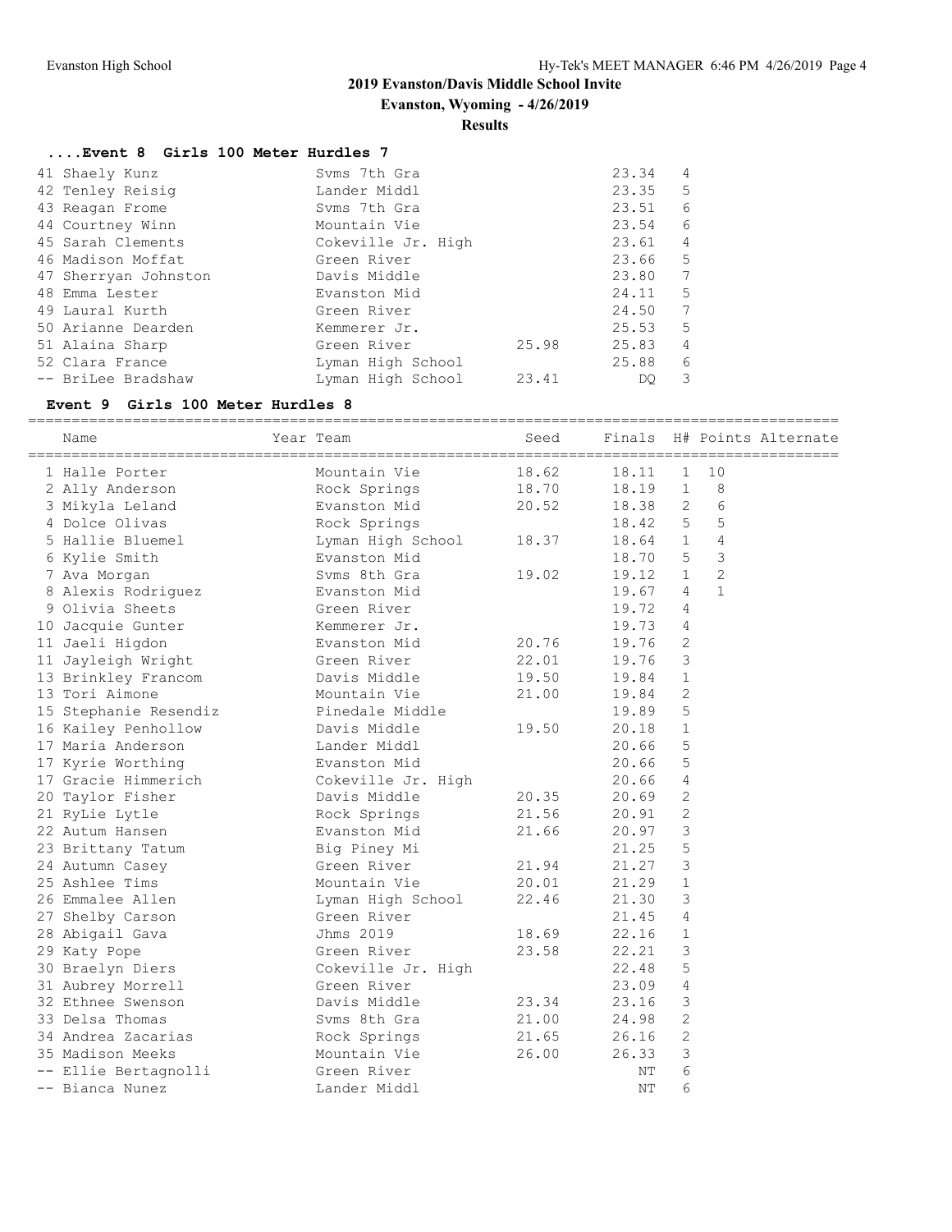## 2019 Evanston/Davis Middle School Invite

**Evanston, Wyoming - 4/26/2019**

**Results**

### ....Event 8 Girls 100 Meter Hurdles 7

| Place | Name | Team | Seed | Finals | H# |
|---|---|---|---|---|---|
| 41 | Shaely Kunz | Svms 7th Gra | | 23.34 | 4 |
| 42 | Tenley Reisig | Lander Middl | | 23.35 | 5 |
| 43 | Reagan Frome | Svms 7th Gra | | 23.51 | 6 |
| 44 | Courtney Winn | Mountain Vie | | 23.54 | 6 |
| 45 | Sarah Clements | Cokeville Jr. High | | 23.61 | 4 |
| 46 | Madison Moffat | Green River | | 23.66 | 5 |
| 47 | Sherryan Johnston | Davis Middle | | 23.80 | 7 |
| 48 | Emma Lester | Evanston Mid | | 24.11 | 5 |
| 49 | Laural Kurth | Green River | | 24.50 | 7 |
| 50 | Arianne Dearden | Kemmerer Jr. | | 25.53 | 5 |
| 51 | Alaina Sharp | Green River | 25.98 | 25.83 | 4 |
| 52 | Clara France | Lyman High School | | 25.88 | 6 |
| -- | BriLee Bradshaw | Lyman High School | 23.41 | DQ | 3 |

### Event 9 Girls 100 Meter Hurdles 8

| Place | Name | Year | Team | Seed | Finals | H# | Points | Alternate |
|---|---|---|---|---|---|---|---|---|
| 1 | Halle Porter | | Mountain Vie | 18.62 | 18.11 | 1 | 10 | |
| 2 | Ally Anderson | | Rock Springs | 18.70 | 18.19 | 1 | 8 | |
| 3 | Mikyla Leland | | Evanston Mid | 20.52 | 18.38 | 2 | 6 | |
| 4 | Dolce Olivas | | Rock Springs | | 18.42 | 5 | 5 | |
| 5 | Hallie Bluemel | | Lyman High School | 18.37 | 18.64 | 1 | 4 | |
| 6 | Kylie Smith | | Evanston Mid | | 18.70 | 5 | 3 | |
| 7 | Ava Morgan | | Svms 8th Gra | 19.02 | 19.12 | 1 | 2 | |
| 8 | Alexis Rodriguez | | Evanston Mid | | 19.67 | 4 | 1 | |
| 9 | Olivia Sheets | | Green River | | 19.72 | 4 | | |
| 10 | Jacquie Gunter | | Kemmerer Jr. | | 19.73 | 4 | | |
| 11 | Jaeli Higdon | | Evanston Mid | 20.76 | 19.76 | 2 | | |
| 11 | Jayleigh Wright | | Green River | 22.01 | 19.76 | 3 | | |
| 13 | Brinkley Francom | | Davis Middle | 19.50 | 19.84 | 1 | | |
| 13 | Tori Aimone | | Mountain Vie | 21.00 | 19.84 | 2 | | |
| 15 | Stephanie Resendiz | | Pinedale Middle | | 19.89 | 5 | | |
| 16 | Kailey Penhollow | | Davis Middle | 19.50 | 20.18 | 1 | | |
| 17 | Maria Anderson | | Lander Middl | | 20.66 | 5 | | |
| 17 | Kyrie Worthing | | Evanston Mid | | 20.66 | 5 | | |
| 17 | Gracie Himmerich | | Cokeville Jr. High | | 20.66 | 4 | | |
| 20 | Taylor Fisher | | Davis Middle | 20.35 | 20.69 | 2 | | |
| 21 | RyLie Lytle | | Rock Springs | 21.56 | 20.91 | 2 | | |
| 22 | Autum Hansen | | Evanston Mid | 21.66 | 20.97 | 3 | | |
| 23 | Brittany Tatum | | Big Piney Mi | | 21.25 | 5 | | |
| 24 | Autumn Casey | | Green River | 21.94 | 21.27 | 3 | | |
| 25 | Ashlee Tims | | Mountain Vie | 20.01 | 21.29 | 1 | | |
| 26 | Emmalee Allen | | Lyman High School | 22.46 | 21.30 | 3 | | |
| 27 | Shelby Carson | | Green River | | 21.45 | 4 | | |
| 28 | Abigail Gava | | Jhms 2019 | 18.69 | 22.16 | 1 | | |
| 29 | Katy Pope | | Green River | 23.58 | 22.21 | 3 | | |
| 30 | Braelyn Diers | | Cokeville Jr. High | | 22.48 | 5 | | |
| 31 | Aubrey Morrell | | Green River | | 23.09 | 4 | | |
| 32 | Ethnee Swenson | | Davis Middle | 23.34 | 23.16 | 3 | | |
| 33 | Delsa Thomas | | Svms 8th Gra | 21.00 | 24.98 | 2 | | |
| 34 | Andrea Zacarias | | Rock Springs | 21.65 | 26.16 | 2 | | |
| 35 | Madison Meeks | | Mountain Vie | 26.00 | 26.33 | 3 | | |
| -- | Ellie Bertagnolli | | Green River | | NT | 6 | | |
| -- | Bianca Nunez | | Lander Middl | | NT | 6 | | |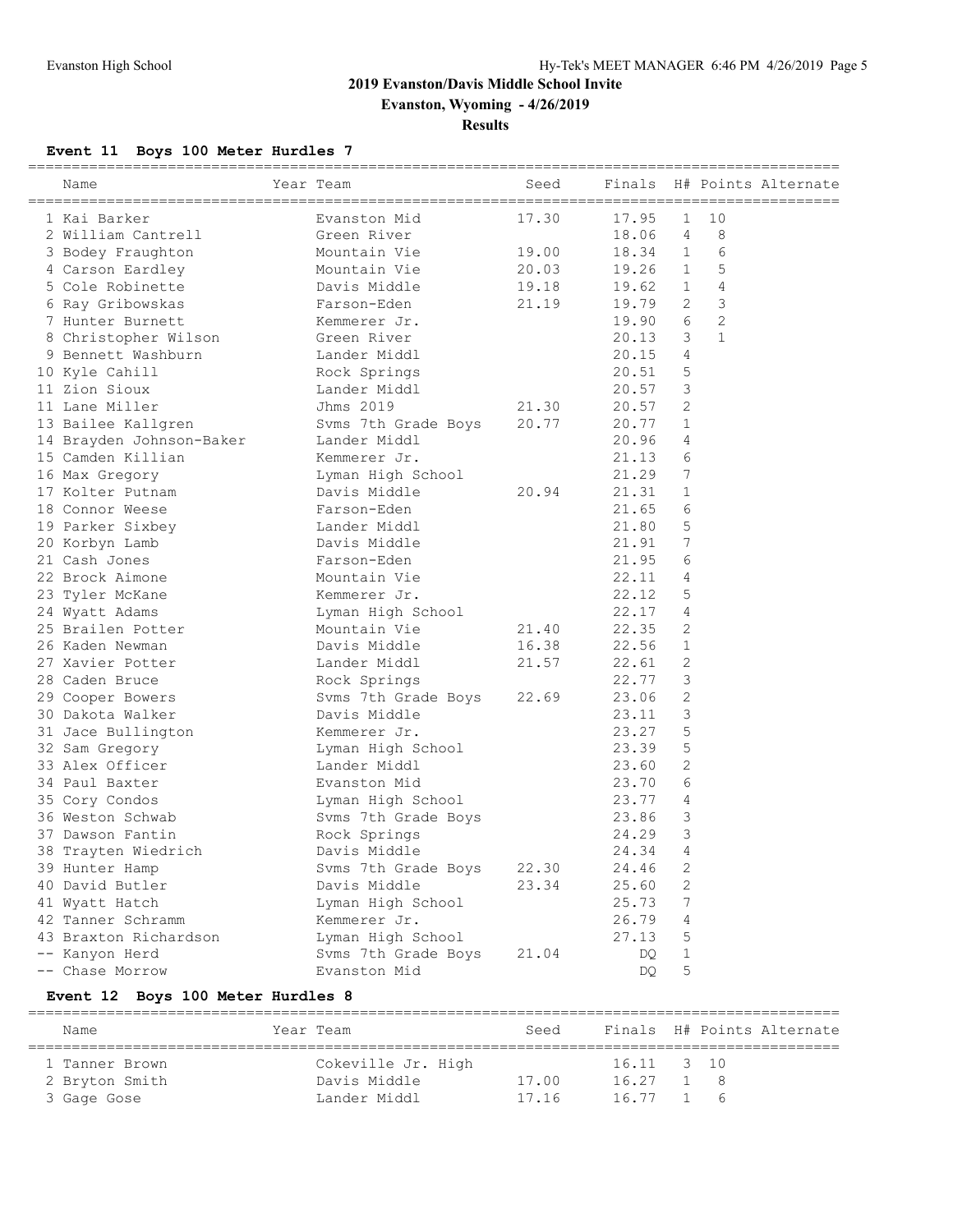## 2019 Evanston/Davis Middle School Invite

**Evanston, Wyoming - 4/26/2019**

**Results**

### Event 11 Boys 100 Meter Hurdles 7

| | Name | Year | Team | Seed | Finals | H# | Points | Alternate |
|---|---|---|---|---|---|---|---|---|
| 1 | Kai Barker | | Evanston Mid | 17.30 | 17.95 | 1 | 10 | |
| 2 | William Cantrell | | Green River | | 18.06 | 4 | 8 | |
| 3 | Bodey Fraughton | | Mountain Vie | 19.00 | 18.34 | 1 | 6 | |
| 4 | Carson Eardley | | Mountain Vie | 20.03 | 19.26 | 1 | 5 | |
| 5 | Cole Robinette | | Davis Middle | 19.18 | 19.62 | 1 | 4 | |
| 6 | Ray Gribowskas | | Farson-Eden | 21.19 | 19.79 | 2 | 3 | |
| 7 | Hunter Burnett | | Kemmerer Jr. | | 19.90 | 6 | 2 | |
| 8 | Christopher Wilson | | Green River | | 20.13 | 3 | 1 | |
| 9 | Bennett Washburn | | Lander Middl | | 20.15 | 4 | | |
| 10 | Kyle Cahill | | Rock Springs | | 20.51 | 5 | | |
| 11 | Zion Sioux | | Lander Middl | | 20.57 | 3 | | |
| 11 | Lane Miller | | Jhms 2019 | 21.30 | 20.57 | 2 | | |
| 13 | Bailee Kallgren | | Svms 7th Grade Boys | 20.77 | 20.77 | 1 | | |
| 14 | Brayden Johnson-Baker | | Lander Middl | | 20.96 | 4 | | |
| 15 | Camden Killian | | Kemmerer Jr. | | 21.13 | 6 | | |
| 16 | Max Gregory | | Lyman High School | | 21.29 | 7 | | |
| 17 | Kolter Putnam | | Davis Middle | 20.94 | 21.31 | 1 | | |
| 18 | Connor Weese | | Farson-Eden | | 21.65 | 6 | | |
| 19 | Parker Sixbey | | Lander Middl | | 21.80 | 5 | | |
| 20 | Korbyn Lamb | | Davis Middle | | 21.91 | 7 | | |
| 21 | Cash Jones | | Farson-Eden | | 21.95 | 6 | | |
| 22 | Brock Aimone | | Mountain Vie | | 22.11 | 4 | | |
| 23 | Tyler McKane | | Kemmerer Jr. | | 22.12 | 5 | | |
| 24 | Wyatt Adams | | Lyman High School | | 22.17 | 4 | | |
| 25 | Brailen Potter | | Mountain Vie | 21.40 | 22.35 | 2 | | |
| 26 | Kaden Newman | | Davis Middle | 16.38 | 22.56 | 1 | | |
| 27 | Xavier Potter | | Lander Middl | 21.57 | 22.61 | 2 | | |
| 28 | Caden Bruce | | Rock Springs | | 22.77 | 3 | | |
| 29 | Cooper Bowers | | Svms 7th Grade Boys | 22.69 | 23.06 | 2 | | |
| 30 | Dakota Walker | | Davis Middle | | 23.11 | 3 | | |
| 31 | Jace Bullington | | Kemmerer Jr. | | 23.27 | 5 | | |
| 32 | Sam Gregory | | Lyman High School | | 23.39 | 5 | | |
| 33 | Alex Officer | | Lander Middl | | 23.60 | 2 | | |
| 34 | Paul Baxter | | Evanston Mid | | 23.70 | 6 | | |
| 35 | Cory Condos | | Lyman High School | | 23.77 | 4 | | |
| 36 | Weston Schwab | | Svms 7th Grade Boys | | 23.86 | 3 | | |
| 37 | Dawson Fantin | | Rock Springs | | 24.29 | 3 | | |
| 38 | Trayten Wiedrich | | Davis Middle | | 24.34 | 4 | | |
| 39 | Hunter Hamp | | Svms 7th Grade Boys | 22.30 | 24.46 | 2 | | |
| 40 | David Butler | | Davis Middle | 23.34 | 25.60 | 2 | | |
| 41 | Wyatt Hatch | | Lyman High School | | 25.73 | 7 | | |
| 42 | Tanner Schramm | | Kemmerer Jr. | | 26.79 | 4 | | |
| 43 | Braxton Richardson | | Lyman High School | | 27.13 | 5 | | |
| -- | Kanyon Herd | | Svms 7th Grade Boys | 21.04 | DQ | 1 | | |
| -- | Chase Morrow | | Evanston Mid | | DQ | 5 | | |

### Event 12 Boys 100 Meter Hurdles 8

| | Name | Year | Team | Seed | Finals | H# | Points | Alternate |
|---|---|---|---|---|---|---|---|---|
| 1 | Tanner Brown | | Cokeville Jr. High | | 16.11 | 3 | 10 | |
| 2 | Bryton Smith | | Davis Middle | 17.00 | 16.27 | 1 | 8 | |
| 3 | Gage Gose | | Lander Middl | 17.16 | 16.77 | 1 | 6 | |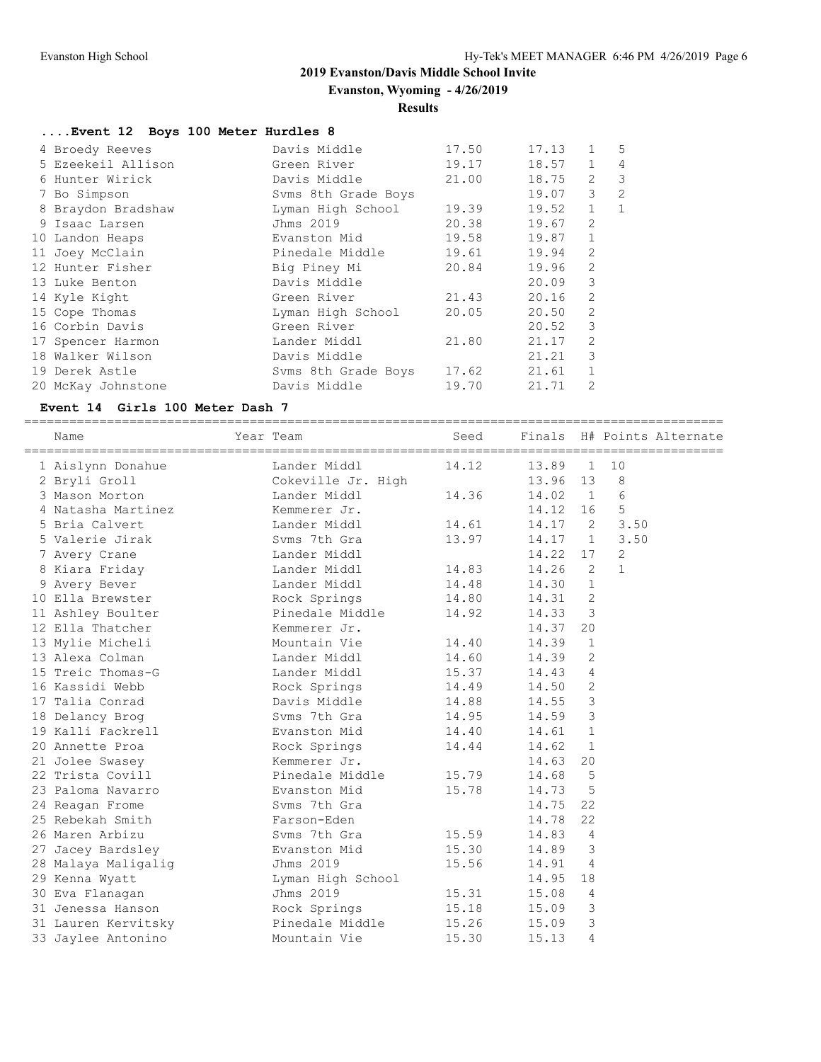## 2019 Evanston/Davis Middle School Invite

**Evanston, Wyoming - 4/26/2019**

**Results**

### ....Event 12 Boys 100 Meter Hurdles 8

| Place | Name | Year Team | Seed | Finals | H# | Points |
|---|---|---|---|---|---|---|
| 4 | Broedy Reeves | Davis Middle | 17.50 | 17.13 | 1 | 5 |
| 5 | Ezeekeil Allison | Green River | 19.17 | 18.57 | 1 | 4 |
| 6 | Hunter Wirick | Davis Middle | 21.00 | 18.75 | 2 | 3 |
| 7 | Bo Simpson | Svms 8th Grade Boys | | 19.07 | 3 | 2 |
| 8 | Braydon Bradshaw | Lyman High School | 19.39 | 19.52 | 1 | 1 |
| 9 | Isaac Larsen | Jhms 2019 | 20.38 | 19.67 | 2 | |
| 10 | Landon Heaps | Evanston Mid | 19.58 | 19.87 | 1 | |
| 11 | Joey McClain | Pinedale Middle | 19.61 | 19.94 | 2 | |
| 12 | Hunter Fisher | Big Piney Mi | 20.84 | 19.96 | 2 | |
| 13 | Luke Benton | Davis Middle | | 20.09 | 3 | |
| 14 | Kyle Kight | Green River | 21.43 | 20.16 | 2 | |
| 15 | Cope Thomas | Lyman High School | 20.05 | 20.50 | 2 | |
| 16 | Corbin Davis | Green River | | 20.52 | 3 | |
| 17 | Spencer Harmon | Lander Middl | 21.80 | 21.17 | 2 | |
| 18 | Walker Wilson | Davis Middle | | 21.21 | 3 | |
| 19 | Derek Astle | Svms 8th Grade Boys | 17.62 | 21.61 | 1 | |
| 20 | McKay Johnstone | Davis Middle | 19.70 | 21.71 | 2 | |

### Event 14 Girls 100 Meter Dash 7

| Place | Name | Year Team | Seed | Finals | H# | Points | Alternate |
|---|---|---|---|---|---|---|---|
| 1 | Aislynn Donahue | Lander Middl | 14.12 | 13.89 | 1 | 10 | |
| 2 | Bryli Groll | Cokeville Jr. High | | 13.96 | 13 | 8 | |
| 3 | Mason Morton | Lander Middl | 14.36 | 14.02 | 1 | 6 | |
| 4 | Natasha Martinez | Kemmerer Jr. | | 14.12 | 16 | 5 | |
| 5 | Bria Calvert | Lander Middl | 14.61 | 14.17 | 2 | 3.50 | |
| 5 | Valerie Jirak | Svms 7th Gra | 13.97 | 14.17 | 1 | 3.50 | |
| 7 | Avery Crane | Lander Middl | | 14.22 | 17 | 2 | |
| 8 | Kiara Friday | Lander Middl | 14.83 | 14.26 | 2 | 1 | |
| 9 | Avery Bever | Lander Middl | 14.48 | 14.30 | 1 | | |
| 10 | Ella Brewster | Rock Springs | 14.80 | 14.31 | 2 | | |
| 11 | Ashley Boulter | Pinedale Middle | 14.92 | 14.33 | 3 | | |
| 12 | Ella Thatcher | Kemmerer Jr. | | 14.37 | 20 | | |
| 13 | Mylie Micheli | Mountain Vie | 14.40 | 14.39 | 1 | | |
| 13 | Alexa Colman | Lander Middl | 14.60 | 14.39 | 2 | | |
| 15 | Treic Thomas-G | Lander Middl | 15.37 | 14.43 | 4 | | |
| 16 | Kassidi Webb | Rock Springs | 14.49 | 14.50 | 2 | | |
| 17 | Talia Conrad | Davis Middle | 14.88 | 14.55 | 3 | | |
| 18 | Delancy Brog | Svms 7th Gra | 14.95 | 14.59 | 3 | | |
| 19 | Kalli Fackrell | Evanston Mid | 14.40 | 14.61 | 1 | | |
| 20 | Annette Proa | Rock Springs | 14.44 | 14.62 | 1 | | |
| 21 | Jolee Swasey | Kemmerer Jr. | | 14.63 | 20 | | |
| 22 | Trista Covill | Pinedale Middle | 15.79 | 14.68 | 5 | | |
| 23 | Paloma Navarro | Evanston Mid | 15.78 | 14.73 | 5 | | |
| 24 | Reagan Frome | Svms 7th Gra | | 14.75 | 22 | | |
| 25 | Rebekah Smith | Farson-Eden | | 14.78 | 22 | | |
| 26 | Maren Arbizu | Svms 7th Gra | 15.59 | 14.83 | 4 | | |
| 27 | Jacey Bardsley | Evanston Mid | 15.30 | 14.89 | 3 | | |
| 28 | Malaya Maligalig | Jhms 2019 | 15.56 | 14.91 | 4 | | |
| 29 | Kenna Wyatt | Lyman High School | | 14.95 | 18 | | |
| 30 | Eva Flanagan | Jhms 2019 | 15.31 | 15.08 | 4 | | |
| 31 | Jenessa Hanson | Rock Springs | 15.18 | 15.09 | 3 | | |
| 31 | Lauren Kervitsky | Pinedale Middle | 15.26 | 15.09 | 3 | | |
| 33 | Jaylee Antonino | Mountain Vie | 15.30 | 15.13 | 4 | | |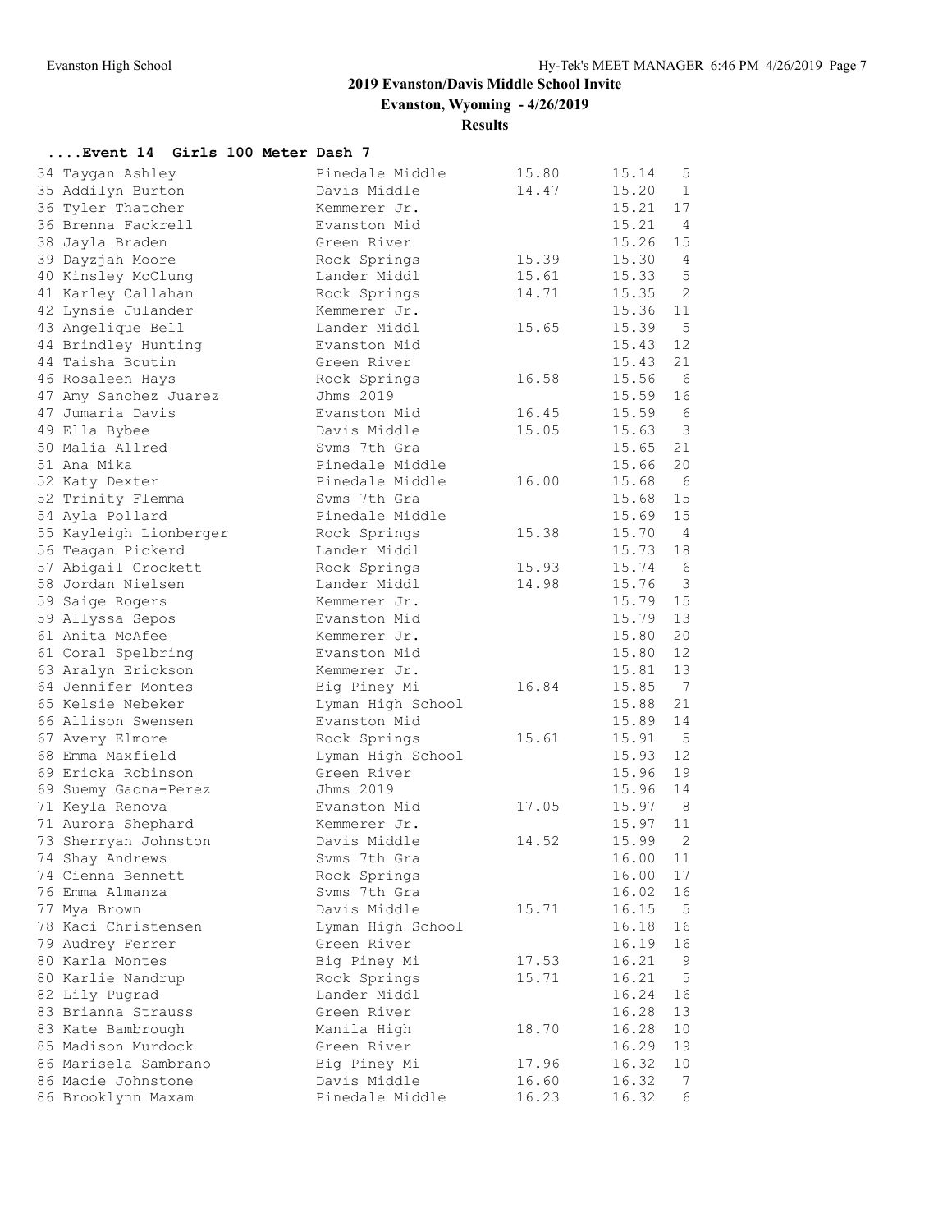## 2019 Evanston/Davis Middle School Invite

**Evanston, Wyoming - 4/26/2019**

**Results**

### ....Event 14 Girls 100 Meter Dash 7

| Place | Name | School | Seed | Finals | H# |
|---|---|---|---|---|---|
| 34 | Taygan Ashley | Pinedale Middle | 15.80 | 15.14 | 5 |
| 35 | Addilyn Burton | Davis Middle | 14.47 | 15.20 | 1 |
| 36 | Tyler Thatcher | Kemmerer Jr. | | 15.21 | 17 |
| 36 | Brenna Fackrell | Evanston Mid | | 15.21 | 4 |
| 38 | Jayla Braden | Green River | | 15.26 | 15 |
| 39 | Dayzjah Moore | Rock Springs | 15.39 | 15.30 | 4 |
| 40 | Kinsley McClung | Lander Middl | 15.61 | 15.33 | 5 |
| 41 | Karley Callahan | Rock Springs | 14.71 | 15.35 | 2 |
| 42 | Lynsie Julander | Kemmerer Jr. | | 15.36 | 11 |
| 43 | Angelique Bell | Lander Middl | 15.65 | 15.39 | 5 |
| 44 | Brindley Hunting | Evanston Mid | | 15.43 | 12 |
| 44 | Taisha Boutin | Green River | | 15.43 | 21 |
| 46 | Rosaleen Hays | Rock Springs | 16.58 | 15.56 | 6 |
| 47 | Amy Sanchez Juarez | Jhms 2019 | | 15.59 | 16 |
| 47 | Jumaria Davis | Evanston Mid | 16.45 | 15.59 | 6 |
| 49 | Ella Bybee | Davis Middle | 15.05 | 15.63 | 3 |
| 50 | Malia Allred | Svms 7th Gra | | 15.65 | 21 |
| 51 | Ana Mika | Pinedale Middle | | 15.66 | 20 |
| 52 | Katy Dexter | Pinedale Middle | 16.00 | 15.68 | 6 |
| 52 | Trinity Flemma | Svms 7th Gra | | 15.68 | 15 |
| 54 | Ayla Pollard | Pinedale Middle | | 15.69 | 15 |
| 55 | Kayleigh Lionberger | Rock Springs | 15.38 | 15.70 | 4 |
| 56 | Teagan Pickerd | Lander Middl | | 15.73 | 18 |
| 57 | Abigail Crockett | Rock Springs | 15.93 | 15.74 | 6 |
| 58 | Jordan Nielsen | Lander Middl | 14.98 | 15.76 | 3 |
| 59 | Saige Rogers | Kemmerer Jr. | | 15.79 | 15 |
| 59 | Allyssa Sepos | Evanston Mid | | 15.79 | 13 |
| 61 | Anita McAfee | Kemmerer Jr. | | 15.80 | 20 |
| 61 | Coral Spelbring | Evanston Mid | | 15.80 | 12 |
| 63 | Aralyn Erickson | Kemmerer Jr. | | 15.81 | 13 |
| 64 | Jennifer Montes | Big Piney Mi | 16.84 | 15.85 | 7 |
| 65 | Kelsie Nebeker | Lyman High School | | 15.88 | 21 |
| 66 | Allison Swensen | Evanston Mid | | 15.89 | 14 |
| 67 | Avery Elmore | Rock Springs | 15.61 | 15.91 | 5 |
| 68 | Emma Maxfield | Lyman High School | | 15.93 | 12 |
| 69 | Ericka Robinson | Green River | | 15.96 | 19 |
| 69 | Suemy Gaona-Perez | Jhms 2019 | | 15.96 | 14 |
| 71 | Keyla Renova | Evanston Mid | 17.05 | 15.97 | 8 |
| 71 | Aurora Shephard | Kemmerer Jr. | | 15.97 | 11 |
| 73 | Sherryan Johnston | Davis Middle | 14.52 | 15.99 | 2 |
| 74 | Shay Andrews | Svms 7th Gra | | 16.00 | 11 |
| 74 | Cienna Bennett | Rock Springs | | 16.00 | 17 |
| 76 | Emma Almanza | Svms 7th Gra | | 16.02 | 16 |
| 77 | Mya Brown | Davis Middle | 15.71 | 16.15 | 5 |
| 78 | Kaci Christensen | Lyman High School | | 16.18 | 16 |
| 79 | Audrey Ferrer | Green River | | 16.19 | 16 |
| 80 | Karla Montes | Big Piney Mi | 17.53 | 16.21 | 9 |
| 80 | Karlie Nandrup | Rock Springs | 15.71 | 16.21 | 5 |
| 82 | Lily Pugrad | Lander Middl | | 16.24 | 16 |
| 83 | Brianna Strauss | Green River | | 16.28 | 13 |
| 83 | Kate Bambrough | Manila High | 18.70 | 16.28 | 10 |
| 85 | Madison Murdock | Green River | | 16.29 | 19 |
| 86 | Marisela Sambrano | Big Piney Mi | 17.96 | 16.32 | 10 |
| 86 | Macie Johnstone | Davis Middle | 16.60 | 16.32 | 7 |
| 86 | Brooklynn Maxam | Pinedale Middle | 16.23 | 16.32 | 6 |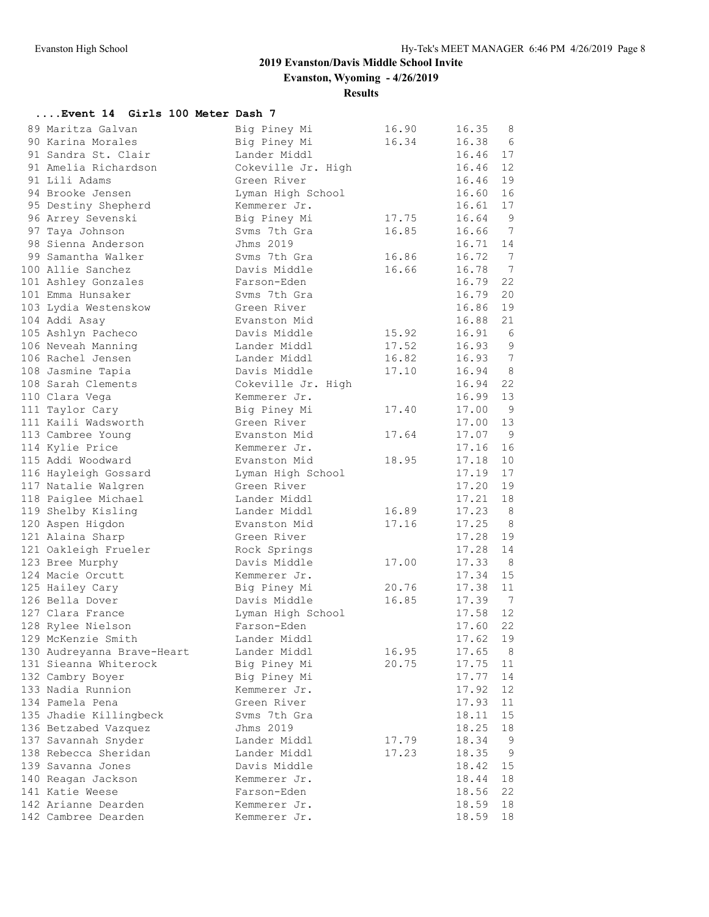## 2019 Evanston/Davis Middle School Invite

**Evanston, Wyoming - 4/26/2019**

**Results**

### ....Event 14 Girls 100 Meter Dash 7

| Place | Name | School | Seed | Finals | Heat |
|---|---|---|---|---|---|
| 89 | Maritza Galvan | Big Piney Mi | 16.90 | 16.35 | 8 |
| 90 | Karina Morales | Big Piney Mi | 16.34 | 16.38 | 6 |
| 91 | Sandra St. Clair | Lander Middl | | 16.46 | 17 |
| 91 | Amelia Richardson | Cokeville Jr. High | | 16.46 | 12 |
| 91 | Lili Adams | Green River | | 16.46 | 19 |
| 94 | Brooke Jensen | Lyman High School | | 16.60 | 16 |
| 95 | Destiny Shepherd | Kemmerer Jr. | | 16.61 | 17 |
| 96 | Arrey Sevenski | Big Piney Mi | 17.75 | 16.64 | 9 |
| 97 | Taya Johnson | Svms 7th Gra | 16.85 | 16.66 | 7 |
| 98 | Sienna Anderson | Jhms 2019 | | 16.71 | 14 |
| 99 | Samantha Walker | Svms 7th Gra | 16.86 | 16.72 | 7 |
| 100 | Allie Sanchez | Davis Middle | 16.66 | 16.78 | 7 |
| 101 | Ashley Gonzales | Farson-Eden | | 16.79 | 22 |
| 101 | Emma Hunsaker | Svms 7th Gra | | 16.79 | 20 |
| 103 | Lydia Westenskow | Green River | | 16.86 | 19 |
| 104 | Addi Asay | Evanston Mid | | 16.88 | 21 |
| 105 | Ashlyn Pacheco | Davis Middle | 15.92 | 16.91 | 6 |
| 106 | Neveah Manning | Lander Middl | 17.52 | 16.93 | 9 |
| 106 | Rachel Jensen | Lander Middl | 16.82 | 16.93 | 7 |
| 108 | Jasmine Tapia | Davis Middle | 17.10 | 16.94 | 8 |
| 108 | Sarah Clements | Cokeville Jr. High | | 16.94 | 22 |
| 110 | Clara Vega | Kemmerer Jr. | | 16.99 | 13 |
| 111 | Taylor Cary | Big Piney Mi | 17.40 | 17.00 | 9 |
| 111 | Kaili Wadsworth | Green River | | 17.00 | 13 |
| 113 | Cambree Young | Evanston Mid | 17.64 | 17.07 | 9 |
| 114 | Kylie Price | Kemmerer Jr. | | 17.16 | 16 |
| 115 | Addi Woodward | Evanston Mid | 18.95 | 17.18 | 10 |
| 116 | Hayleigh Gossard | Lyman High School | | 17.19 | 17 |
| 117 | Natalie Walgren | Green River | | 17.20 | 19 |
| 118 | Paiglee Michael | Lander Middl | | 17.21 | 18 |
| 119 | Shelby Kisling | Lander Middl | 16.89 | 17.23 | 8 |
| 120 | Aspen Higdon | Evanston Mid | 17.16 | 17.25 | 8 |
| 121 | Alaina Sharp | Green River | | 17.28 | 19 |
| 121 | Oakleigh Frueler | Rock Springs | | 17.28 | 14 |
| 123 | Bree Murphy | Davis Middle | 17.00 | 17.33 | 8 |
| 124 | Macie Orcutt | Kemmerer Jr. | | 17.34 | 15 |
| 125 | Hailey Cary | Big Piney Mi | 20.76 | 17.38 | 11 |
| 126 | Bella Dover | Davis Middle | 16.85 | 17.39 | 7 |
| 127 | Clara France | Lyman High School | | 17.58 | 12 |
| 128 | Rylee Nielson | Farson-Eden | | 17.60 | 22 |
| 129 | McKenzie Smith | Lander Middl | | 17.62 | 19 |
| 130 | Audreyanna Brave-Heart | Lander Middl | 16.95 | 17.65 | 8 |
| 131 | Sieanna Whiterock | Big Piney Mi | 20.75 | 17.75 | 11 |
| 132 | Cambry Boyer | Big Piney Mi | | 17.77 | 14 |
| 133 | Nadia Runnion | Kemmerer Jr. | | 17.92 | 12 |
| 134 | Pamela Pena | Green River | | 17.93 | 11 |
| 135 | Jhadie Killingbeck | Svms 7th Gra | | 18.11 | 15 |
| 136 | Betzabed Vazquez | Jhms 2019 | | 18.25 | 18 |
| 137 | Savannah Snyder | Lander Middl | 17.79 | 18.34 | 9 |
| 138 | Rebecca Sheridan | Lander Middl | 17.23 | 18.35 | 9 |
| 139 | Savanna Jones | Davis Middle | | 18.42 | 15 |
| 140 | Reagan Jackson | Kemmerer Jr. | | 18.44 | 18 |
| 141 | Katie Weese | Farson-Eden | | 18.56 | 22 |
| 142 | Arianne Dearden | Kemmerer Jr. | | 18.59 | 18 |
| 142 | Cambree Dearden | Kemmerer Jr. | | 18.59 | 18 |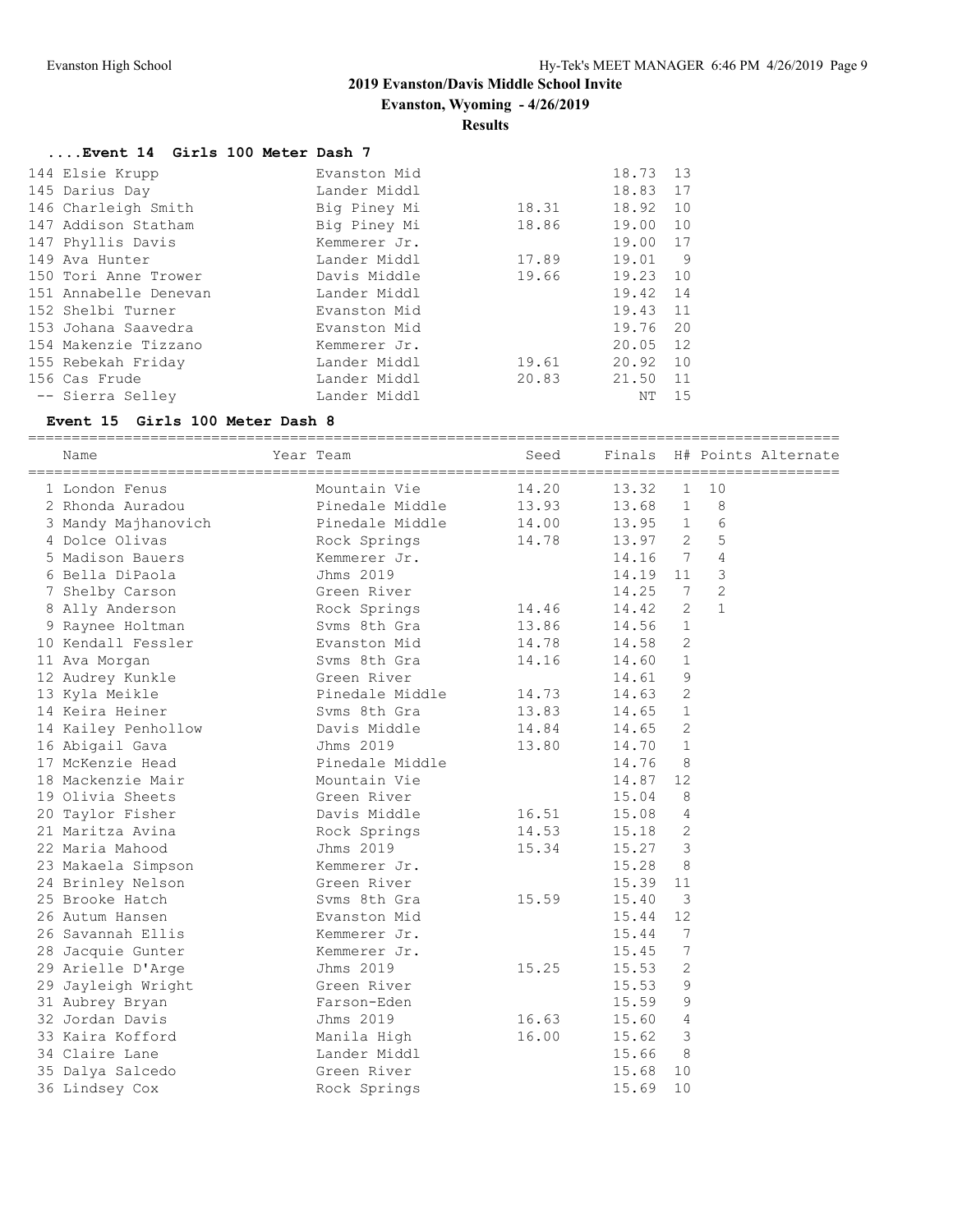## 2019 Evanston/Davis Middle School Invite

**Evanston, Wyoming - 4/26/2019**

**Results**

### ....Event 14 Girls 100 Meter Dash 7

| Place | Name | Year | Team | Seed | Finals | H# | Points | Alternate |
|---|---|---|---|---|---|---|---|---|
| 144 | Elsie Krupp | | Evanston Mid | | 18.73 | 13 | | |
| 145 | Darius Day | | Lander Middl | | 18.83 | 17 | | |
| 146 | Charleigh Smith | | Big Piney Mi | 18.31 | 18.92 | 10 | | |
| 147 | Addison Statham | | Big Piney Mi | 18.86 | 19.00 | 10 | | |
| 147 | Phyllis Davis | | Kemmerer Jr. | | 19.00 | 17 | | |
| 149 | Ava Hunter | | Lander Middl | 17.89 | 19.01 | 9 | | |
| 150 | Tori Anne Trower | | Davis Middle | 19.66 | 19.23 | 10 | | |
| 151 | Annabelle Denevan | | Lander Middl | | 19.42 | 14 | | |
| 152 | Shelbi Turner | | Evanston Mid | | 19.43 | 11 | | |
| 153 | Johana Saavedra | | Evanston Mid | | 19.76 | 20 | | |
| 154 | Makenzie Tizzano | | Kemmerer Jr. | | 20.05 | 12 | | |
| 155 | Rebekah Friday | | Lander Middl | 19.61 | 20.92 | 10 | | |
| 156 | Cas Frude | | Lander Middl | 20.83 | 21.50 | 11 | | |
| -- | Sierra Selley | | Lander Middl | | NT | 15 | | |

### Event 15 Girls 100 Meter Dash 8

| Place | Name | Year | Team | Seed | Finals | H# | Points | Alternate |
|---|---|---|---|---|---|---|---|---|
| 1 | London Fenus | | Mountain Vie | 14.20 | 13.32 | 1 | 10 | |
| 2 | Rhonda Auradou | | Pinedale Middle | 13.93 | 13.68 | 1 | 8 | |
| 3 | Mandy Majhanovich | | Pinedale Middle | 14.00 | 13.95 | 1 | 6 | |
| 4 | Dolce Olivas | | Rock Springs | 14.78 | 13.97 | 2 | 5 | |
| 5 | Madison Bauers | | Kemmerer Jr. | | 14.16 | 7 | 4 | |
| 6 | Bella DiPaola | | Jhms 2019 | | 14.19 | 11 | 3 | |
| 7 | Shelby Carson | | Green River | | 14.25 | 7 | 2 | |
| 8 | Ally Anderson | | Rock Springs | 14.46 | 14.42 | 2 | 1 | |
| 9 | Raynee Holtman | | Svms 8th Gra | 13.86 | 14.56 | 1 | | |
| 10 | Kendall Fessler | | Evanston Mid | 14.78 | 14.58 | 2 | | |
| 11 | Ava Morgan | | Svms 8th Gra | 14.16 | 14.60 | 1 | | |
| 12 | Audrey Kunkle | | Green River | | 14.61 | 9 | | |
| 13 | Kyla Meikle | | Pinedale Middle | 14.73 | 14.63 | 2 | | |
| 14 | Keira Heiner | | Svms 8th Gra | 13.83 | 14.65 | 1 | | |
| 14 | Kailey Penhollow | | Davis Middle | 14.84 | 14.65 | 2 | | |
| 16 | Abigail Gava | | Jhms 2019 | 13.80 | 14.70 | 1 | | |
| 17 | McKenzie Head | | Pinedale Middle | | 14.76 | 8 | | |
| 18 | Mackenzie Mair | | Mountain Vie | | 14.87 | 12 | | |
| 19 | Olivia Sheets | | Green River | | 15.04 | 8 | | |
| 20 | Taylor Fisher | | Davis Middle | 16.51 | 15.08 | 4 | | |
| 21 | Maritza Avina | | Rock Springs | 14.53 | 15.18 | 2 | | |
| 22 | Maria Mahood | | Jhms 2019 | 15.34 | 15.27 | 3 | | |
| 23 | Makaela Simpson | | Kemmerer Jr. | | 15.28 | 8 | | |
| 24 | Brinley Nelson | | Green River | | 15.39 | 11 | | |
| 25 | Brooke Hatch | | Svms 8th Gra | 15.59 | 15.40 | 3 | | |
| 26 | Autum Hansen | | Evanston Mid | | 15.44 | 12 | | |
| 26 | Savannah Ellis | | Kemmerer Jr. | | 15.44 | 7 | | |
| 28 | Jacquie Gunter | | Kemmerer Jr. | | 15.45 | 7 | | |
| 29 | Arielle D'Arge | | Jhms 2019 | 15.25 | 15.53 | 2 | | |
| 29 | Jayleigh Wright | | Green River | | 15.53 | 9 | | |
| 31 | Aubrey Bryan | | Farson-Eden | | 15.59 | 9 | | |
| 32 | Jordan Davis | | Jhms 2019 | 16.63 | 15.60 | 4 | | |
| 33 | Kaira Kofford | | Manila High | 16.00 | 15.62 | 3 | | |
| 34 | Claire Lane | | Lander Middl | | 15.66 | 8 | | |
| 35 | Dalya Salcedo | | Green River | | 15.68 | 10 | | |
| 36 | Lindsey Cox | | Rock Springs | | 15.69 | 10 | | |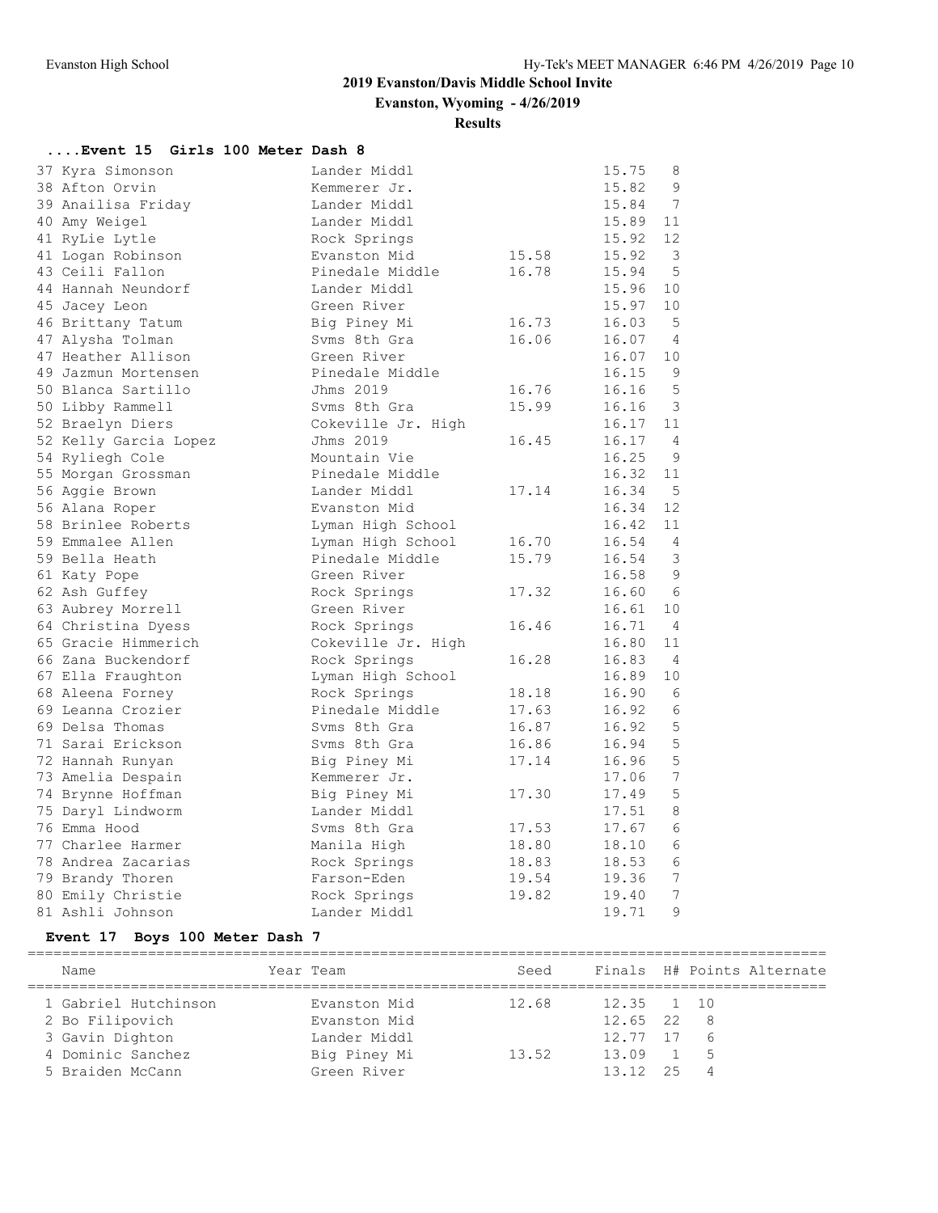## 2019 Evanston/Davis Middle School Invite

**Evanston, Wyoming - 4/26/2019**

**Results**

### ....Event 15 Girls 100 Meter Dash 8

| Place | Name | Year | Team | Seed | Finals | H# |
|---|---|---|---|---|---|---|
| 37 | Kyra Simonson | | Lander Middl | | 15.75 | 8 |
| 38 | Afton Orvin | | Kemmerer Jr. | | 15.82 | 9 |
| 39 | Anailisa Friday | | Lander Middl | | 15.84 | 7 |
| 40 | Amy Weigel | | Lander Middl | | 15.89 | 11 |
| 41 | RyLie Lytle | | Rock Springs | | 15.92 | 12 |
| 41 | Logan Robinson | | Evanston Mid | 15.58 | 15.92 | 3 |
| 43 | Ceili Fallon | | Pinedale Middle | 16.78 | 15.94 | 5 |
| 44 | Hannah Neundorf | | Lander Middl | | 15.96 | 10 |
| 45 | Jacey Leon | | Green River | | 15.97 | 10 |
| 46 | Brittany Tatum | | Big Piney Mi | 16.73 | 16.03 | 5 |
| 47 | Alysha Tolman | | Svms 8th Gra | 16.06 | 16.07 | 4 |
| 47 | Heather Allison | | Green River | | 16.07 | 10 |
| 49 | Jazmun Mortensen | | Pinedale Middle | | 16.15 | 9 |
| 50 | Blanca Sartillo | | Jhms 2019 | 16.76 | 16.16 | 5 |
| 50 | Libby Rammell | | Svms 8th Gra | 15.99 | 16.16 | 3 |
| 52 | Braelyn Diers | | Cokeville Jr. High | | 16.17 | 11 |
| 52 | Kelly Garcia Lopez | | Jhms 2019 | 16.45 | 16.17 | 4 |
| 54 | Ryliegh Cole | | Mountain Vie | | 16.25 | 9 |
| 55 | Morgan Grossman | | Pinedale Middle | | 16.32 | 11 |
| 56 | Aggie Brown | | Lander Middl | 17.14 | 16.34 | 5 |
| 56 | Alana Roper | | Evanston Mid | | 16.34 | 12 |
| 58 | Brinlee Roberts | | Lyman High School | | 16.42 | 11 |
| 59 | Emmalee Allen | | Lyman High School | 16.70 | 16.54 | 4 |
| 59 | Bella Heath | | Pinedale Middle | 15.79 | 16.54 | 3 |
| 61 | Katy Pope | | Green River | | 16.58 | 9 |
| 62 | Ash Guffey | | Rock Springs | 17.32 | 16.60 | 6 |
| 63 | Aubrey Morrell | | Green River | | 16.61 | 10 |
| 64 | Christina Dyess | | Rock Springs | 16.46 | 16.71 | 4 |
| 65 | Gracie Himmerich | | Cokeville Jr. High | | 16.80 | 11 |
| 66 | Zana Buckendorf | | Rock Springs | 16.28 | 16.83 | 4 |
| 67 | Ella Fraughton | | Lyman High School | | 16.89 | 10 |
| 68 | Aleena Forney | | Rock Springs | 18.18 | 16.90 | 6 |
| 69 | Leanna Crozier | | Pinedale Middle | 17.63 | 16.92 | 6 |
| 69 | Delsa Thomas | | Svms 8th Gra | 16.87 | 16.92 | 5 |
| 71 | Sarai Erickson | | Svms 8th Gra | 16.86 | 16.94 | 5 |
| 72 | Hannah Runyan | | Big Piney Mi | 17.14 | 16.96 | 5 |
| 73 | Amelia Despain | | Kemmerer Jr. | | 17.06 | 7 |
| 74 | Brynne Hoffman | | Big Piney Mi | 17.30 | 17.49 | 5 |
| 75 | Daryl Lindworm | | Lander Middl | | 17.51 | 8 |
| 76 | Emma Hood | | Svms 8th Gra | 17.53 | 17.67 | 6 |
| 77 | Charlee Harmer | | Manila High | 18.80 | 18.10 | 6 |
| 78 | Andrea Zacarias | | Rock Springs | 18.83 | 18.53 | 6 |
| 79 | Brandy Thoren | | Farson-Eden | 19.54 | 19.36 | 7 |
| 80 | Emily Christie | | Rock Springs | 19.82 | 19.40 | 7 |
| 81 | Ashli Johnson | | Lander Middl | | 19.71 | 9 |

### Event 17 Boys 100 Meter Dash 7

| Place | Name | Year | Team | Seed | Finals | H# | Points | Alternate |
|---|---|---|---|---|---|---|---|---|
| 1 | Gabriel Hutchinson | | Evanston Mid | 12.68 | 12.35 | 1 | 10 | |
| 2 | Bo Filipovich | | Evanston Mid | | 12.65 | 22 | 8 | |
| 3 | Gavin Dighton | | Lander Middl | | 12.77 | 17 | 6 | |
| 4 | Dominic Sanchez | | Big Piney Mi | 13.52 | 13.09 | 1 | 5 | |
| 5 | Braiden McCann | | Green River | | 13.12 | 25 | 4 | |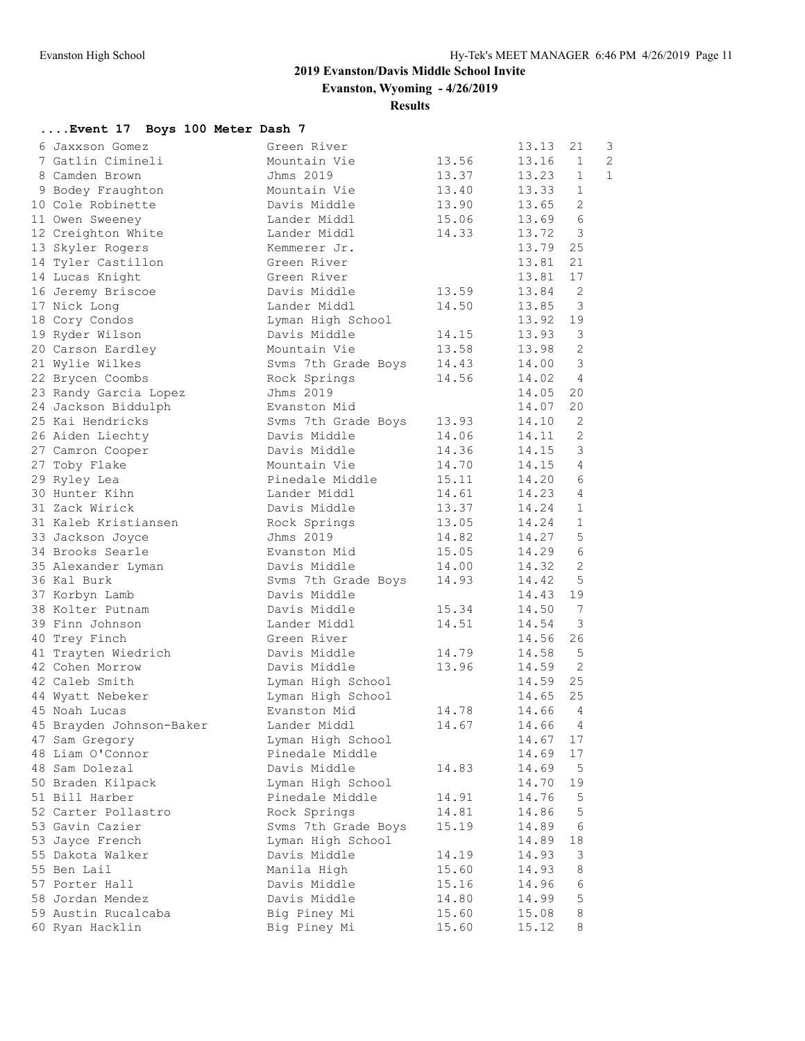## 2019 Evanston/Davis Middle School Invite

**Evanston, Wyoming - 4/26/2019**

**Results**

### ....Event 17 Boys 100 Meter Dash 7

| Place | Name | School | Seed | Finals | H# | Points |
|---|---|---|---|---|---|---|
| 6 | Jaxxson Gomez | Green River | | 13.13 | 21 | 3 |
| 7 | Gatlin Cimineli | Mountain Vie | 13.56 | 13.16 | 1 | 2 |
| 8 | Camden Brown | Jhms 2019 | 13.37 | 13.23 | 1 | 1 |
| 9 | Bodey Fraughton | Mountain Vie | 13.40 | 13.33 | 1 | |
| 10 | Cole Robinette | Davis Middle | 13.90 | 13.65 | 2 | |
| 11 | Owen Sweeney | Lander Middl | 15.06 | 13.69 | 6 | |
| 12 | Creighton White | Lander Middl | 14.33 | 13.72 | 3 | |
| 13 | Skyler Rogers | Kemmerer Jr. | | 13.79 | 25 | |
| 14 | Tyler Castillon | Green River | | 13.81 | 21 | |
| 14 | Lucas Knight | Green River | | 13.81 | 17 | |
| 16 | Jeremy Briscoe | Davis Middle | 13.59 | 13.84 | 2 | |
| 17 | Nick Long | Lander Middl | 14.50 | 13.85 | 3 | |
| 18 | Cory Condos | Lyman High School | | 13.92 | 19 | |
| 19 | Ryder Wilson | Davis Middle | 14.15 | 13.93 | 3 | |
| 20 | Carson Eardley | Mountain Vie | 13.58 | 13.98 | 2 | |
| 21 | Wylie Wilkes | Svms 7th Grade Boys | 14.43 | 14.00 | 3 | |
| 22 | Brycen Coombs | Rock Springs | 14.56 | 14.02 | 4 | |
| 23 | Randy Garcia Lopez | Jhms 2019 | | 14.05 | 20 | |
| 24 | Jackson Biddulph | Evanston Mid | | 14.07 | 20 | |
| 25 | Kai Hendricks | Svms 7th Grade Boys | 13.93 | 14.10 | 2 | |
| 26 | Aiden Liechty | Davis Middle | 14.06 | 14.11 | 2 | |
| 27 | Camron Cooper | Davis Middle | 14.36 | 14.15 | 3 | |
| 27 | Toby Flake | Mountain Vie | 14.70 | 14.15 | 4 | |
| 29 | Ryley Lea | Pinedale Middle | 15.11 | 14.20 | 6 | |
| 30 | Hunter Kihn | Lander Middl | 14.61 | 14.23 | 4 | |
| 31 | Zack Wirick | Davis Middle | 13.37 | 14.24 | 1 | |
| 31 | Kaleb Kristiansen | Rock Springs | 13.05 | 14.24 | 1 | |
| 33 | Jackson Joyce | Jhms 2019 | 14.82 | 14.27 | 5 | |
| 34 | Brooks Searle | Evanston Mid | 15.05 | 14.29 | 6 | |
| 35 | Alexander Lyman | Davis Middle | 14.00 | 14.32 | 2 | |
| 36 | Kal Burk | Svms 7th Grade Boys | 14.93 | 14.42 | 5 | |
| 37 | Korbyn Lamb | Davis Middle | | 14.43 | 19 | |
| 38 | Kolter Putnam | Davis Middle | 15.34 | 14.50 | 7 | |
| 39 | Finn Johnson | Lander Middl | 14.51 | 14.54 | 3 | |
| 40 | Trey Finch | Green River | | 14.56 | 26 | |
| 41 | Trayten Wiedrich | Davis Middle | 14.79 | 14.58 | 5 | |
| 42 | Cohen Morrow | Davis Middle | 13.96 | 14.59 | 2 | |
| 42 | Caleb Smith | Lyman High School | | 14.59 | 25 | |
| 44 | Wyatt Nebeker | Lyman High School | | 14.65 | 25 | |
| 45 | Noah Lucas | Evanston Mid | 14.78 | 14.66 | 4 | |
| 45 | Brayden Johnson-Baker | Lander Middl | 14.67 | 14.66 | 4 | |
| 47 | Sam Gregory | Lyman High School | | 14.67 | 17 | |
| 48 | Liam O'Connor | Pinedale Middle | | 14.69 | 17 | |
| 48 | Sam Dolezal | Davis Middle | 14.83 | 14.69 | 5 | |
| 50 | Braden Kilpack | Lyman High School | | 14.70 | 19 | |
| 51 | Bill Harber | Pinedale Middle | 14.91 | 14.76 | 5 | |
| 52 | Carter Pollastro | Rock Springs | 14.81 | 14.86 | 5 | |
| 53 | Gavin Cazier | Svms 7th Grade Boys | 15.19 | 14.89 | 6 | |
| 53 | Jayce French | Lyman High School | | 14.89 | 18 | |
| 55 | Dakota Walker | Davis Middle | 14.19 | 14.93 | 3 | |
| 55 | Ben Lail | Manila High | 15.60 | 14.93 | 8 | |
| 57 | Porter Hall | Davis Middle | 15.16 | 14.96 | 6 | |
| 58 | Jordan Mendez | Davis Middle | 14.80 | 14.99 | 5 | |
| 59 | Austin Rucalcaba | Big Piney Mi | 15.60 | 15.08 | 8 | |
| 60 | Ryan Hacklin | Big Piney Mi | 15.60 | 15.12 | 8 | |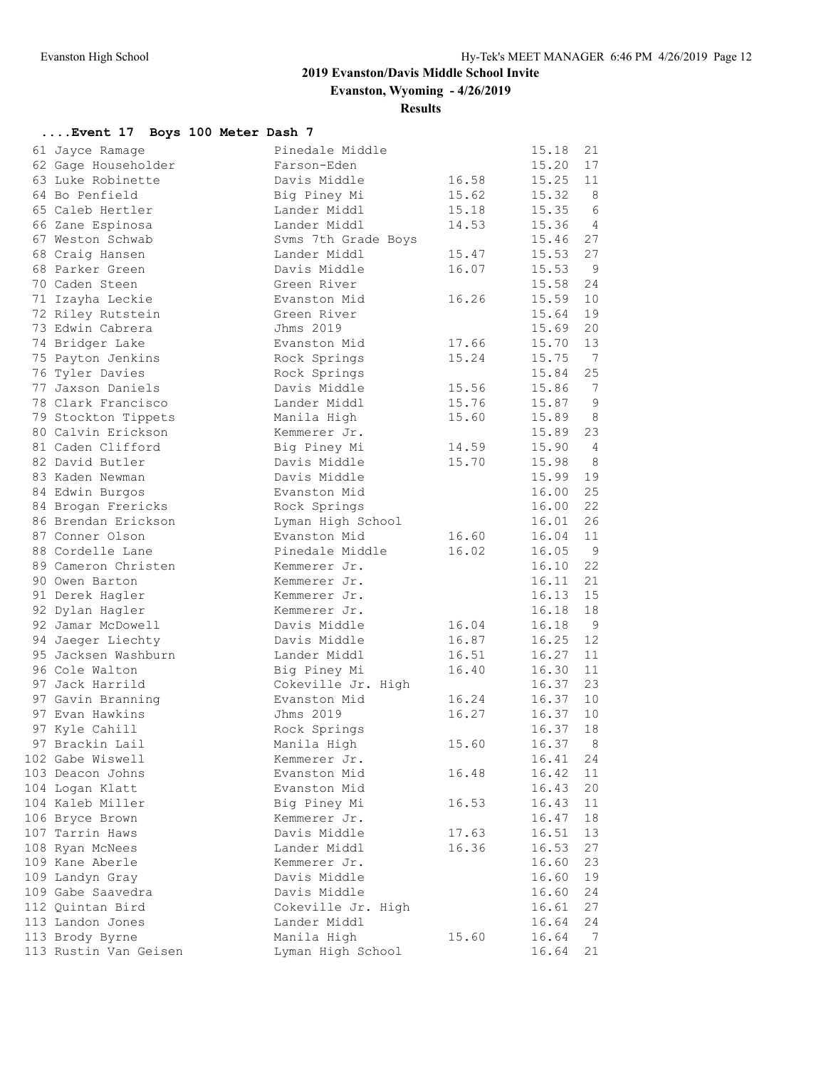## 2019 Evanston/Davis Middle School Invite

**Evanston, Wyoming - 4/26/2019**

**Results**

### ....Event 17 Boys 100 Meter Dash 7

| Place | Name | School | Seed | Finals | H# |
|---|---|---|---|---|---|
| 61 | Jayce Ramage | Pinedale Middle | | 15.18 | 21 |
| 62 | Gage Householder | Farson-Eden | | 15.20 | 17 |
| 63 | Luke Robinette | Davis Middle | 16.58 | 15.25 | 11 |
| 64 | Bo Penfield | Big Piney Mi | 15.62 | 15.32 | 8 |
| 65 | Caleb Hertler | Lander Middl | 15.18 | 15.35 | 6 |
| 66 | Zane Espinosa | Lander Middl | 14.53 | 15.36 | 4 |
| 67 | Weston Schwab | Svms 7th Grade Boys | | 15.46 | 27 |
| 68 | Craig Hansen | Lander Middl | 15.47 | 15.53 | 27 |
| 68 | Parker Green | Davis Middle | 16.07 | 15.53 | 9 |
| 70 | Caden Steen | Green River | | 15.58 | 24 |
| 71 | Izayha Leckie | Evanston Mid | 16.26 | 15.59 | 10 |
| 72 | Riley Rutstein | Green River | | 15.64 | 19 |
| 73 | Edwin Cabrera | Jhms 2019 | | 15.69 | 20 |
| 74 | Bridger Lake | Evanston Mid | 17.66 | 15.70 | 13 |
| 75 | Payton Jenkins | Rock Springs | 15.24 | 15.75 | 7 |
| 76 | Tyler Davies | Rock Springs | | 15.84 | 25 |
| 77 | Jaxson Daniels | Davis Middle | 15.56 | 15.86 | 7 |
| 78 | Clark Francisco | Lander Middl | 15.76 | 15.87 | 9 |
| 79 | Stockton Tippets | Manila High | 15.60 | 15.89 | 8 |
| 80 | Calvin Erickson | Kemmerer Jr. | | 15.89 | 23 |
| 81 | Caden Clifford | Big Piney Mi | 14.59 | 15.90 | 4 |
| 82 | David Butler | Davis Middle | 15.70 | 15.98 | 8 |
| 83 | Kaden Newman | Davis Middle | | 15.99 | 19 |
| 84 | Edwin Burgos | Evanston Mid | | 16.00 | 25 |
| 84 | Brogan Frericks | Rock Springs | | 16.00 | 22 |
| 86 | Brendan Erickson | Lyman High School | | 16.01 | 26 |
| 87 | Conner Olson | Evanston Mid | 16.60 | 16.04 | 11 |
| 88 | Cordelle Lane | Pinedale Middle | 16.02 | 16.05 | 9 |
| 89 | Cameron Christen | Kemmerer Jr. | | 16.10 | 22 |
| 90 | Owen Barton | Kemmerer Jr. | | 16.11 | 21 |
| 91 | Derek Hagler | Kemmerer Jr. | | 16.13 | 15 |
| 92 | Dylan Hagler | Kemmerer Jr. | | 16.18 | 18 |
| 92 | Jamar McDowell | Davis Middle | 16.04 | 16.18 | 9 |
| 94 | Jaeger Liechty | Davis Middle | 16.87 | 16.25 | 12 |
| 95 | Jacksen Washburn | Lander Middl | 16.51 | 16.27 | 11 |
| 96 | Cole Walton | Big Piney Mi | 16.40 | 16.30 | 11 |
| 97 | Jack Harrild | Cokeville Jr. High | | 16.37 | 23 |
| 97 | Gavin Branning | Evanston Mid | 16.24 | 16.37 | 10 |
| 97 | Evan Hawkins | Jhms 2019 | 16.27 | 16.37 | 10 |
| 97 | Kyle Cahill | Rock Springs | | 16.37 | 18 |
| 97 | Brackin Lail | Manila High | 15.60 | 16.37 | 8 |
| 102 | Gabe Wiswell | Kemmerer Jr. | | 16.41 | 24 |
| 103 | Deacon Johns | Evanston Mid | 16.48 | 16.42 | 11 |
| 104 | Logan Klatt | Evanston Mid | | 16.43 | 20 |
| 104 | Kaleb Miller | Big Piney Mi | 16.53 | 16.43 | 11 |
| 106 | Bryce Brown | Kemmerer Jr. | | 16.47 | 18 |
| 107 | Tarrin Haws | Davis Middle | 17.63 | 16.51 | 13 |
| 108 | Ryan McNees | Lander Middl | 16.36 | 16.53 | 27 |
| 109 | Kane Aberle | Kemmerer Jr. | | 16.60 | 23 |
| 109 | Landyn Gray | Davis Middle | | 16.60 | 19 |
| 109 | Gabe Saavedra | Davis Middle | | 16.60 | 24 |
| 112 | Quintan Bird | Cokeville Jr. High | | 16.61 | 27 |
| 113 | Landon Jones | Lander Middl | | 16.64 | 24 |
| 113 | Brody Byrne | Manila High | 15.60 | 16.64 | 7 |
| 113 | Rustin Van Geisen | Lyman High School | | 16.64 | 21 |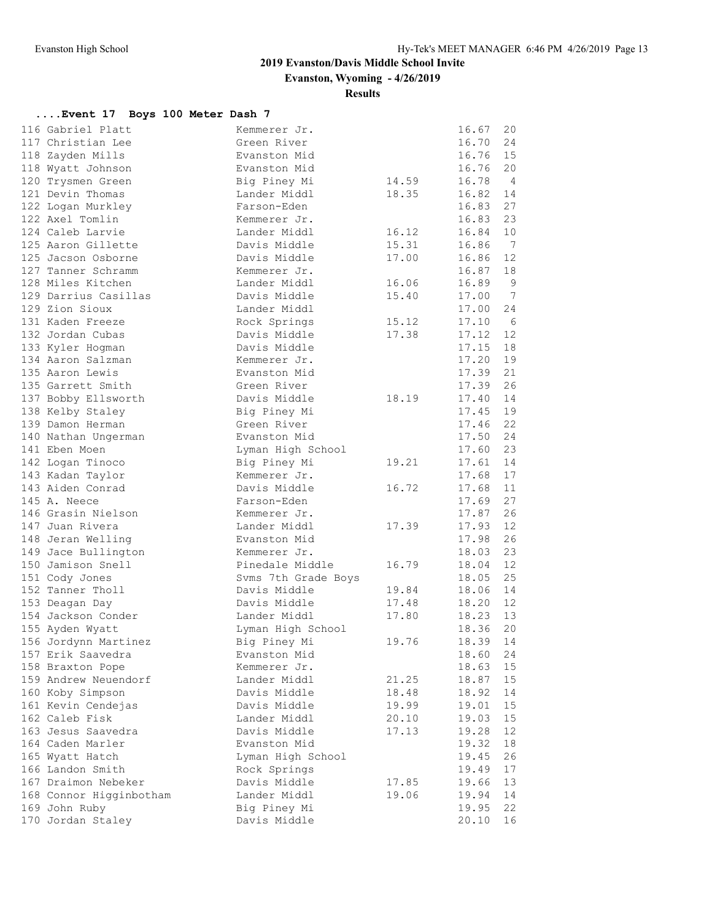# 2019 Evanston/Davis Middle School Invite

**Evanston, Wyoming - 4/26/2019**

**Results**

### ....Event 17 Boys 100 Meter Dash 7

| Place | Name | School | Seed | Finals | H# |
|---|---|---|---|---|---|
| 116 | Gabriel Platt | Kemmerer Jr. | | 16.67 | 20 |
| 117 | Christian Lee | Green River | | 16.70 | 24 |
| 118 | Zayden Mills | Evanston Mid | | 16.76 | 15 |
| 118 | Wyatt Johnson | Evanston Mid | | 16.76 | 20 |
| 120 | Trysmen Green | Big Piney Mi | 14.59 | 16.78 | 4 |
| 121 | Devin Thomas | Lander Middl | 18.35 | 16.82 | 14 |
| 122 | Logan Murkley | Farson-Eden | | 16.83 | 27 |
| 122 | Axel Tomlin | Kemmerer Jr. | | 16.83 | 23 |
| 124 | Caleb Larvie | Lander Middl | 16.12 | 16.84 | 10 |
| 125 | Aaron Gillette | Davis Middle | 15.31 | 16.86 | 7 |
| 125 | Jacson Osborne | Davis Middle | 17.00 | 16.86 | 12 |
| 127 | Tanner Schramm | Kemmerer Jr. | | 16.87 | 18 |
| 128 | Miles Kitchen | Lander Middl | 16.06 | 16.89 | 9 |
| 129 | Darrius Casillas | Davis Middle | 15.40 | 17.00 | 7 |
| 129 | Zion Sioux | Lander Middl | | 17.00 | 24 |
| 131 | Kaden Freeze | Rock Springs | 15.12 | 17.10 | 6 |
| 132 | Jordan Cubas | Davis Middle | 17.38 | 17.12 | 12 |
| 133 | Kyler Hogman | Davis Middle | | 17.15 | 18 |
| 134 | Aaron Salzman | Kemmerer Jr. | | 17.20 | 19 |
| 135 | Aaron Lewis | Evanston Mid | | 17.39 | 21 |
| 135 | Garrett Smith | Green River | | 17.39 | 26 |
| 137 | Bobby Ellsworth | Davis Middle | 18.19 | 17.40 | 14 |
| 138 | Kelby Staley | Big Piney Mi | | 17.45 | 19 |
| 139 | Damon Herman | Green River | | 17.46 | 22 |
| 140 | Nathan Ungerman | Evanston Mid | | 17.50 | 24 |
| 141 | Eben Moen | Lyman High School | | 17.60 | 23 |
| 142 | Logan Tinoco | Big Piney Mi | 19.21 | 17.61 | 14 |
| 143 | Kadan Taylor | Kemmerer Jr. | | 17.68 | 17 |
| 143 | Aiden Conrad | Davis Middle | 16.72 | 17.68 | 11 |
| 145 | A. Neece | Farson-Eden | | 17.69 | 27 |
| 146 | Grasin Nielson | Kemmerer Jr. | | 17.87 | 26 |
| 147 | Juan Rivera | Lander Middl | 17.39 | 17.93 | 12 |
| 148 | Jeran Welling | Evanston Mid | | 17.98 | 26 |
| 149 | Jace Bullington | Kemmerer Jr. | | 18.03 | 23 |
| 150 | Jamison Snell | Pinedale Middle | 16.79 | 18.04 | 12 |
| 151 | Cody Jones | Svms 7th Grade Boys | | 18.05 | 25 |
| 152 | Tanner Tholl | Davis Middle | 19.84 | 18.06 | 14 |
| 153 | Deagan Day | Davis Middle | 17.48 | 18.20 | 12 |
| 154 | Jackson Conder | Lander Middl | 17.80 | 18.23 | 13 |
| 155 | Ayden Wyatt | Lyman High School | | 18.36 | 20 |
| 156 | Jordynn Martinez | Big Piney Mi | 19.76 | 18.39 | 14 |
| 157 | Erik Saavedra | Evanston Mid | | 18.60 | 24 |
| 158 | Braxton Pope | Kemmerer Jr. | | 18.63 | 15 |
| 159 | Andrew Neuendorf | Lander Middl | 21.25 | 18.87 | 15 |
| 160 | Koby Simpson | Davis Middle | 18.48 | 18.92 | 14 |
| 161 | Kevin Cendejas | Davis Middle | 19.99 | 19.01 | 15 |
| 162 | Caleb Fisk | Lander Middl | 20.10 | 19.03 | 15 |
| 163 | Jesus Saavedra | Davis Middle | 17.13 | 19.28 | 12 |
| 164 | Caden Marler | Evanston Mid | | 19.32 | 18 |
| 165 | Wyatt Hatch | Lyman High School | | 19.45 | 26 |
| 166 | Landon Smith | Rock Springs | | 19.49 | 17 |
| 167 | Draimon Nebeker | Davis Middle | 17.85 | 19.66 | 13 |
| 168 | Connor Higginbotham | Lander Middl | 19.06 | 19.94 | 14 |
| 169 | John Ruby | Big Piney Mi | | 19.95 | 22 |
| 170 | Jordan Staley | Davis Middle | | 20.10 | 16 |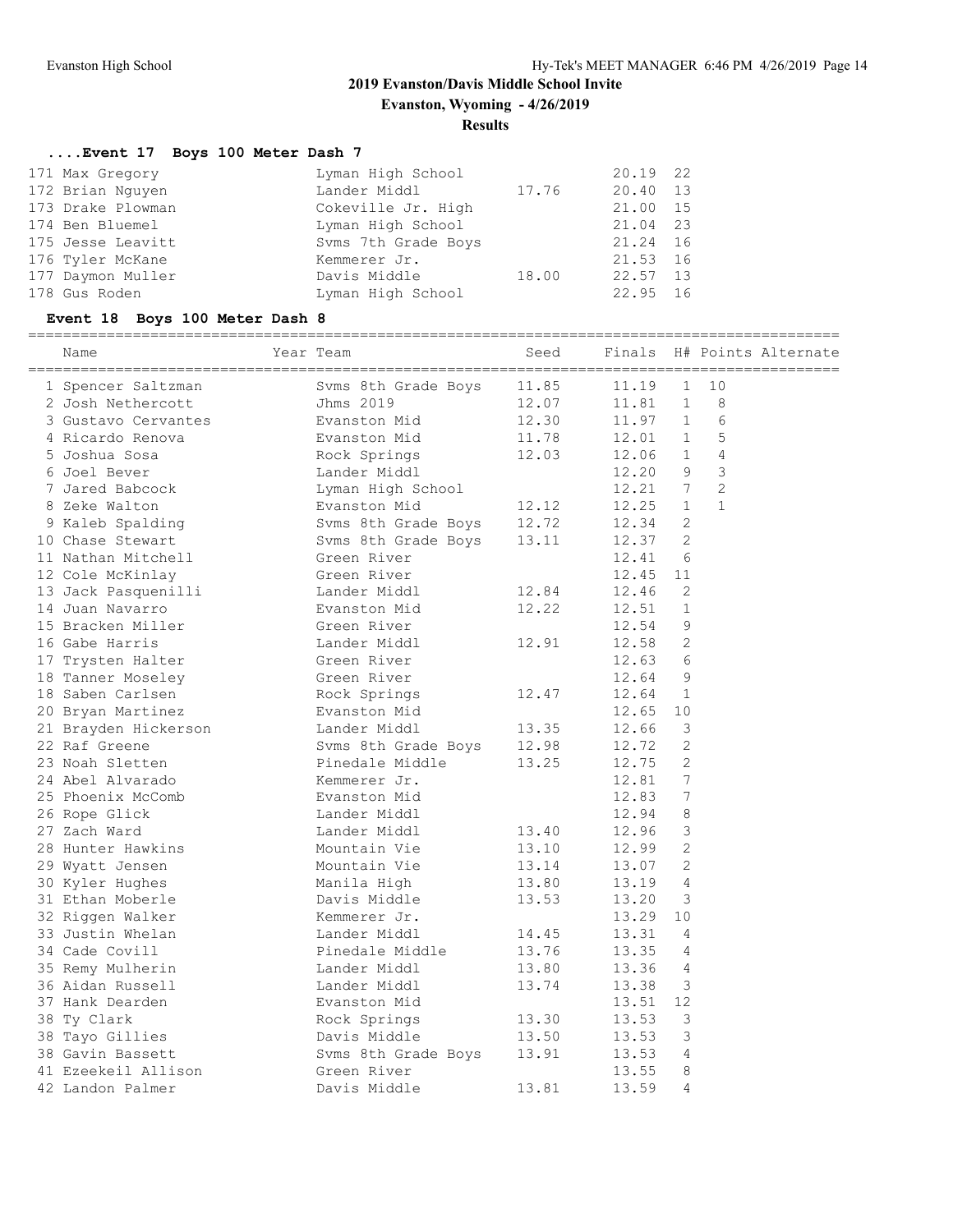# 2019 Evanston/Davis Middle School Invite

**Evanston, Wyoming - 4/26/2019**

**Results**

### ....Event 17 Boys 100 Meter Dash 7

| Place | Name | Year | Team | Seed | Finals | H# |
|---|---|---|---|---|---|---|
| 171 | Max Gregory | | Lyman High School | | 20.19 | 22 |
| 172 | Brian Nguyen | | Lander Middl | 17.76 | 20.40 | 13 |
| 173 | Drake Plowman | | Cokeville Jr. High | | 21.00 | 15 |
| 174 | Ben Bluemel | | Lyman High School | | 21.04 | 23 |
| 175 | Jesse Leavitt | | Svms 7th Grade Boys | | 21.24 | 16 |
| 176 | Tyler McKane | | Kemmerer Jr. | | 21.53 | 16 |
| 177 | Daymon Muller | | Davis Middle | 18.00 | 22.57 | 13 |
| 178 | Gus Roden | | Lyman High School | | 22.95 | 16 |

### Event 18 Boys 100 Meter Dash 8

| Place | Name | Year | Team | Seed | Finals | H# | Points | Alternate |
|---|---|---|---|---|---|---|---|---|
| 1 | Spencer Saltzman | | Svms 8th Grade Boys | 11.85 | 11.19 | 1 | 10 | |
| 2 | Josh Nethercott | | Jhms 2019 | 12.07 | 11.81 | 1 | 8 | |
| 3 | Gustavo Cervantes | | Evanston Mid | 12.30 | 11.97 | 1 | 6 | |
| 4 | Ricardo Renova | | Evanston Mid | 11.78 | 12.01 | 1 | 5 | |
| 5 | Joshua Sosa | | Rock Springs | 12.03 | 12.06 | 1 | 4 | |
| 6 | Joel Bever | | Lander Middl | | 12.20 | 9 | 3 | |
| 7 | Jared Babcock | | Lyman High School | | 12.21 | 7 | 2 | |
| 8 | Zeke Walton | | Evanston Mid | 12.12 | 12.25 | 1 | 1 | |
| 9 | Kaleb Spalding | | Svms 8th Grade Boys | 12.72 | 12.34 | 2 | | |
| 10 | Chase Stewart | | Svms 8th Grade Boys | 13.11 | 12.37 | 2 | | |
| 11 | Nathan Mitchell | | Green River | | 12.41 | 6 | | |
| 12 | Cole McKinlay | | Green River | | 12.45 | 11 | | |
| 13 | Jack Pasquenilli | | Lander Middl | 12.84 | 12.46 | 2 | | |
| 14 | Juan Navarro | | Evanston Mid | 12.22 | 12.51 | 1 | | |
| 15 | Bracken Miller | | Green River | | 12.54 | 9 | | |
| 16 | Gabe Harris | | Lander Middl | 12.91 | 12.58 | 2 | | |
| 17 | Trysten Halter | | Green River | | 12.63 | 6 | | |
| 18 | Tanner Moseley | | Green River | | 12.64 | 9 | | |
| 18 | Saben Carlsen | | Rock Springs | 12.47 | 12.64 | 1 | | |
| 20 | Bryan Martinez | | Evanston Mid | | 12.65 | 10 | | |
| 21 | Brayden Hickerson | | Lander Middl | 13.35 | 12.66 | 3 | | |
| 22 | Raf Greene | | Svms 8th Grade Boys | 12.98 | 12.72 | 2 | | |
| 23 | Noah Sletten | | Pinedale Middle | 13.25 | 12.75 | 2 | | |
| 24 | Abel Alvarado | | Kemmerer Jr. | | 12.81 | 7 | | |
| 25 | Phoenix McComb | | Evanston Mid | | 12.83 | 7 | | |
| 26 | Rope Glick | | Lander Middl | | 12.94 | 8 | | |
| 27 | Zach Ward | | Lander Middl | 13.40 | 12.96 | 3 | | |
| 28 | Hunter Hawkins | | Mountain Vie | 13.10 | 12.99 | 2 | | |
| 29 | Wyatt Jensen | | Mountain Vie | 13.14 | 13.07 | 2 | | |
| 30 | Kyler Hughes | | Manila High | 13.80 | 13.19 | 4 | | |
| 31 | Ethan Moberle | | Davis Middle | 13.53 | 13.20 | 3 | | |
| 32 | Riggen Walker | | Kemmerer Jr. | | 13.29 | 10 | | |
| 33 | Justin Whelan | | Lander Middl | 14.45 | 13.31 | 4 | | |
| 34 | Cade Covill | | Pinedale Middle | 13.76 | 13.35 | 4 | | |
| 35 | Remy Mulherin | | Lander Middl | 13.80 | 13.36 | 4 | | |
| 36 | Aidan Russell | | Lander Middl | 13.74 | 13.38 | 3 | | |
| 37 | Hank Dearden | | Evanston Mid | | 13.51 | 12 | | |
| 38 | Ty Clark | | Rock Springs | 13.30 | 13.53 | 3 | | |
| 38 | Tayo Gillies | | Davis Middle | 13.50 | 13.53 | 3 | | |
| 38 | Gavin Bassett | | Svms 8th Grade Boys | 13.91 | 13.53 | 4 | | |
| 41 | Ezeekeil Allison | | Green River | | 13.55 | 8 | | |
| 42 | Landon Palmer | | Davis Middle | 13.81 | 13.59 | 4 | | |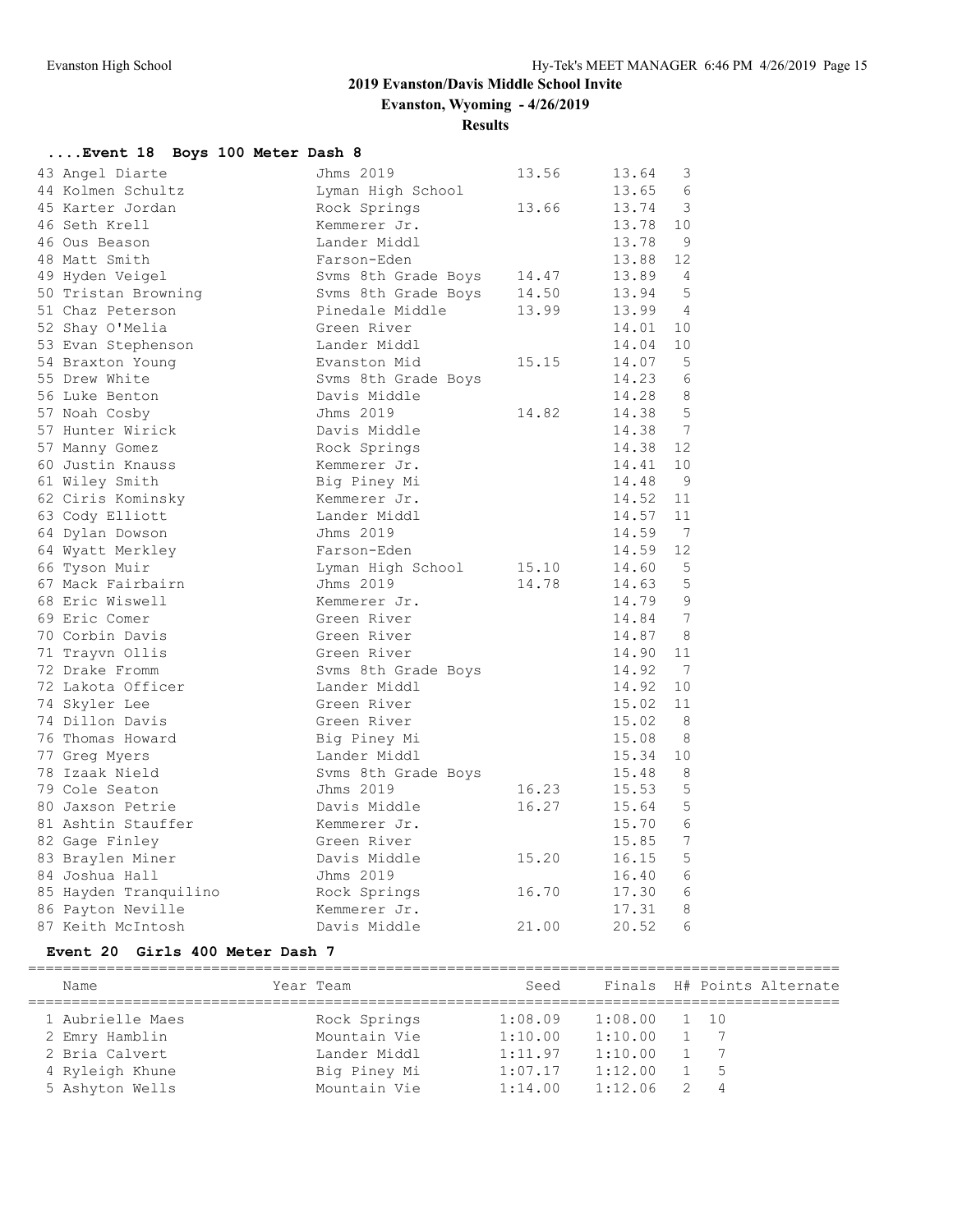## 2019 Evanston/Davis Middle School Invite

**Evanston, Wyoming - 4/26/2019**

**Results**

### ....Event 18 Boys 100 Meter Dash 8

| Place | Name | Team | Seed | Finals | H# |
|---|---|---|---|---|---|
| 43 | Angel Diarte | Jhms 2019 | 13.56 | 13.64 | 3 |
| 44 | Kolmen Schultz | Lyman High School | | 13.65 | 6 |
| 45 | Karter Jordan | Rock Springs | 13.66 | 13.74 | 3 |
| 46 | Seth Krell | Kemmerer Jr. | | 13.78 | 10 |
| 46 | Ous Beason | Lander Middl | | 13.78 | 9 |
| 48 | Matt Smith | Farson-Eden | | 13.88 | 12 |
| 49 | Hyden Veigel | Svms 8th Grade Boys | 14.47 | 13.89 | 4 |
| 50 | Tristan Browning | Svms 8th Grade Boys | 14.50 | 13.94 | 5 |
| 51 | Chaz Peterson | Pinedale Middle | 13.99 | 13.99 | 4 |
| 52 | Shay O'Melia | Green River | | 14.01 | 10 |
| 53 | Evan Stephenson | Lander Middl | | 14.04 | 10 |
| 54 | Braxton Young | Evanston Mid | 15.15 | 14.07 | 5 |
| 55 | Drew White | Svms 8th Grade Boys | | 14.23 | 6 |
| 56 | Luke Benton | Davis Middle | | 14.28 | 8 |
| 57 | Noah Cosby | Jhms 2019 | 14.82 | 14.38 | 5 |
| 57 | Hunter Wirick | Davis Middle | | 14.38 | 7 |
| 57 | Manny Gomez | Rock Springs | | 14.38 | 12 |
| 60 | Justin Knauss | Kemmerer Jr. | | 14.41 | 10 |
| 61 | Wiley Smith | Big Piney Mi | | 14.48 | 9 |
| 62 | Ciris Kominsky | Kemmerer Jr. | | 14.52 | 11 |
| 63 | Cody Elliott | Lander Middl | | 14.57 | 11 |
| 64 | Dylan Dowson | Jhms 2019 | | 14.59 | 7 |
| 64 | Wyatt Merkley | Farson-Eden | | 14.59 | 12 |
| 66 | Tyson Muir | Lyman High School | 15.10 | 14.60 | 5 |
| 67 | Mack Fairbairn | Jhms 2019 | 14.78 | 14.63 | 5 |
| 68 | Eric Wiswell | Kemmerer Jr. | | 14.79 | 9 |
| 69 | Eric Comer | Green River | | 14.84 | 7 |
| 70 | Corbin Davis | Green River | | 14.87 | 8 |
| 71 | Trayvn Ollis | Green River | | 14.90 | 11 |
| 72 | Drake Fromm | Svms 8th Grade Boys | | 14.92 | 7 |
| 72 | Lakota Officer | Lander Middl | | 14.92 | 10 |
| 74 | Skyler Lee | Green River | | 15.02 | 11 |
| 74 | Dillon Davis | Green River | | 15.02 | 8 |
| 76 | Thomas Howard | Big Piney Mi | | 15.08 | 8 |
| 77 | Greg Myers | Lander Middl | | 15.34 | 10 |
| 78 | Izaak Nield | Svms 8th Grade Boys | | 15.48 | 8 |
| 79 | Cole Seaton | Jhms 2019 | 16.23 | 15.53 | 5 |
| 80 | Jaxson Petrie | Davis Middle | 16.27 | 15.64 | 5 |
| 81 | Ashtin Stauffer | Kemmerer Jr. | | 15.70 | 6 |
| 82 | Gage Finley | Green River | | 15.85 | 7 |
| 83 | Braylen Miner | Davis Middle | 15.20 | 16.15 | 5 |
| 84 | Joshua Hall | Jhms 2019 | | 16.40 | 6 |
| 85 | Hayden Tranquilino | Rock Springs | 16.70 | 17.30 | 6 |
| 86 | Payton Neville | Kemmerer Jr. | | 17.31 | 8 |
| 87 | Keith McIntosh | Davis Middle | 21.00 | 20.52 | 6 |

### Event 20 Girls 400 Meter Dash 7

| Place | Name | Year | Team | Seed | Finals | H# | Points | Alternate |
|---|---|---|---|---|---|---|---|---|
| 1 | Aubrielle Maes | | Rock Springs | 1:08.09 | 1:08.00 | 1 | 10 | |
| 2 | Emry Hamblin | | Mountain Vie | 1:10.00 | 1:10.00 | 1 | 7 | |
| 2 | Bria Calvert | | Lander Middl | 1:11.97 | 1:10.00 | 1 | 7 | |
| 4 | Ryleigh Khune | | Big Piney Mi | 1:07.17 | 1:12.00 | 1 | 5 | |
| 5 | Ashyton Wells | | Mountain Vie | 1:14.00 | 1:12.06 | 2 | 4 | |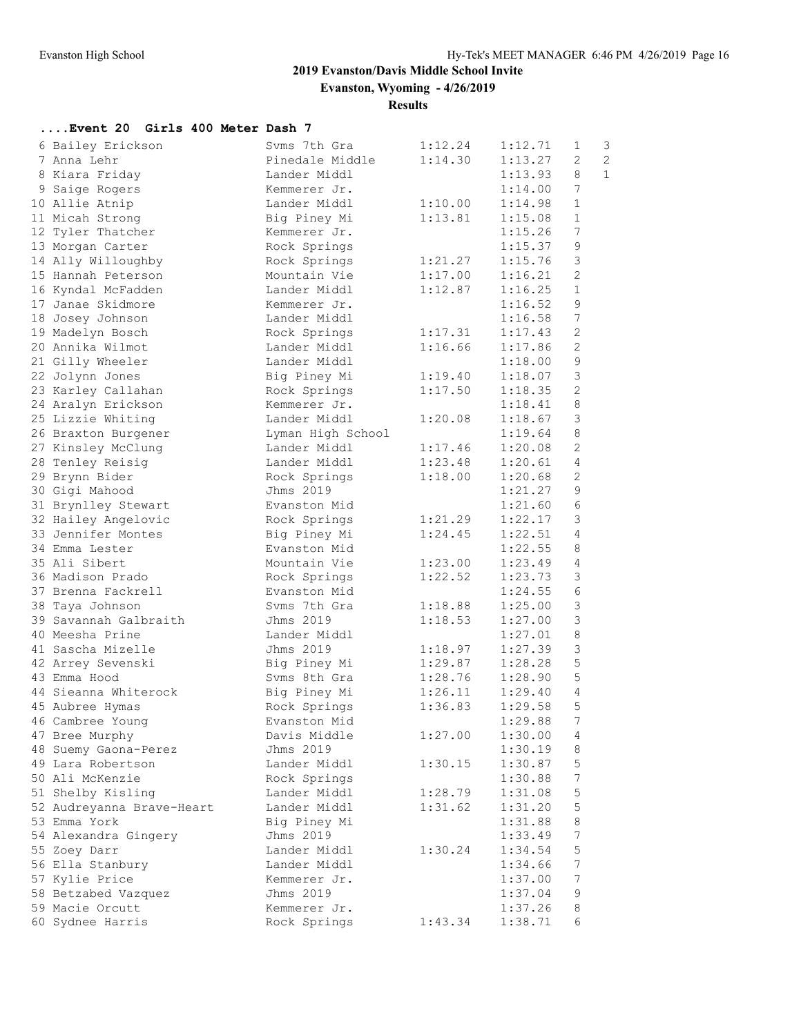## 2019 Evanston/Davis Middle School Invite

**Evanston, Wyoming - 4/26/2019**

**Results**

### ....Event 20 Girls 400 Meter Dash 7

| Place | Name | School | Seed | Finals | H# | Points |
|---|---|---|---|---|---|---|
| 6 | Bailey Erickson | Svms 7th Gra | 1:12.24 | 1:12.71 | 1 | 3 |
| 7 | Anna Lehr | Pinedale Middle | 1:14.30 | 1:13.27 | 2 | 2 |
| 8 | Kiara Friday | Lander Middl | | 1:13.93 | 8 | 1 |
| 9 | Saige Rogers | Kemmerer Jr. | | 1:14.00 | 7 | |
| 10 | Allie Atnip | Lander Middl | 1:10.00 | 1:14.98 | 1 | |
| 11 | Micah Strong | Big Piney Mi | 1:13.81 | 1:15.08 | 1 | |
| 12 | Tyler Thatcher | Kemmerer Jr. | | 1:15.26 | 7 | |
| 13 | Morgan Carter | Rock Springs | | 1:15.37 | 9 | |
| 14 | Ally Willoughby | Rock Springs | 1:21.27 | 1:15.76 | 3 | |
| 15 | Hannah Peterson | Mountain Vie | 1:17.00 | 1:16.21 | 2 | |
| 16 | Kyndal McFadden | Lander Middl | 1:12.87 | 1:16.25 | 1 | |
| 17 | Janae Skidmore | Kemmerer Jr. | | 1:16.52 | 9 | |
| 18 | Josey Johnson | Lander Middl | | 1:16.58 | 7 | |
| 19 | Madelyn Bosch | Rock Springs | 1:17.31 | 1:17.43 | 2 | |
| 20 | Annika Wilmot | Lander Middl | 1:16.66 | 1:17.86 | 2 | |
| 21 | Gilly Wheeler | Lander Middl | | 1:18.00 | 9 | |
| 22 | Jolynn Jones | Big Piney Mi | 1:19.40 | 1:18.07 | 3 | |
| 23 | Karley Callahan | Rock Springs | 1:17.50 | 1:18.35 | 2 | |
| 24 | Aralyn Erickson | Kemmerer Jr. | | 1:18.41 | 8 | |
| 25 | Lizzie Whiting | Lander Middl | 1:20.08 | 1:18.67 | 3 | |
| 26 | Braxton Burgener | Lyman High School | | 1:19.64 | 8 | |
| 27 | Kinsley McClung | Lander Middl | 1:17.46 | 1:20.08 | 2 | |
| 28 | Tenley Reisig | Lander Middl | 1:23.48 | 1:20.61 | 4 | |
| 29 | Brynn Bider | Rock Springs | 1:18.00 | 1:20.68 | 2 | |
| 30 | Gigi Mahood | Jhms 2019 | | 1:21.27 | 9 | |
| 31 | Brynlley Stewart | Evanston Mid | | 1:21.60 | 6 | |
| 32 | Hailey Angelovic | Rock Springs | 1:21.29 | 1:22.17 | 3 | |
| 33 | Jennifer Montes | Big Piney Mi | 1:24.45 | 1:22.51 | 4 | |
| 34 | Emma Lester | Evanston Mid | | 1:22.55 | 8 | |
| 35 | Ali Sibert | Mountain Vie | 1:23.00 | 1:23.49 | 4 | |
| 36 | Madison Prado | Rock Springs | 1:22.52 | 1:23.73 | 3 | |
| 37 | Brenna Fackrell | Evanston Mid | | 1:24.55 | 6 | |
| 38 | Taya Johnson | Svms 7th Gra | 1:18.88 | 1:25.00 | 3 | |
| 39 | Savannah Galbraith | Jhms 2019 | 1:18.53 | 1:27.00 | 3 | |
| 40 | Meesha Prine | Lander Middl | | 1:27.01 | 8 | |
| 41 | Sascha Mizelle | Jhms 2019 | 1:18.97 | 1:27.39 | 3 | |
| 42 | Arrey Sevenski | Big Piney Mi | 1:29.87 | 1:28.28 | 5 | |
| 43 | Emma Hood | Svms 8th Gra | 1:28.76 | 1:28.90 | 5 | |
| 44 | Sieanna Whiterock | Big Piney Mi | 1:26.11 | 1:29.40 | 4 | |
| 45 | Aubree Hymas | Rock Springs | 1:36.83 | 1:29.58 | 5 | |
| 46 | Cambree Young | Evanston Mid | | 1:29.88 | 7 | |
| 47 | Bree Murphy | Davis Middle | 1:27.00 | 1:30.00 | 4 | |
| 48 | Suemy Gaona-Perez | Jhms 2019 | | 1:30.19 | 8 | |
| 49 | Lara Robertson | Lander Middl | 1:30.15 | 1:30.87 | 5 | |
| 50 | Ali McKenzie | Rock Springs | | 1:30.88 | 7 | |
| 51 | Shelby Kisling | Lander Middl | 1:28.79 | 1:31.08 | 5 | |
| 52 | Audreyanna Brave-Heart | Lander Middl | 1:31.62 | 1:31.20 | 5 | |
| 53 | Emma York | Big Piney Mi | | 1:31.88 | 8 | |
| 54 | Alexandra Gingery | Jhms 2019 | | 1:33.49 | 7 | |
| 55 | Zoey Darr | Lander Middl | 1:30.24 | 1:34.54 | 5 | |
| 56 | Ella Stanbury | Lander Middl | | 1:34.66 | 7 | |
| 57 | Kylie Price | Kemmerer Jr. | | 1:37.00 | 7 | |
| 58 | Betzabed Vazquez | Jhms 2019 | | 1:37.04 | 9 | |
| 59 | Macie Orcutt | Kemmerer Jr. | | 1:37.26 | 8 | |
| 60 | Sydnee Harris | Rock Springs | 1:43.34 | 1:38.71 | 6 | |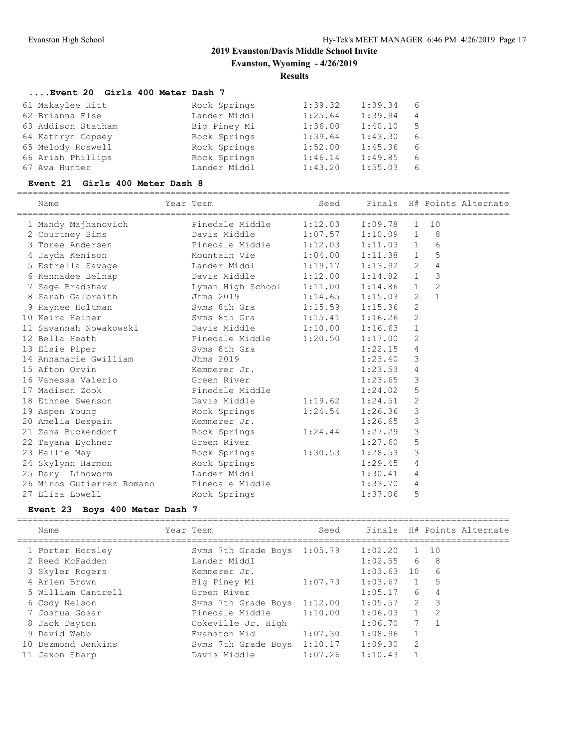## 2019 Evanston/Davis Middle School Invite

**Evanston, Wyoming - 4/26/2019**

**Results**

### ....Event 20 Girls 400 Meter Dash 7

| Name | Year Team | Seed | Finals | H# | Points | Alternate |
|---|---|---|---|---|---|---|
| 61 Makaylee Hitt | Rock Springs | 1:39.32 | 1:39.34 | 6 | | |
| 62 Brianna Else | Lander Middl | 1:25.64 | 1:39.94 | 4 | | |
| 63 Addison Statham | Big Piney Mi | 1:36.00 | 1:40.10 | 5 | | |
| 64 Kathryn Copsey | Rock Springs | 1:39.64 | 1:43.30 | 6 | | |
| 65 Melody Roswell | Rock Springs | 1:52.00 | 1:45.36 | 6 | | |
| 66 Ariah Phillips | Rock Springs | 1:46.14 | 1:49.85 | 6 | | |
| 67 Ava Hunter | Lander Middl | 1:43.20 | 1:55.03 | 6 | | |

### Event 21 Girls 400 Meter Dash 8

| Name | Year Team | Seed | Finals | H# | Points | Alternate |
|---|---|---|---|---|---|---|
| 1 Mandy Majhanovich | Pinedale Middle | 1:12.03 | 1:09.78 | 1 | 10 | |
| 2 Courtney Sims | Davis Middle | 1:07.57 | 1:10.09 | 1 | 8 | |
| 3 Toree Andersen | Pinedale Middle | 1:12.03 | 1:11.03 | 1 | 6 | |
| 4 Jayda Kenison | Mountain Vie | 1:04.00 | 1:11.38 | 1 | 5 | |
| 5 Estrella Savage | Lander Middl | 1:19.17 | 1:13.92 | 2 | 4 | |
| 6 Kennadee Belnap | Davis Middle | 1:12.00 | 1:14.82 | 1 | 3 | |
| 7 Sage Bradshaw | Lyman High School | 1:11.00 | 1:14.86 | 1 | 2 | |
| 8 Sarah Galbraith | Jhms 2019 | 1:14.65 | 1:15.03 | 2 | 1 | |
| 9 Raynee Holtman | Svms 8th Gra | 1:15.59 | 1:15.36 | 2 | | |
| 10 Keira Heiner | Svms 8th Gra | 1:15.41 | 1:16.26 | 2 | | |
| 11 Savannah Nowakowski | Davis Middle | 1:10.00 | 1:16.63 | 1 | | |
| 12 Bella Heath | Pinedale Middle | 1:20.50 | 1:17.00 | 2 | | |
| 13 Elsie Piper | Svms 8th Gra | | 1:22.15 | 4 | | |
| 14 Annamarie Gwilliam | Jhms 2019 | | 1:23.40 | 3 | | |
| 15 Afton Orvin | Kemmerer Jr. | | 1:23.53 | 4 | | |
| 16 Vanessa Valerio | Green River | | 1:23.65 | 3 | | |
| 17 Madison Zook | Pinedale Middle | | 1:24.02 | 5 | | |
| 18 Ethnee Swenson | Davis Middle | 1:19.62 | 1:24.51 | 2 | | |
| 19 Aspen Young | Rock Springs | 1:24.54 | 1:26.36 | 3 | | |
| 20 Amelia Despain | Kemmerer Jr. | | 1:26.65 | 3 | | |
| 21 Zana Buckendorf | Rock Springs | 1:24.44 | 1:27.29 | 3 | | |
| 22 Tayana Eychner | Green River | | 1:27.60 | 5 | | |
| 23 Hallie May | Rock Springs | 1:30.53 | 1:28.53 | 3 | | |
| 24 Skylynn Harmon | Rock Springs | | 1:29.45 | 4 | | |
| 25 Daryl Lindworm | Lander Middl | | 1:30.41 | 4 | | |
| 26 Miros Gutierrez Romano | Pinedale Middle | | 1:33.70 | 4 | | |
| 27 Eliza Lowell | Rock Springs | | 1:37.06 | 5 | | |

### Event 23 Boys 400 Meter Dash 7

| Name | Year Team | Seed | Finals | H# | Points | Alternate |
|---|---|---|---|---|---|---|
| 1 Porter Horsley | Svms 7th Grade Boys | 1:05.79 | 1:02.20 | 1 | 10 | |
| 2 Reed McFadden | Lander Middl | | 1:02.55 | 6 | 8 | |
| 3 Skyler Rogers | Kemmerer Jr. | | 1:03.63 | 10 | 6 | |
| 4 Arlen Brown | Big Piney Mi | 1:07.73 | 1:03.67 | 1 | 5 | |
| 5 William Cantrell | Green River | | 1:05.17 | 6 | 4 | |
| 6 Cody Nelson | Svms 7th Grade Boys | 1:12.00 | 1:05.57 | 2 | 3 | |
| 7 Joshua Gosar | Pinedale Middle | 1:10.00 | 1:06.03 | 1 | 2 | |
| 8 Jack Dayton | Cokeville Jr. High | | 1:06.70 | 7 | 1 | |
| 9 David Webb | Evanston Mid | 1:07.30 | 1:08.96 | 1 | | |
| 10 Dezmond Jenkins | Svms 7th Grade Boys | 1:10.17 | 1:09.30 | 2 | | |
| 11 Jaxon Sharp | Davis Middle | 1:07.26 | 1:10.43 | 1 | | |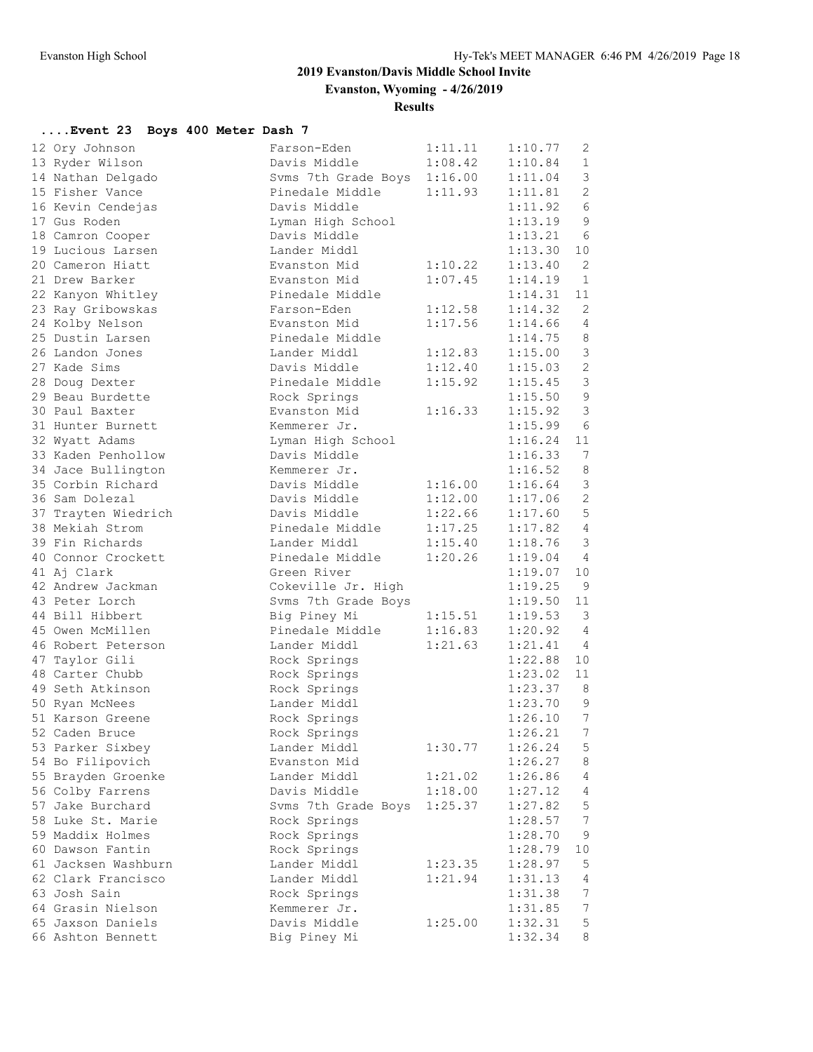# 2019 Evanston/Davis Middle School Invite

**Evanston, Wyoming - 4/26/2019**

**Results**

### ....Event 23 Boys 400 Meter Dash 7

| Place | Name | School | Seed | Finals | Heat |
|---|---|---|---|---|---|
| 12 | Ory Johnson | Farson-Eden | 1:11.11 | 1:10.77 | 2 |
| 13 | Ryder Wilson | Davis Middle | 1:08.42 | 1:10.84 | 1 |
| 14 | Nathan Delgado | Svms 7th Grade Boys | 1:16.00 | 1:11.04 | 3 |
| 15 | Fisher Vance | Pinedale Middle | 1:11.93 | 1:11.81 | 2 |
| 16 | Kevin Cendejas | Davis Middle | | 1:11.92 | 6 |
| 17 | Gus Roden | Lyman High School | | 1:13.19 | 9 |
| 18 | Camron Cooper | Davis Middle | | 1:13.21 | 6 |
| 19 | Lucious Larsen | Lander Middl | | 1:13.30 | 10 |
| 20 | Cameron Hiatt | Evanston Mid | 1:10.22 | 1:13.40 | 2 |
| 21 | Drew Barker | Evanston Mid | 1:07.45 | 1:14.19 | 1 |
| 22 | Kanyon Whitley | Pinedale Middle | | 1:14.31 | 11 |
| 23 | Ray Gribowskas | Farson-Eden | 1:12.58 | 1:14.32 | 2 |
| 24 | Kolby Nelson | Evanston Mid | 1:17.56 | 1:14.66 | 4 |
| 25 | Dustin Larsen | Pinedale Middle | | 1:14.75 | 8 |
| 26 | Landon Jones | Lander Middl | 1:12.83 | 1:15.00 | 3 |
| 27 | Kade Sims | Davis Middle | 1:12.40 | 1:15.03 | 2 |
| 28 | Doug Dexter | Pinedale Middle | 1:15.92 | 1:15.45 | 3 |
| 29 | Beau Burdette | Rock Springs | | 1:15.50 | 9 |
| 30 | Paul Baxter | Evanston Mid | 1:16.33 | 1:15.92 | 3 |
| 31 | Hunter Burnett | Kemmerer Jr. | | 1:15.99 | 6 |
| 32 | Wyatt Adams | Lyman High School | | 1:16.24 | 11 |
| 33 | Kaden Penhollow | Davis Middle | | 1:16.33 | 7 |
| 34 | Jace Bullington | Kemmerer Jr. | | 1:16.52 | 8 |
| 35 | Corbin Richard | Davis Middle | 1:16.00 | 1:16.64 | 3 |
| 36 | Sam Dolezal | Davis Middle | 1:12.00 | 1:17.06 | 2 |
| 37 | Trayten Wiedrich | Davis Middle | 1:22.66 | 1:17.60 | 5 |
| 38 | Mekiah Strom | Pinedale Middle | 1:17.25 | 1:17.82 | 4 |
| 39 | Fin Richards | Lander Middl | 1:15.40 | 1:18.76 | 3 |
| 40 | Connor Crockett | Pinedale Middle | 1:20.26 | 1:19.04 | 4 |
| 41 | Aj Clark | Green River | | 1:19.07 | 10 |
| 42 | Andrew Jackman | Cokeville Jr. High | | 1:19.25 | 9 |
| 43 | Peter Lorch | Svms 7th Grade Boys | | 1:19.50 | 11 |
| 44 | Bill Hibbert | Big Piney Mi | 1:15.51 | 1:19.53 | 3 |
| 45 | Owen McMillen | Pinedale Middle | 1:16.83 | 1:20.92 | 4 |
| 46 | Robert Peterson | Lander Middl | 1:21.63 | 1:21.41 | 4 |
| 47 | Taylor Gili | Rock Springs | | 1:22.88 | 10 |
| 48 | Carter Chubb | Rock Springs | | 1:23.02 | 11 |
| 49 | Seth Atkinson | Rock Springs | | 1:23.37 | 8 |
| 50 | Ryan McNees | Lander Middl | | 1:23.70 | 9 |
| 51 | Karson Greene | Rock Springs | | 1:26.10 | 7 |
| 52 | Caden Bruce | Rock Springs | | 1:26.21 | 7 |
| 53 | Parker Sixbey | Lander Middl | 1:30.77 | 1:26.24 | 5 |
| 54 | Bo Filipovich | Evanston Mid | | 1:26.27 | 8 |
| 55 | Brayden Groenke | Lander Middl | 1:21.02 | 1:26.86 | 4 |
| 56 | Colby Farrens | Davis Middle | 1:18.00 | 1:27.12 | 4 |
| 57 | Jake Burchard | Svms 7th Grade Boys | 1:25.37 | 1:27.82 | 5 |
| 58 | Luke St. Marie | Rock Springs | | 1:28.57 | 7 |
| 59 | Maddix Holmes | Rock Springs | | 1:28.70 | 9 |
| 60 | Dawson Fantin | Rock Springs | | 1:28.79 | 10 |
| 61 | Jacksen Washburn | Lander Middl | 1:23.35 | 1:28.97 | 5 |
| 62 | Clark Francisco | Lander Middl | 1:21.94 | 1:31.13 | 4 |
| 63 | Josh Sain | Rock Springs | | 1:31.38 | 7 |
| 64 | Grasin Nielson | Kemmerer Jr. | | 1:31.85 | 7 |
| 65 | Jaxson Daniels | Davis Middle | 1:25.00 | 1:32.31 | 5 |
| 66 | Ashton Bennett | Big Piney Mi | | 1:32.34 | 8 |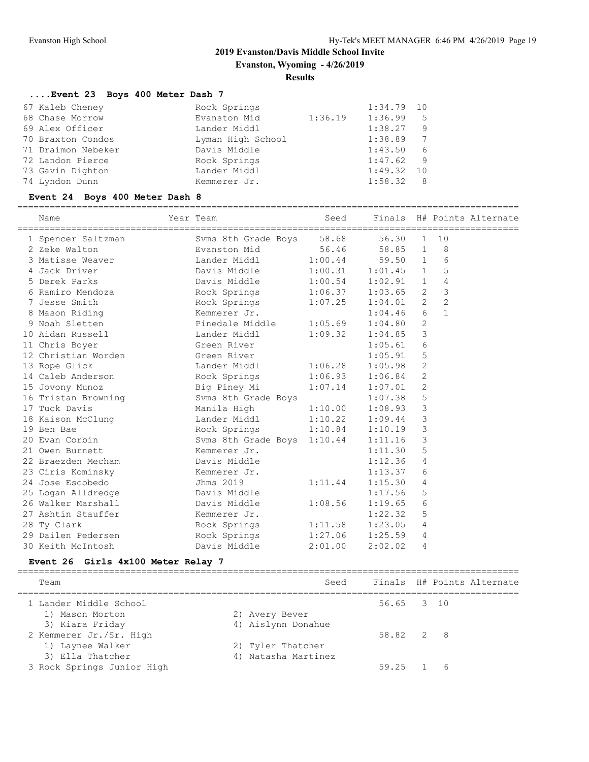## 2019 Evanston/Davis Middle School Invite

**Evanston, Wyoming - 4/26/2019**

**Results**

### ....Event 23 Boys 400 Meter Dash 7

| Place | Name | Year | Team | Seed | Finals | H# | Points |
|---|---|---|---|---|---|---|---|
| 67 | Kaleb Cheney | | Rock Springs | | 1:34.79 | 10 | |
| 68 | Chase Morrow | | Evanston Mid | 1:36.19 | 1:36.99 | 5 | |
| 69 | Alex Officer | | Lander Middl | | 1:38.27 | 9 | |
| 70 | Braxton Condos | | Lyman High School | | 1:38.89 | 7 | |
| 71 | Draimon Nebeker | | Davis Middle | | 1:43.50 | 6 | |
| 72 | Landon Pierce | | Rock Springs | | 1:47.62 | 9 | |
| 73 | Gavin Dighton | | Lander Middl | | 1:49.32 | 10 | |
| 74 | Lyndon Dunn | | Kemmerer Jr. | | 1:58.32 | 8 | |

### Event 24 Boys 400 Meter Dash 8

| Place | Name | Year | Team | Seed | Finals | H# | Points | Alternate |
|---|---|---|---|---|---|---|---|---|
| 1 | Spencer Saltzman | | Svms 8th Grade Boys | 58.68 | 56.30 | 1 | 10 | |
| 2 | Zeke Walton | | Evanston Mid | 56.46 | 58.85 | 1 | 8 | |
| 3 | Matisse Weaver | | Lander Middl | 1:00.44 | 59.50 | 1 | 6 | |
| 4 | Jack Driver | | Davis Middle | 1:00.31 | 1:01.45 | 1 | 5 | |
| 5 | Derek Parks | | Davis Middle | 1:00.54 | 1:02.91 | 1 | 4 | |
| 6 | Ramiro Mendoza | | Rock Springs | 1:06.37 | 1:03.65 | 2 | 3 | |
| 7 | Jesse Smith | | Rock Springs | 1:07.25 | 1:04.01 | 2 | 2 | |
| 8 | Mason Riding | | Kemmerer Jr. | | 1:04.46 | 6 | 1 | |
| 9 | Noah Sletten | | Pinedale Middle | 1:05.69 | 1:04.80 | 2 | | |
| 10 | Aidan Russell | | Lander Middl | 1:09.32 | 1:04.85 | 3 | | |
| 11 | Chris Boyer | | Green River | | 1:05.61 | 6 | | |
| 12 | Christian Worden | | Green River | | 1:05.91 | 5 | | |
| 13 | Rope Glick | | Lander Middl | 1:06.28 | 1:05.98 | 2 | | |
| 14 | Caleb Anderson | | Rock Springs | 1:06.93 | 1:06.84 | 2 | | |
| 15 | Jovony Munoz | | Big Piney Mi | 1:07.14 | 1:07.01 | 2 | | |
| 16 | Tristan Browning | | Svms 8th Grade Boys | | 1:07.38 | 5 | | |
| 17 | Tuck Davis | | Manila High | 1:10.00 | 1:08.93 | 3 | | |
| 18 | Kaison McClung | | Lander Middl | 1:10.22 | 1:09.44 | 3 | | |
| 19 | Ben Bae | | Rock Springs | 1:10.84 | 1:10.19 | 3 | | |
| 20 | Evan Corbin | | Svms 8th Grade Boys | 1:10.44 | 1:11.16 | 3 | | |
| 21 | Owen Burnett | | Kemmerer Jr. | | 1:11.30 | 5 | | |
| 22 | Braezden Mecham | | Davis Middle | | 1:12.36 | 4 | | |
| 23 | Ciris Kominsky | | Kemmerer Jr. | | 1:13.37 | 6 | | |
| 24 | Jose Escobedo | | Jhms 2019 | 1:11.44 | 1:15.30 | 4 | | |
| 25 | Logan Alldredge | | Davis Middle | | 1:17.56 | 5 | | |
| 26 | Walker Marshall | | Davis Middle | 1:08.56 | 1:19.65 | 6 | | |
| 27 | Ashtin Stauffer | | Kemmerer Jr. | | 1:22.32 | 5 | | |
| 28 | Ty Clark | | Rock Springs | 1:11.58 | 1:23.05 | 4 | | |
| 29 | Dailen Pedersen | | Rock Springs | 1:27.06 | 1:25.59 | 4 | | |
| 30 | Keith McIntosh | | Davis Middle | 2:01.00 | 2:02.02 | 4 | | |

### Event 26 Girls 4x100 Meter Relay 7

| Place | Team | Seed | Finals | H# | Points | Alternate |
|---|---|---|---|---|---|---|
| 1 | Lander Middle School | | 56.65 | 3 | 10 | |
| | 1) Mason Morton; 2) Avery Bever; 3) Kiara Friday; 4) Aislynn Donahue | | | | | |
| 2 | Kemmerer Jr./Sr. High | | 58.82 | 2 | 8 | |
| | 1) Laynee Walker; 2) Tyler Thatcher; 3) Ella Thatcher; 4) Natasha Martinez | | | | | |
| 3 | Rock Springs Junior High | | 59.25 | 1 | 6 | |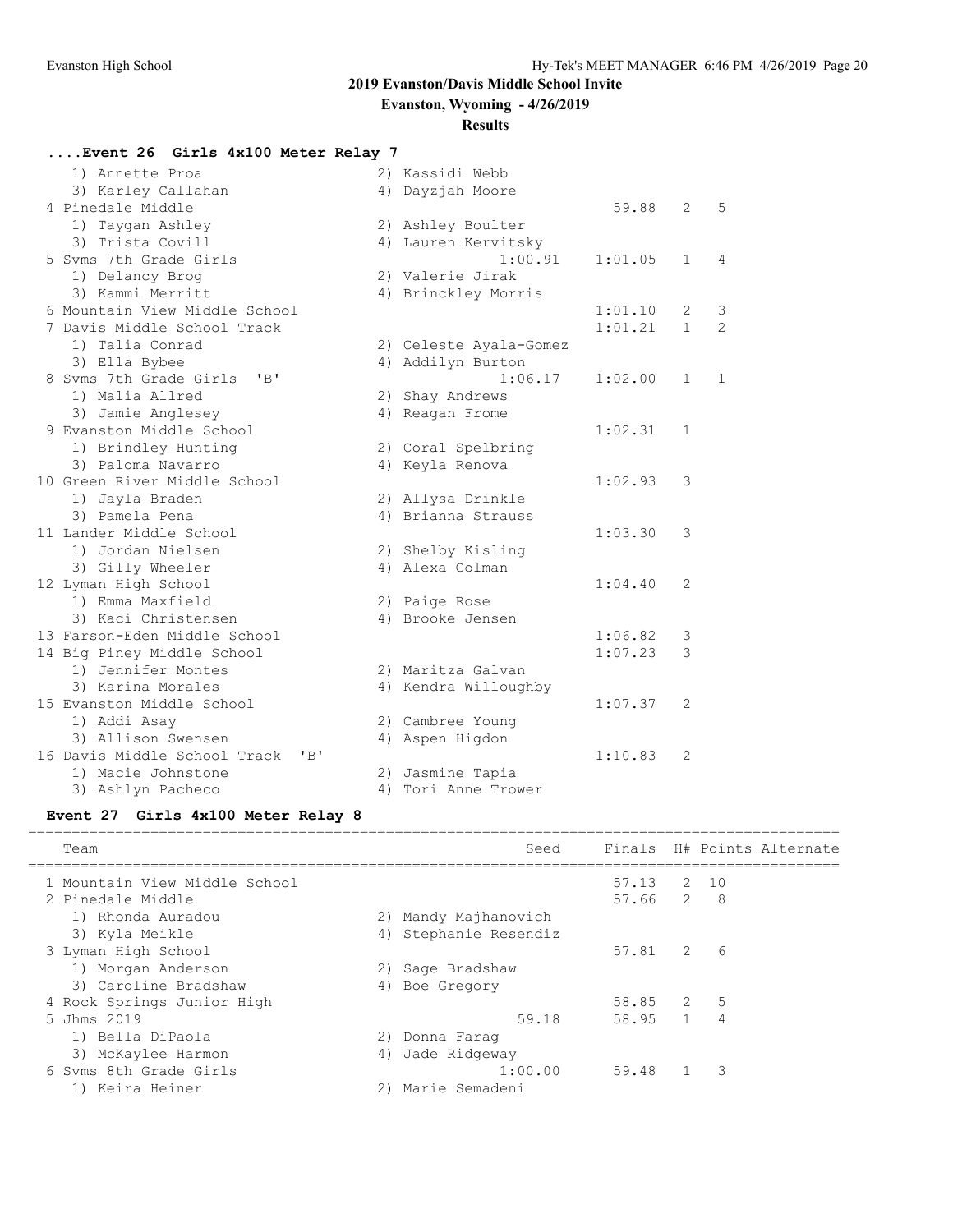# 2019 Evanston/Davis Middle School Invite

**Evanston, Wyoming - 4/26/2019**

**Results**

### ....Event 26 Girls 4x100 Meter Relay 7

| Team | Seed | Finals | H# | Points |
|---|---|---|---|---|
| 1) Annette Proa; 2) Kassidi Webb; 3) Karley Callahan; 4) Dayzjah Moore | | | | |
| 4 Pinedale Middle | | 59.88 | 2 | 5 |
| 1) Taygan Ashley; 2) Ashley Boulter; 3) Trista Covill; 4) Lauren Kervitsky | | | | |
| 5 Svms 7th Grade Girls | 1:00.91 | 1:01.05 | 1 | 4 |
| 1) Delancy Brog; 2) Valerie Jirak; 3) Kammi Merritt; 4) Brinckley Morris | | | | |
| 6 Mountain View Middle School | | 1:01.10 | 2 | 3 |
| 7 Davis Middle School Track | | 1:01.21 | 1 | 2 |
| 1) Talia Conrad; 2) Celeste Ayala-Gomez; 3) Ella Bybee; 4) Addilyn Burton | | | | |
| 8 Svms 7th Grade Girls 'B' | 1:06.17 | 1:02.00 | 1 | 1 |
| 1) Malia Allred; 2) Shay Andrews; 3) Jamie Anglesey; 4) Reagan Frome | | | | |
| 9 Evanston Middle School | | 1:02.31 | 1 | |
| 1) Brindley Hunting; 2) Coral Spelbring; 3) Paloma Navarro; 4) Keyla Renova | | | | |
| 10 Green River Middle School | | 1:02.93 | 3 | |
| 1) Jayla Braden; 2) Allysa Drinkle; 3) Pamela Pena; 4) Brianna Strauss | | | | |
| 11 Lander Middle School | | 1:03.30 | 3 | |
| 1) Jordan Nielsen; 2) Shelby Kisling; 3) Gilly Wheeler; 4) Alexa Colman | | | | |
| 12 Lyman High School | | 1:04.40 | 2 | |
| 1) Emma Maxfield; 2) Paige Rose; 3) Kaci Christensen; 4) Brooke Jensen | | | | |
| 13 Farson-Eden Middle School | | 1:06.82 | 3 | |
| 14 Big Piney Middle School | | 1:07.23 | 3 | |
| 1) Jennifer Montes; 2) Maritza Galvan; 3) Karina Morales; 4) Kendra Willoughby | | | | |
| 15 Evanston Middle School | | 1:07.37 | 2 | |
| 1) Addi Asay; 2) Cambree Young; 3) Allison Swensen; 4) Aspen Higdon | | | | |
| 16 Davis Middle School Track 'B' | | 1:10.83 | 2 | |
| 1) Macie Johnstone; 2) Jasmine Tapia; 3) Ashlyn Pacheco; 4) Tori Anne Trower | | | | |

### Event 27 Girls 4x100 Meter Relay 8

| Team | Seed | Finals | H# | Points | Alternate |
|---|---|---|---|---|---|
| 1 Mountain View Middle School | | 57.13 | 2 | 10 | |
| 2 Pinedale Middle | | 57.66 | 2 | 8 | |
| 1) Rhonda Auradou; 2) Mandy Majhanovich; 3) Kyla Meikle; 4) Stephanie Resendiz | | | | | |
| 3 Lyman High School | | 57.81 | 2 | 6 | |
| 1) Morgan Anderson; 2) Sage Bradshaw; 3) Caroline Bradshaw; 4) Boe Gregory | | | | | |
| 4 Rock Springs Junior High | | 58.85 | 2 | 5 | |
| 5 Jhms 2019 | 59.18 | 58.95 | 1 | 4 | |
| 1) Bella DiPaola; 2) Donna Farag; 3) McKaylee Harmon; 4) Jade Ridgeway | | | | | |
| 6 Svms 8th Grade Girls | 1:00.00 | 59.48 | 1 | 3 | |
| 1) Keira Heiner; 2) Marie Semadeni | | | | | |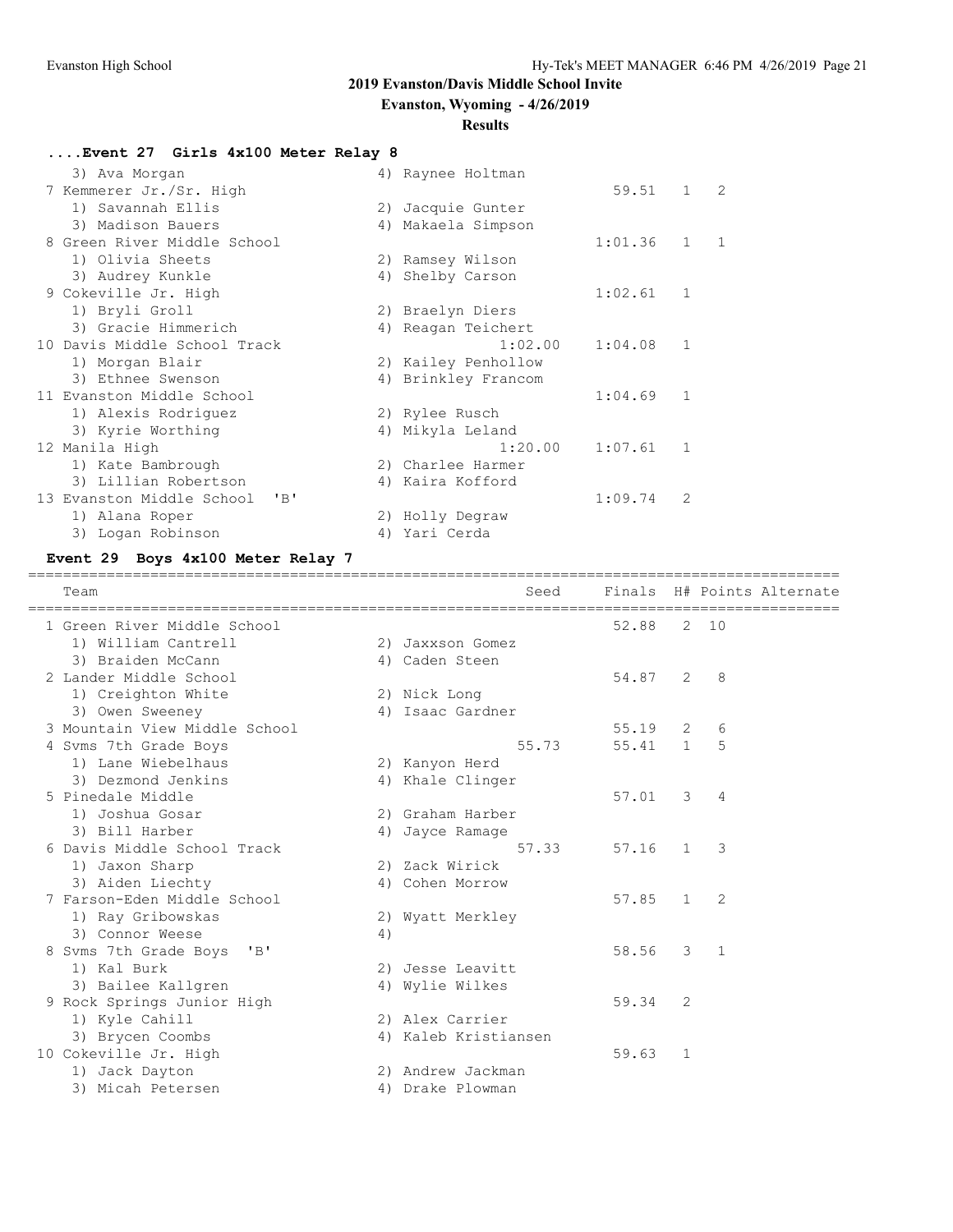## 2019 Evanston/Davis Middle School Invite

**Evanston, Wyoming - 4/26/2019**

**Results**

### ....Event 27 Girls 4x100 Meter Relay 8

| Team | Seed | Finals | H# | Points |
|---|---|---|---|---|
| 3) Ava Morgan / 4) Raynee Holtman | | | | |
| 7 Kemmerer Jr./Sr. High | | 59.51 | 1 | 2 |
| 1) Savannah Ellis / 2) Jacquie Gunter / 3) Madison Bauers / 4) Makaela Simpson | | | | |
| 8 Green River Middle School | | 1:01.36 | 1 | 1 |
| 1) Olivia Sheets / 2) Ramsey Wilson / 3) Audrey Kunkle / 4) Shelby Carson | | | | |
| 9 Cokeville Jr. High | | 1:02.61 | 1 | |
| 1) Bryli Groll / 2) Braelyn Diers / 3) Gracie Himmerich / 4) Reagan Teichert | | | | |
| 10 Davis Middle School Track | 1:02.00 | 1:04.08 | 1 | |
| 1) Morgan Blair / 2) Kailey Penhollow / 3) Ethnee Swenson / 4) Brinkley Francom | | | | |
| 11 Evanston Middle School | | 1:04.69 | 1 | |
| 1) Alexis Rodriguez / 2) Rylee Rusch / 3) Kyrie Worthing / 4) Mikyla Leland | | | | |
| 12 Manila High | 1:20.00 | 1:07.61 | 1 | |
| 1) Kate Bambrough / 2) Charlee Harmer / 3) Lillian Robertson / 4) Kaira Kofford | | | | |
| 13 Evanston Middle School 'B' | | 1:09.74 | 2 | |
| 1) Alana Roper / 2) Holly Degraw / 3) Logan Robinson / 4) Yari Cerda | | | | |

### Event 29 Boys 4x100 Meter Relay 7

| Team | Seed | Finals | H# | Points | Alternate |
|---|---|---|---|---|---|
| 1 Green River Middle School | | 52.88 | 2 | 10 | |
| 1) William Cantrell / 2) Jaxxson Gomez / 3) Braiden McCann / 4) Caden Steen | | | | | |
| 2 Lander Middle School | | 54.87 | 2 | 8 | |
| 1) Creighton White / 2) Nick Long / 3) Owen Sweeney / 4) Isaac Gardner | | | | | |
| 3 Mountain View Middle School | | 55.19 | 2 | 6 | |
| 4 Svms 7th Grade Boys | 55.73 | 55.41 | 1 | 5 | |
| 1) Lane Wiebelhaus / 2) Kanyon Herd / 3) Dezmond Jenkins / 4) Khale Clinger | | | | | |
| 5 Pinedale Middle | | 57.01 | 3 | 4 | |
| 1) Joshua Gosar / 2) Graham Harber / 3) Bill Harber / 4) Jayce Ramage | | | | | |
| 6 Davis Middle School Track | 57.33 | 57.16 | 1 | 3 | |
| 1) Jaxon Sharp / 2) Zack Wirick / 3) Aiden Liechty / 4) Cohen Morrow | | | | | |
| 7 Farson-Eden Middle School | | 57.85 | 1 | 2 | |
| 1) Ray Gribowskas / 2) Wyatt Merkley / 3) Connor Weese / 4) | | | | | |
| 8 Svms 7th Grade Boys 'B' | | 58.56 | 3 | 1 | |
| 1) Kal Burk / 2) Jesse Leavitt / 3) Bailee Kallgren / 4) Wylie Wilkes | | | | | |
| 9 Rock Springs Junior High | | 59.34 | 2 | | |
| 1) Kyle Cahill / 2) Alex Carrier / 3) Brycen Coombs / 4) Kaleb Kristiansen | | | | | |
| 10 Cokeville Jr. High | | 59.63 | 1 | | |
| 1) Jack Dayton / 2) Andrew Jackman / 3) Micah Petersen / 4) Drake Plowman | | | | | |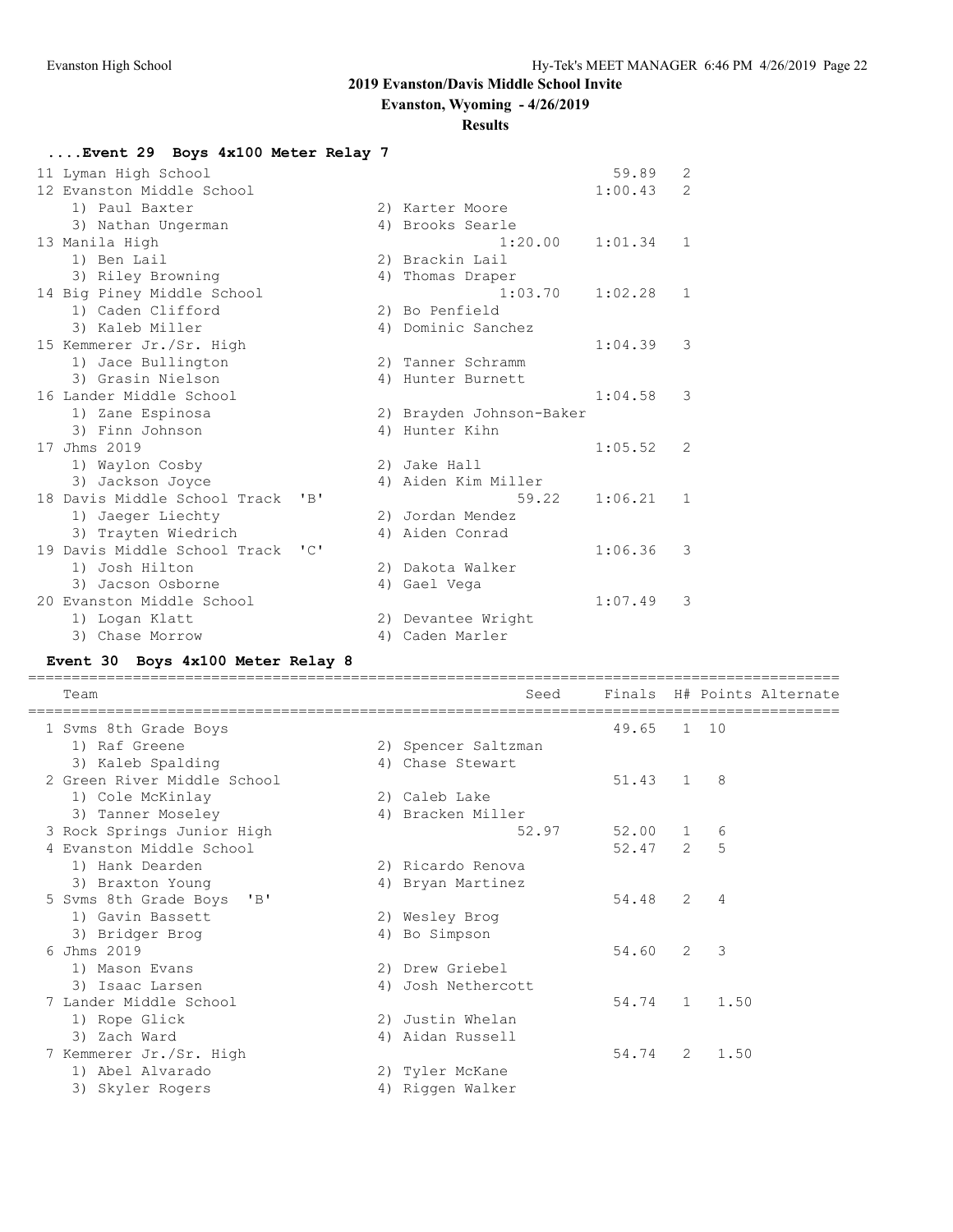## 2019 Evanston/Davis Middle School Invite

**Evanston, Wyoming - 4/26/2019**

**Results**

### ....Event 29 Boys 4x100 Meter Relay 7

| Team | Seed | Finals | H# |
|---|---|---|---|
| 11 Lyman High School | | 59.89 | 2 |
| 12 Evanston Middle School | | 1:00.43 | 2 |
| 1) Paul Baxter; 2) Karter Moore; 3) Nathan Ungerman; 4) Brooks Searle | | | |
| 13 Manila High | 1:20.00 | 1:01.34 | 1 |
| 1) Ben Lail; 2) Brackin Lail; 3) Riley Browning; 4) Thomas Draper | | | |
| 14 Big Piney Middle School | 1:03.70 | 1:02.28 | 1 |
| 1) Caden Clifford; 2) Bo Penfield; 3) Kaleb Miller; 4) Dominic Sanchez | | | |
| 15 Kemmerer Jr./Sr. High | | 1:04.39 | 3 |
| 1) Jace Bullington; 2) Tanner Schramm; 3) Grasin Nielson; 4) Hunter Burnett | | | |
| 16 Lander Middle School | | 1:04.58 | 3 |
| 1) Zane Espinosa; 2) Brayden Johnson-Baker; 3) Finn Johnson; 4) Hunter Kihn | | | |
| 17 Jhms 2019 | | 1:05.52 | 2 |
| 1) Waylon Cosby; 2) Jake Hall; 3) Jackson Joyce; 4) Aiden Kim Miller | | | |
| 18 Davis Middle School Track 'B' | 59.22 | 1:06.21 | 1 |
| 1) Jaeger Liechty; 2) Jordan Mendez; 3) Trayten Wiedrich; 4) Aiden Conrad | | | |
| 19 Davis Middle School Track 'C' | | 1:06.36 | 3 |
| 1) Josh Hilton; 2) Dakota Walker; 3) Jacson Osborne; 4) Gael Vega | | | |
| 20 Evanston Middle School | | 1:07.49 | 3 |
| 1) Logan Klatt; 2) Devantee Wright; 3) Chase Morrow; 4) Caden Marler | | | |

### Event 30 Boys 4x100 Meter Relay 8

| Team | Seed | Finals | H# | Points | Alternate |
|---|---|---|---|---|---|
| 1 Svms 8th Grade Boys | | 49.65 | 1 | 10 | |
| 1) Raf Greene; 2) Spencer Saltzman; 3) Kaleb Spalding; 4) Chase Stewart | | | | | |
| 2 Green River Middle School | | 51.43 | 1 | 8 | |
| 1) Cole McKinlay; 2) Caleb Lake; 3) Tanner Moseley; 4) Bracken Miller | | | | | |
| 3 Rock Springs Junior High | 52.97 | 52.00 | 1 | 6 | |
| 4 Evanston Middle School | | 52.47 | 2 | 5 | |
| 1) Hank Dearden; 2) Ricardo Renova; 3) Braxton Young; 4) Bryan Martinez | | | | | |
| 5 Svms 8th Grade Boys 'B' | | 54.48 | 2 | 4 | |
| 1) Gavin Bassett; 2) Wesley Brog; 3) Bridger Brog; 4) Bo Simpson | | | | | |
| 6 Jhms 2019 | | 54.60 | 2 | 3 | |
| 1) Mason Evans; 2) Drew Griebel; 3) Isaac Larsen; 4) Josh Nethercott | | | | | |
| 7 Lander Middle School | | 54.74 | 1 | 1.50 | |
| 1) Rope Glick; 2) Justin Whelan; 3) Zach Ward; 4) Aidan Russell | | | | | |
| 7 Kemmerer Jr./Sr. High | | 54.74 | 2 | 1.50 | |
| 1) Abel Alvarado; 2) Tyler McKane; 3) Skyler Rogers; 4) Riggen Walker | | | | | |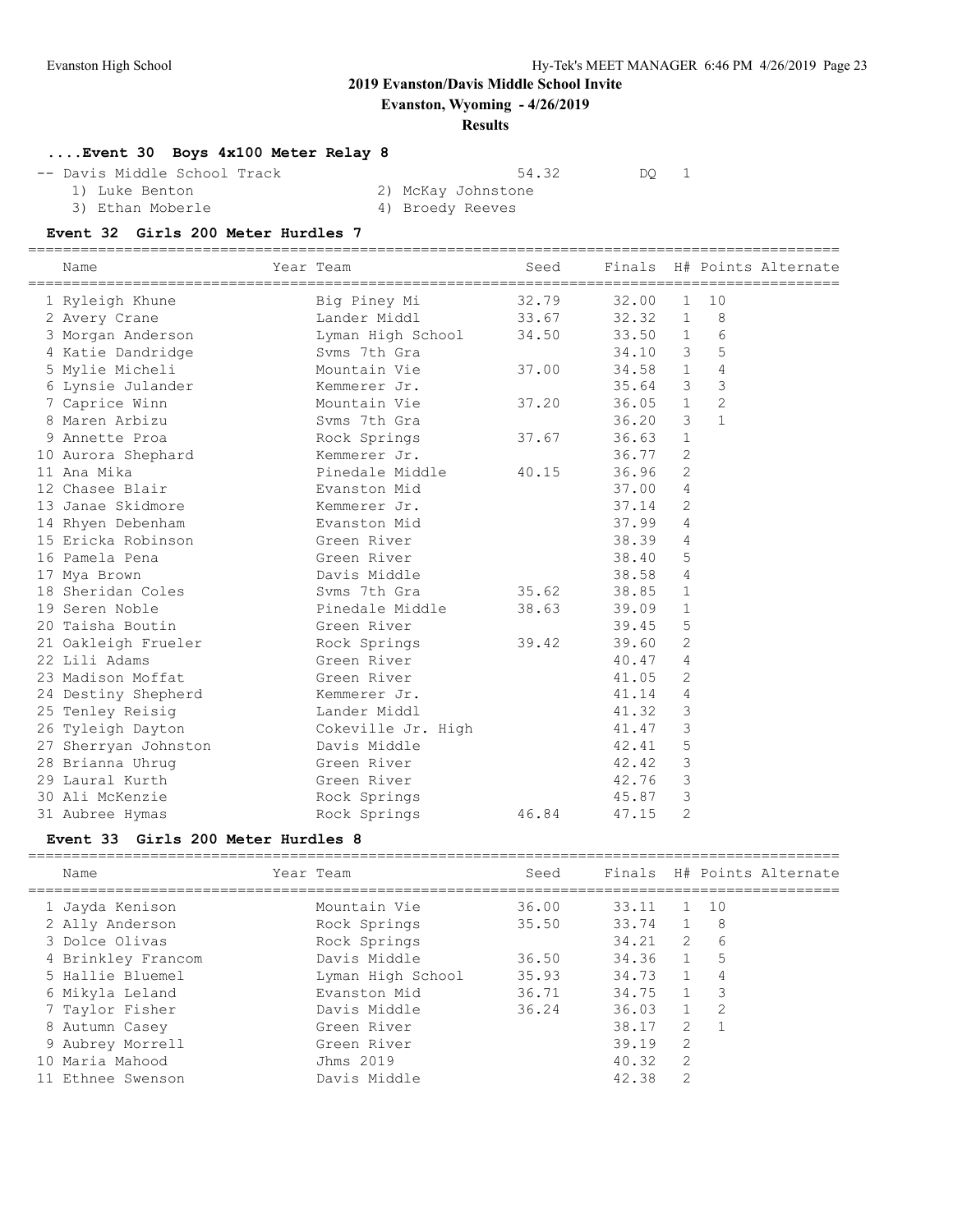# 2019 Evanston/Davis Middle School Invite

**Evanston, Wyoming - 4/26/2019**

**Results**

### ....Event 30 Boys 4x100 Meter Relay 8

| | Team | Seed | Finals | H# |
|---|---|---|---|---|
| -- | Davis Middle School Track | 54.32 | DQ | 1 |

1) Luke Benton 2) McKay Johnstone
3) Ethan Moberle 4) Broedy Reeves

### Event 32 Girls 200 Meter Hurdles 7

| | Name | Year Team | Seed | Finals | H# | Points | Alternate |
|---|---|---|---|---|---|---|---|
| 1 | Ryleigh Khune | Big Piney Mi | 32.79 | 32.00 | 1 | 10 | |
| 2 | Avery Crane | Lander Middl | 33.67 | 32.32 | 1 | 8 | |
| 3 | Morgan Anderson | Lyman High School | 34.50 | 33.50 | 1 | 6 | |
| 4 | Katie Dandridge | Svms 7th Gra | | 34.10 | 3 | 5 | |
| 5 | Mylie Micheli | Mountain Vie | 37.00 | 34.58 | 1 | 4 | |
| 6 | Lynsie Julander | Kemmerer Jr. | | 35.64 | 3 | 3 | |
| 7 | Caprice Winn | Mountain Vie | 37.20 | 36.05 | 1 | 2 | |
| 8 | Maren Arbizu | Svms 7th Gra | | 36.20 | 3 | 1 | |
| 9 | Annette Proa | Rock Springs | 37.67 | 36.63 | 1 | | |
| 10 | Aurora Shephard | Kemmerer Jr. | | 36.77 | 2 | | |
| 11 | Ana Mika | Pinedale Middle | 40.15 | 36.96 | 2 | | |
| 12 | Chasee Blair | Evanston Mid | | 37.00 | 4 | | |
| 13 | Janae Skidmore | Kemmerer Jr. | | 37.14 | 2 | | |
| 14 | Rhyen Debenham | Evanston Mid | | 37.99 | 4 | | |
| 15 | Ericka Robinson | Green River | | 38.39 | 4 | | |
| 16 | Pamela Pena | Green River | | 38.40 | 5 | | |
| 17 | Mya Brown | Davis Middle | | 38.58 | 4 | | |
| 18 | Sheridan Coles | Svms 7th Gra | 35.62 | 38.85 | 1 | | |
| 19 | Seren Noble | Pinedale Middle | 38.63 | 39.09 | 1 | | |
| 20 | Taisha Boutin | Green River | | 39.45 | 5 | | |
| 21 | Oakleigh Frueler | Rock Springs | 39.42 | 39.60 | 2 | | |
| 22 | Lili Adams | Green River | | 40.47 | 4 | | |
| 23 | Madison Moffat | Green River | | 41.05 | 2 | | |
| 24 | Destiny Shepherd | Kemmerer Jr. | | 41.14 | 4 | | |
| 25 | Tenley Reisig | Lander Middl | | 41.32 | 3 | | |
| 26 | Tyleigh Dayton | Cokeville Jr. High | | 41.47 | 3 | | |
| 27 | Sherryan Johnston | Davis Middle | | 42.41 | 5 | | |
| 28 | Brianna Uhrug | Green River | | 42.42 | 3 | | |
| 29 | Laural Kurth | Green River | | 42.76 | 3 | | |
| 30 | Ali McKenzie | Rock Springs | | 45.87 | 3 | | |
| 31 | Aubree Hymas | Rock Springs | 46.84 | 47.15 | 2 | | |

### Event 33 Girls 200 Meter Hurdles 8

| | Name | Year Team | Seed | Finals | H# | Points | Alternate |
|---|---|---|---|---|---|---|---|
| 1 | Jayda Kenison | Mountain Vie | 36.00 | 33.11 | 1 | 10 | |
| 2 | Ally Anderson | Rock Springs | 35.50 | 33.74 | 1 | 8 | |
| 3 | Dolce Olivas | Rock Springs | | 34.21 | 2 | 6 | |
| 4 | Brinkley Francom | Davis Middle | 36.50 | 34.36 | 1 | 5 | |
| 5 | Hallie Bluemel | Lyman High School | 35.93 | 34.73 | 1 | 4 | |
| 6 | Mikyla Leland | Evanston Mid | 36.71 | 34.75 | 1 | 3 | |
| 7 | Taylor Fisher | Davis Middle | 36.24 | 36.03 | 1 | 2 | |
| 8 | Autumn Casey | Green River | | 38.17 | 2 | 1 | |
| 9 | Aubrey Morrell | Green River | | 39.19 | 2 | | |
| 10 | Maria Mahood | Jhms 2019 | | 40.32 | 2 | | |
| 11 | Ethnee Swenson | Davis Middle | | 42.38 | 2 | | |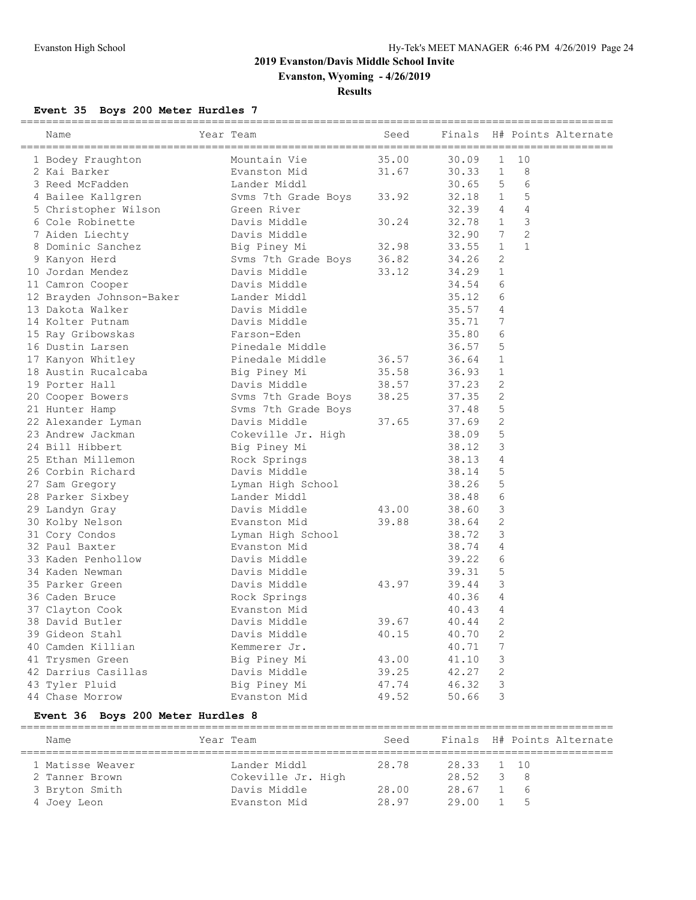# 2019 Evanston/Davis Middle School Invite

**Evanston, Wyoming - 4/26/2019**

**Results**

### Event 35 Boys 200 Meter Hurdles 7

| | Name | Year | Team | Seed | Finals | H# | Points | Alternate |
|---|---|---|---|---|---|---|---|---|
| 1 | Bodey Fraughton | | Mountain Vie | 35.00 | 30.09 | 1 | 10 | |
| 2 | Kai Barker | | Evanston Mid | 31.67 | 30.33 | 1 | 8 | |
| 3 | Reed McFadden | | Lander Middl | | 30.65 | 5 | 6 | |
| 4 | Bailee Kallgren | | Svms 7th Grade Boys | 33.92 | 32.18 | 1 | 5 | |
| 5 | Christopher Wilson | | Green River | | 32.39 | 4 | 4 | |
| 6 | Cole Robinette | | Davis Middle | 30.24 | 32.78 | 1 | 3 | |
| 7 | Aiden Liechty | | Davis Middle | | 32.90 | 7 | 2 | |
| 8 | Dominic Sanchez | | Big Piney Mi | 32.98 | 33.55 | 1 | 1 | |
| 9 | Kanyon Herd | | Svms 7th Grade Boys | 36.82 | 34.26 | 2 | | |
| 10 | Jordan Mendez | | Davis Middle | 33.12 | 34.29 | 1 | | |
| 11 | Camron Cooper | | Davis Middle | | 34.54 | 6 | | |
| 12 | Brayden Johnson-Baker | | Lander Middl | | 35.12 | 6 | | |
| 13 | Dakota Walker | | Davis Middle | | 35.57 | 4 | | |
| 14 | Kolter Putnam | | Davis Middle | | 35.71 | 7 | | |
| 15 | Ray Gribowskas | | Farson-Eden | | 35.80 | 6 | | |
| 16 | Dustin Larsen | | Pinedale Middle | | 36.57 | 5 | | |
| 17 | Kanyon Whitley | | Pinedale Middle | 36.57 | 36.64 | 1 | | |
| 18 | Austin Rucalcaba | | Big Piney Mi | 35.58 | 36.93 | 1 | | |
| 19 | Porter Hall | | Davis Middle | 38.57 | 37.23 | 2 | | |
| 20 | Cooper Bowers | | Svms 7th Grade Boys | 38.25 | 37.35 | 2 | | |
| 21 | Hunter Hamp | | Svms 7th Grade Boys | | 37.48 | 5 | | |
| 22 | Alexander Lyman | | Davis Middle | 37.65 | 37.69 | 2 | | |
| 23 | Andrew Jackman | | Cokeville Jr. High | | 38.09 | 5 | | |
| 24 | Bill Hibbert | | Big Piney Mi | | 38.12 | 3 | | |
| 25 | Ethan Millemon | | Rock Springs | | 38.13 | 4 | | |
| 26 | Corbin Richard | | Davis Middle | | 38.14 | 5 | | |
| 27 | Sam Gregory | | Lyman High School | | 38.26 | 5 | | |
| 28 | Parker Sixbey | | Lander Middl | | 38.48 | 6 | | |
| 29 | Landyn Gray | | Davis Middle | 43.00 | 38.60 | 3 | | |
| 30 | Kolby Nelson | | Evanston Mid | 39.88 | 38.64 | 2 | | |
| 31 | Cory Condos | | Lyman High School | | 38.72 | 3 | | |
| 32 | Paul Baxter | | Evanston Mid | | 38.74 | 4 | | |
| 33 | Kaden Penhollow | | Davis Middle | | 39.22 | 6 | | |
| 34 | Kaden Newman | | Davis Middle | | 39.31 | 5 | | |
| 35 | Parker Green | | Davis Middle | 43.97 | 39.44 | 3 | | |
| 36 | Caden Bruce | | Rock Springs | | 40.36 | 4 | | |
| 37 | Clayton Cook | | Evanston Mid | | 40.43 | 4 | | |
| 38 | David Butler | | Davis Middle | 39.67 | 40.44 | 2 | | |
| 39 | Gideon Stahl | | Davis Middle | 40.15 | 40.70 | 2 | | |
| 40 | Camden Killian | | Kemmerer Jr. | | 40.71 | 7 | | |
| 41 | Trysmen Green | | Big Piney Mi | 43.00 | 41.10 | 3 | | |
| 42 | Darrius Casillas | | Davis Middle | 39.25 | 42.27 | 2 | | |
| 43 | Tyler Pluid | | Big Piney Mi | 47.74 | 46.32 | 3 | | |
| 44 | Chase Morrow | | Evanston Mid | 49.52 | 50.66 | 3 | | |

### Event 36 Boys 200 Meter Hurdles 8

| | Name | Year | Team | Seed | Finals | H# | Points | Alternate |
|---|---|---|---|---|---|---|---|---|
| 1 | Matisse Weaver | | Lander Middl | 28.78 | 28.33 | 1 | 10 | |
| 2 | Tanner Brown | | Cokeville Jr. High | | 28.52 | 3 | 8 | |
| 3 | Bryton Smith | | Davis Middle | 28.00 | 28.67 | 1 | 6 | |
| 4 | Joey Leon | | Evanston Mid | 28.97 | 29.00 | 1 | 5 | |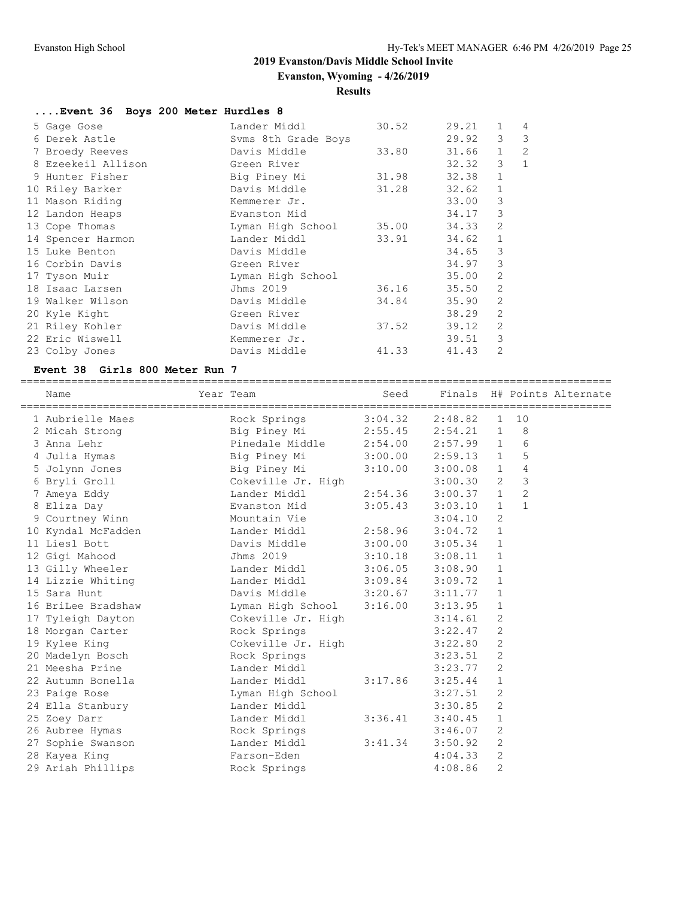# 2019 Evanston/Davis Middle School Invite

**Evanston, Wyoming - 4/26/2019**

**Results**

### ....Event 36 Boys 200 Meter Hurdles 8

| Name | Year | Team | Seed | Finals | H# | Points |
|---|---|---|---|---|---|---|
| 5 Gage Gose | | Lander Middl | 30.52 | 29.21 | 1 | 4 |
| 6 Derek Astle | | Svms 8th Grade Boys | | 29.92 | 3 | 3 |
| 7 Broedy Reeves | | Davis Middle | 33.80 | 31.66 | 1 | 2 |
| 8 Ezeekeil Allison | | Green River | | 32.32 | 3 | 1 |
| 9 Hunter Fisher | | Big Piney Mi | 31.98 | 32.38 | 1 | |
| 10 Riley Barker | | Davis Middle | 31.28 | 32.62 | 1 | |
| 11 Mason Riding | | Kemmerer Jr. | | 33.00 | 3 | |
| 12 Landon Heaps | | Evanston Mid | | 34.17 | 3 | |
| 13 Cope Thomas | | Lyman High School | 35.00 | 34.33 | 2 | |
| 14 Spencer Harmon | | Lander Middl | 33.91 | 34.62 | 1 | |
| 15 Luke Benton | | Davis Middle | | 34.65 | 3 | |
| 16 Corbin Davis | | Green River | | 34.97 | 3 | |
| 17 Tyson Muir | | Lyman High School | | 35.00 | 2 | |
| 18 Isaac Larsen | | Jhms 2019 | 36.16 | 35.50 | 2 | |
| 19 Walker Wilson | | Davis Middle | 34.84 | 35.90 | 2 | |
| 20 Kyle Kight | | Green River | | 38.29 | 2 | |
| 21 Riley Kohler | | Davis Middle | 37.52 | 39.12 | 2 | |
| 22 Eric Wiswell | | Kemmerer Jr. | | 39.51 | 3 | |
| 23 Colby Jones | | Davis Middle | 41.33 | 41.43 | 2 | |

### Event 38 Girls 800 Meter Run 7

| Name | Year | Team | Seed | Finals | H# | Points | Alternate |
|---|---|---|---|---|---|---|---|
| 1 Aubrielle Maes | | Rock Springs | 3:04.32 | 2:48.82 | 1 | 10 | |
| 2 Micah Strong | | Big Piney Mi | 2:55.45 | 2:54.21 | 1 | 8 | |
| 3 Anna Lehr | | Pinedale Middle | 2:54.00 | 2:57.99 | 1 | 6 | |
| 4 Julia Hymas | | Big Piney Mi | 3:00.00 | 2:59.13 | 1 | 5 | |
| 5 Jolynn Jones | | Big Piney Mi | 3:10.00 | 3:00.08 | 1 | 4 | |
| 6 Bryli Groll | | Cokeville Jr. High | | 3:00.30 | 2 | 3 | |
| 7 Ameya Eddy | | Lander Middl | 2:54.36 | 3:00.37 | 1 | 2 | |
| 8 Eliza Day | | Evanston Mid | 3:05.43 | 3:03.10 | 1 | 1 | |
| 9 Courtney Winn | | Mountain Vie | | 3:04.10 | 2 | | |
| 10 Kyndal McFadden | | Lander Middl | 2:58.96 | 3:04.72 | 1 | | |
| 11 Liesl Bott | | Davis Middle | 3:00.00 | 3:05.34 | 1 | | |
| 12 Gigi Mahood | | Jhms 2019 | 3:10.18 | 3:08.11 | 1 | | |
| 13 Gilly Wheeler | | Lander Middl | 3:06.05 | 3:08.90 | 1 | | |
| 14 Lizzie Whiting | | Lander Middl | 3:09.84 | 3:09.72 | 1 | | |
| 15 Sara Hunt | | Davis Middle | 3:20.67 | 3:11.77 | 1 | | |
| 16 BriLee Bradshaw | | Lyman High School | 3:16.00 | 3:13.95 | 1 | | |
| 17 Tyleigh Dayton | | Cokeville Jr. High | | 3:14.61 | 2 | | |
| 18 Morgan Carter | | Rock Springs | | 3:22.47 | 2 | | |
| 19 Kylee King | | Cokeville Jr. High | | 3:22.80 | 2 | | |
| 20 Madelyn Bosch | | Rock Springs | | 3:23.51 | 2 | | |
| 21 Meesha Prine | | Lander Middl | | 3:23.77 | 2 | | |
| 22 Autumn Bonella | | Lander Middl | 3:17.86 | 3:25.44 | 1 | | |
| 23 Paige Rose | | Lyman High School | | 3:27.51 | 2 | | |
| 24 Ella Stanbury | | Lander Middl | | 3:30.85 | 2 | | |
| 25 Zoey Darr | | Lander Middl | 3:36.41 | 3:40.45 | 1 | | |
| 26 Aubree Hymas | | Rock Springs | | 3:46.07 | 2 | | |
| 27 Sophie Swanson | | Lander Middl | 3:41.34 | 3:50.92 | 2 | | |
| 28 Kayea King | | Farson-Eden | | 4:04.33 | 2 | | |
| 29 Ariah Phillips | | Rock Springs | | 4:08.86 | 2 | | |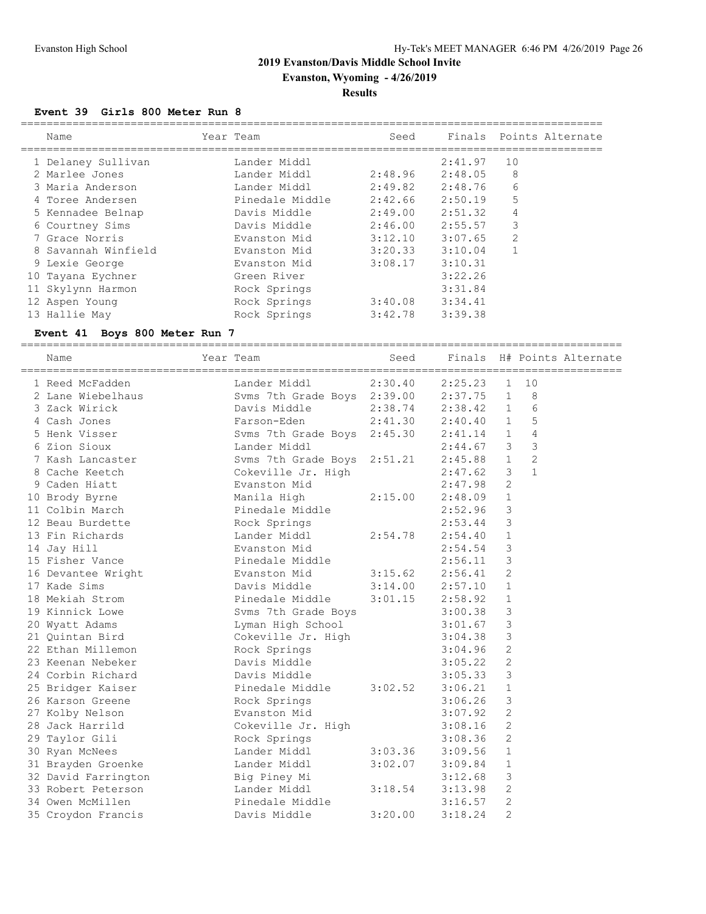## 2019 Evanston/Davis Middle School Invite

**Evanston, Wyoming - 4/26/2019**

**Results**

### Event 39 Girls 800 Meter Run 8

| | Name | Year | Team | Seed | Finals | Points | Alternate |
|---|---|---|---|---|---|---|---|
| 1 | Delaney Sullivan | | Lander Middl | | 2:41.97 | 10 | |
| 2 | Marlee Jones | | Lander Middl | 2:48.96 | 2:48.05 | 8 | |
| 3 | Maria Anderson | | Lander Middl | 2:49.82 | 2:48.76 | 6 | |
| 4 | Toree Andersen | | Pinedale Middle | 2:42.66 | 2:50.19 | 5 | |
| 5 | Kennadee Belnap | | Davis Middle | 2:49.00 | 2:51.32 | 4 | |
| 6 | Courtney Sims | | Davis Middle | 2:46.00 | 2:55.57 | 3 | |
| 7 | Grace Norris | | Evanston Mid | 3:12.10 | 3:07.65 | 2 | |
| 8 | Savannah Winfield | | Evanston Mid | 3:20.33 | 3:10.04 | 1 | |
| 9 | Lexie George | | Evanston Mid | 3:08.17 | 3:10.31 | | |
| 10 | Tayana Eychner | | Green River | | 3:22.26 | | |
| 11 | Skylynn Harmon | | Rock Springs | | 3:31.84 | | |
| 12 | Aspen Young | | Rock Springs | 3:40.08 | 3:34.41 | | |
| 13 | Hallie May | | Rock Springs | 3:42.78 | 3:39.38 | | |

### Event 41 Boys 800 Meter Run 7

| | Name | Year | Team | Seed | Finals | H# | Points | Alternate |
|---|---|---|---|---|---|---|---|---|
| 1 | Reed McFadden | | Lander Middl | 2:30.40 | 2:25.23 | 1 | 10 | |
| 2 | Lane Wiebelhaus | | Svms 7th Grade Boys | 2:39.00 | 2:37.75 | 1 | 8 | |
| 3 | Zack Wirick | | Davis Middle | 2:38.74 | 2:38.42 | 1 | 6 | |
| 4 | Cash Jones | | Farson-Eden | 2:41.30 | 2:40.40 | 1 | 5 | |
| 5 | Henk Visser | | Svms 7th Grade Boys | 2:45.30 | 2:41.14 | 1 | 4 | |
| 6 | Zion Sioux | | Lander Middl | | 2:44.67 | 3 | 3 | |
| 7 | Kash Lancaster | | Svms 7th Grade Boys | 2:51.21 | 2:45.88 | 1 | 2 | |
| 8 | Cache Keetch | | Cokeville Jr. High | | 2:47.62 | 3 | 1 | |
| 9 | Caden Hiatt | | Evanston Mid | | 2:47.98 | 2 | | |
| 10 | Brody Byrne | | Manila High | 2:15.00 | 2:48.09 | 1 | | |
| 11 | Colbin March | | Pinedale Middle | | 2:52.96 | 3 | | |
| 12 | Beau Burdette | | Rock Springs | | 2:53.44 | 3 | | |
| 13 | Fin Richards | | Lander Middl | 2:54.78 | 2:54.40 | 1 | | |
| 14 | Jay Hill | | Evanston Mid | | 2:54.54 | 3 | | |
| 15 | Fisher Vance | | Pinedale Middle | | 2:56.11 | 3 | | |
| 16 | Devantee Wright | | Evanston Mid | 3:15.62 | 2:56.41 | 2 | | |
| 17 | Kade Sims | | Davis Middle | 3:14.00 | 2:57.10 | 1 | | |
| 18 | Mekiah Strom | | Pinedale Middle | 3:01.15 | 2:58.92 | 1 | | |
| 19 | Kinnick Lowe | | Svms 7th Grade Boys | | 3:00.38 | 3 | | |
| 20 | Wyatt Adams | | Lyman High School | | 3:01.67 | 3 | | |
| 21 | Quintan Bird | | Cokeville Jr. High | | 3:04.38 | 3 | | |
| 22 | Ethan Millemon | | Rock Springs | | 3:04.96 | 2 | | |
| 23 | Keenan Nebeker | | Davis Middle | | 3:05.22 | 2 | | |
| 24 | Corbin Richard | | Davis Middle | | 3:05.33 | 3 | | |
| 25 | Bridger Kaiser | | Pinedale Middle | 3:02.52 | 3:06.21 | 1 | | |
| 26 | Karson Greene | | Rock Springs | | 3:06.26 | 3 | | |
| 27 | Kolby Nelson | | Evanston Mid | | 3:07.92 | 2 | | |
| 28 | Jack Harrild | | Cokeville Jr. High | | 3:08.16 | 2 | | |
| 29 | Taylor Gili | | Rock Springs | | 3:08.36 | 2 | | |
| 30 | Ryan McNees | | Lander Middl | 3:03.36 | 3:09.56 | 1 | | |
| 31 | Brayden Groenke | | Lander Middl | 3:02.07 | 3:09.84 | 1 | | |
| 32 | David Farrington | | Big Piney Mi | | 3:12.68 | 3 | | |
| 33 | Robert Peterson | | Lander Middl | 3:18.54 | 3:13.98 | 2 | | |
| 34 | Owen McMillen | | Pinedale Middle | | 3:16.57 | 2 | | |
| 35 | Croydon Francis | | Davis Middle | 3:20.00 | 3:18.24 | 2 | | |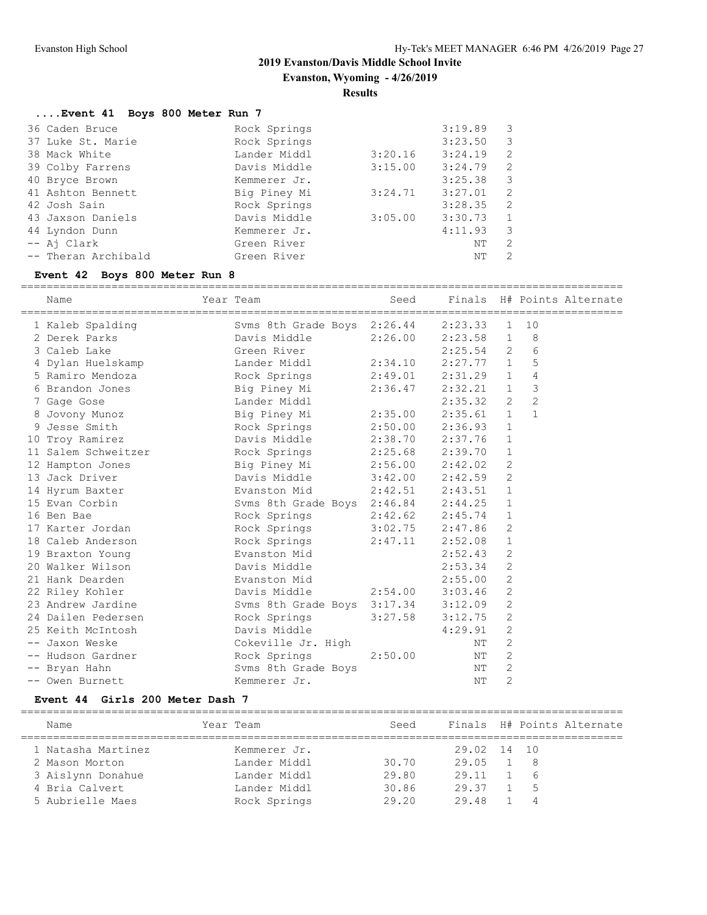# 2019 Evanston/Davis Middle School Invite

**Evanston, Wyoming - 4/26/2019**

**Results**

### ....Event 41 Boys 800 Meter Run 7

| Name | Year | Team | Seed | Finals | H# | Points | Alternate |
|---|---|---|---|---|---|---|---|
| 36 Caden Bruce | | Rock Springs | | 3:19.89 | 3 | | |
| 37 Luke St. Marie | | Rock Springs | | 3:23.50 | 3 | | |
| 38 Mack White | | Lander Middl | 3:20.16 | 3:24.19 | 2 | | |
| 39 Colby Farrens | | Davis Middle | 3:15.00 | 3:24.79 | 2 | | |
| 40 Bryce Brown | | Kemmerer Jr. | | 3:25.38 | 3 | | |
| 41 Ashton Bennett | | Big Piney Mi | 3:24.71 | 3:27.01 | 2 | | |
| 42 Josh Sain | | Rock Springs | | 3:28.35 | 2 | | |
| 43 Jaxson Daniels | | Davis Middle | 3:05.00 | 3:30.73 | 1 | | |
| 44 Lyndon Dunn | | Kemmerer Jr. | | 4:11.93 | 3 | | |
| -- Aj Clark | | Green River | | NT | 2 | | |
| -- Theran Archibald | | Green River | | NT | 2 | | |

### Event 42 Boys 800 Meter Run 8

| Name | Year | Team | Seed | Finals | H# | Points | Alternate |
|---|---|---|---|---|---|---|---|
| 1 Kaleb Spalding | | Svms 8th Grade Boys | 2:26.44 | 2:23.33 | 1 | 10 | |
| 2 Derek Parks | | Davis Middle | 2:26.00 | 2:23.58 | 1 | 8 | |
| 3 Caleb Lake | | Green River | | 2:25.54 | 2 | 6 | |
| 4 Dylan Huelskamp | | Lander Middl | 2:34.10 | 2:27.77 | 1 | 5 | |
| 5 Ramiro Mendoza | | Rock Springs | 2:49.01 | 2:31.29 | 1 | 4 | |
| 6 Brandon Jones | | Big Piney Mi | 2:36.47 | 2:32.21 | 1 | 3 | |
| 7 Gage Gose | | Lander Middl | | 2:35.32 | 2 | 2 | |
| 8 Jovony Munoz | | Big Piney Mi | 2:35.00 | 2:35.61 | 1 | 1 | |
| 9 Jesse Smith | | Rock Springs | 2:50.00 | 2:36.93 | 1 | | |
| 10 Troy Ramirez | | Davis Middle | 2:38.70 | 2:37.76 | 1 | | |
| 11 Salem Schweitzer | | Rock Springs | 2:25.68 | 2:39.70 | 1 | | |
| 12 Hampton Jones | | Big Piney Mi | 2:56.00 | 2:42.02 | 2 | | |
| 13 Jack Driver | | Davis Middle | 3:42.00 | 2:42.59 | 2 | | |
| 14 Hyrum Baxter | | Evanston Mid | 2:42.51 | 2:43.51 | 1 | | |
| 15 Evan Corbin | | Svms 8th Grade Boys | 2:46.84 | 2:44.25 | 1 | | |
| 16 Ben Bae | | Rock Springs | 2:42.62 | 2:45.74 | 1 | | |
| 17 Karter Jordan | | Rock Springs | 3:02.75 | 2:47.86 | 2 | | |
| 18 Caleb Anderson | | Rock Springs | 2:47.11 | 2:52.08 | 1 | | |
| 19 Braxton Young | | Evanston Mid | | 2:52.43 | 2 | | |
| 20 Walker Wilson | | Davis Middle | | 2:53.34 | 2 | | |
| 21 Hank Dearden | | Evanston Mid | | 2:55.00 | 2 | | |
| 22 Riley Kohler | | Davis Middle | 2:54.00 | 3:03.46 | 2 | | |
| 23 Andrew Jardine | | Svms 8th Grade Boys | 3:17.34 | 3:12.09 | 2 | | |
| 24 Dailen Pedersen | | Rock Springs | 3:27.58 | 3:12.75 | 2 | | |
| 25 Keith McIntosh | | Davis Middle | | 4:29.91 | 2 | | |
| -- Jaxon Weske | | Cokeville Jr. High | | NT | 2 | | |
| -- Hudson Gardner | | Rock Springs | 2:50.00 | NT | 2 | | |
| -- Bryan Hahn | | Svms 8th Grade Boys | | NT | 2 | | |
| -- Owen Burnett | | Kemmerer Jr. | | NT | 2 | | |

### Event 44 Girls 200 Meter Dash 7

| Name | Year | Team | Seed | Finals | H# | Points | Alternate |
|---|---|---|---|---|---|---|---|
| 1 Natasha Martinez | | Kemmerer Jr. | | 29.02 | 14 | 10 | |
| 2 Mason Morton | | Lander Middl | 30.70 | 29.05 | 1 | 8 | |
| 3 Aislynn Donahue | | Lander Middl | 29.80 | 29.11 | 1 | 6 | |
| 4 Bria Calvert | | Lander Middl | 30.86 | 29.37 | 1 | 5 | |
| 5 Aubrielle Maes | | Rock Springs | 29.20 | 29.48 | 1 | 4 | |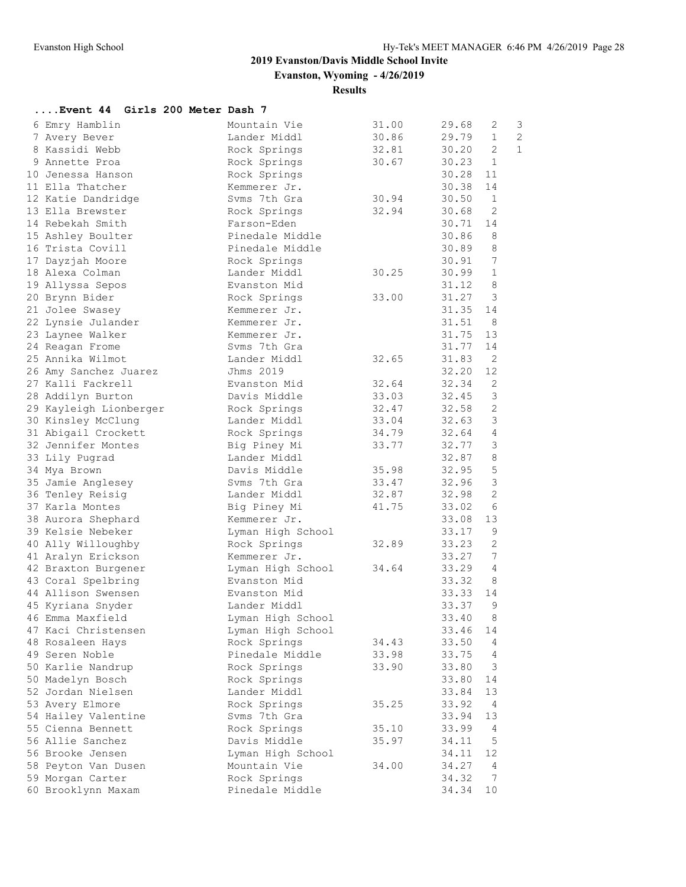## 2019 Evanston/Davis Middle School Invite

**Evanston, Wyoming - 4/26/2019**

**Results**

### ....Event 44 Girls 200 Meter Dash 7

| Place | Name | School | Seed | Finals | Heat | Points |
|---|---|---|---|---|---|---|
| 6 | Emry Hamblin | Mountain Vie | 31.00 | 29.68 | 2 | 3 |
| 7 | Avery Bever | Lander Middl | 30.86 | 29.79 | 1 | 2 |
| 8 | Kassidi Webb | Rock Springs | 32.81 | 30.20 | 2 | 1 |
| 9 | Annette Proa | Rock Springs | 30.67 | 30.23 | 1 | |
| 10 | Jenessa Hanson | Rock Springs | | 30.28 | 11 | |
| 11 | Ella Thatcher | Kemmerer Jr. | | 30.38 | 14 | |
| 12 | Katie Dandridge | Svms 7th Gra | 30.94 | 30.50 | 1 | |
| 13 | Ella Brewster | Rock Springs | 32.94 | 30.68 | 2 | |
| 14 | Rebekah Smith | Farson-Eden | | 30.71 | 14 | |
| 15 | Ashley Boulter | Pinedale Middle | | 30.86 | 8 | |
| 16 | Trista Covill | Pinedale Middle | | 30.89 | 8 | |
| 17 | Dayzjah Moore | Rock Springs | | 30.91 | 7 | |
| 18 | Alexa Colman | Lander Middl | 30.25 | 30.99 | 1 | |
| 19 | Allyssa Sepos | Evanston Mid | | 31.12 | 8 | |
| 20 | Brynn Bider | Rock Springs | 33.00 | 31.27 | 3 | |
| 21 | Jolee Swasey | Kemmerer Jr. | | 31.35 | 14 | |
| 22 | Lynsie Julander | Kemmerer Jr. | | 31.51 | 8 | |
| 23 | Laynee Walker | Kemmerer Jr. | | 31.75 | 13 | |
| 24 | Reagan Frome | Svms 7th Gra | | 31.77 | 14 | |
| 25 | Annika Wilmot | Lander Middl | 32.65 | 31.83 | 2 | |
| 26 | Amy Sanchez Juarez | Jhms 2019 | | 32.20 | 12 | |
| 27 | Kalli Fackrell | Evanston Mid | 32.64 | 32.34 | 2 | |
| 28 | Addilyn Burton | Davis Middle | 33.03 | 32.45 | 3 | |
| 29 | Kayleigh Lionberger | Rock Springs | 32.47 | 32.58 | 2 | |
| 30 | Kinsley McClung | Lander Middl | 33.04 | 32.63 | 3 | |
| 31 | Abigail Crockett | Rock Springs | 34.79 | 32.64 | 4 | |
| 32 | Jennifer Montes | Big Piney Mi | 33.77 | 32.77 | 3 | |
| 33 | Lily Pugrad | Lander Middl | | 32.87 | 8 | |
| 34 | Mya Brown | Davis Middle | 35.98 | 32.95 | 5 | |
| 35 | Jamie Anglesey | Svms 7th Gra | 33.47 | 32.96 | 3 | |
| 36 | Tenley Reisig | Lander Middl | 32.87 | 32.98 | 2 | |
| 37 | Karla Montes | Big Piney Mi | 41.75 | 33.02 | 6 | |
| 38 | Aurora Shephard | Kemmerer Jr. | | 33.08 | 13 | |
| 39 | Kelsie Nebeker | Lyman High School | | 33.17 | 9 | |
| 40 | Ally Willoughby | Rock Springs | 32.89 | 33.23 | 2 | |
| 41 | Aralyn Erickson | Kemmerer Jr. | | 33.27 | 7 | |
| 42 | Braxton Burgener | Lyman High School | 34.64 | 33.29 | 4 | |
| 43 | Coral Spelbring | Evanston Mid | | 33.32 | 8 | |
| 44 | Allison Swensen | Evanston Mid | | 33.33 | 14 | |
| 45 | Kyriana Snyder | Lander Middl | | 33.37 | 9 | |
| 46 | Emma Maxfield | Lyman High School | | 33.40 | 8 | |
| 47 | Kaci Christensen | Lyman High School | | 33.46 | 14 | |
| 48 | Rosaleen Hays | Rock Springs | 34.43 | 33.50 | 4 | |
| 49 | Seren Noble | Pinedale Middle | 33.98 | 33.75 | 4 | |
| 50 | Karlie Nandrup | Rock Springs | 33.90 | 33.80 | 3 | |
| 50 | Madelyn Bosch | Rock Springs | | 33.80 | 14 | |
| 52 | Jordan Nielsen | Lander Middl | | 33.84 | 13 | |
| 53 | Avery Elmore | Rock Springs | 35.25 | 33.92 | 4 | |
| 54 | Hailey Valentine | Svms 7th Gra | | 33.94 | 13 | |
| 55 | Cienna Bennett | Rock Springs | 35.10 | 33.99 | 4 | |
| 56 | Allie Sanchez | Davis Middle | 35.97 | 34.11 | 5 | |
| 56 | Brooke Jensen | Lyman High School | | 34.11 | 12 | |
| 58 | Peyton Van Dusen | Mountain Vie | 34.00 | 34.27 | 4 | |
| 59 | Morgan Carter | Rock Springs | | 34.32 | 7 | |
| 60 | Brooklynn Maxam | Pinedale Middle | | 34.34 | 10 | |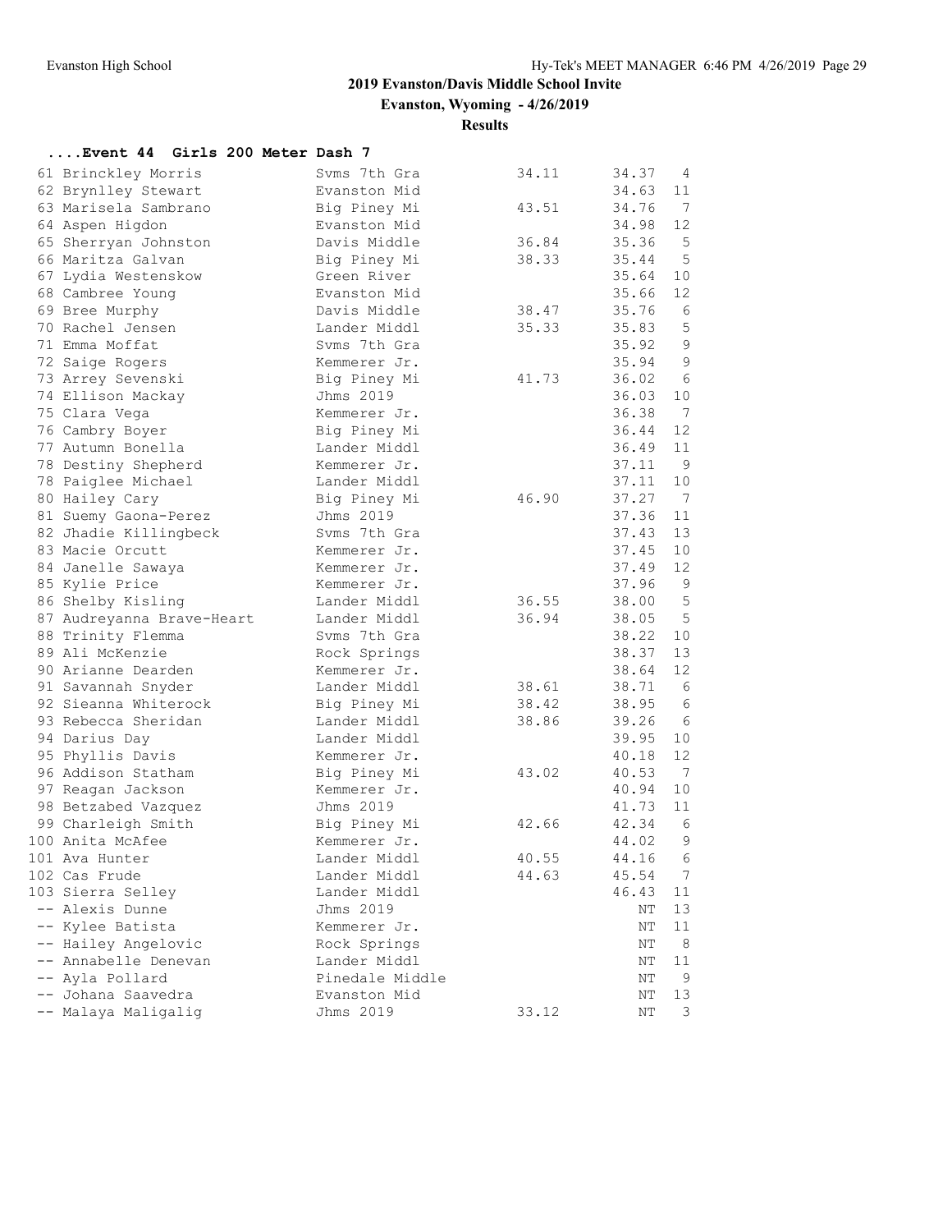# 2019 Evanston/Davis Middle School Invite

**Evanston, Wyoming - 4/26/2019**

**Results**

### ....Event 44 Girls 200 Meter Dash 7

| Place | Name | School | Seed | Finals | H |
|---|---|---|---|---|---|
| 61 | Brinckley Morris | Svms 7th Gra | 34.11 | 34.37 | 4 |
| 62 | Brynlley Stewart | Evanston Mid | | 34.63 | 11 |
| 63 | Marisela Sambrano | Big Piney Mi | 43.51 | 34.76 | 7 |
| 64 | Aspen Higdon | Evanston Mid | | 34.98 | 12 |
| 65 | Sherryan Johnston | Davis Middle | 36.84 | 35.36 | 5 |
| 66 | Maritza Galvan | Big Piney Mi | 38.33 | 35.44 | 5 |
| 67 | Lydia Westenskow | Green River | | 35.64 | 10 |
| 68 | Cambree Young | Evanston Mid | | 35.66 | 12 |
| 69 | Bree Murphy | Davis Middle | 38.47 | 35.76 | 6 |
| 70 | Rachel Jensen | Lander Middl | 35.33 | 35.83 | 5 |
| 71 | Emma Moffat | Svms 7th Gra | | 35.92 | 9 |
| 72 | Saige Rogers | Kemmerer Jr. | | 35.94 | 9 |
| 73 | Arrey Sevenski | Big Piney Mi | 41.73 | 36.02 | 6 |
| 74 | Ellison Mackay | Jhms 2019 | | 36.03 | 10 |
| 75 | Clara Vega | Kemmerer Jr. | | 36.38 | 7 |
| 76 | Cambry Boyer | Big Piney Mi | | 36.44 | 12 |
| 77 | Autumn Bonella | Lander Middl | | 36.49 | 11 |
| 78 | Destiny Shepherd | Kemmerer Jr. | | 37.11 | 9 |
| 78 | Paiglee Michael | Lander Middl | | 37.11 | 10 |
| 80 | Hailey Cary | Big Piney Mi | 46.90 | 37.27 | 7 |
| 81 | Suemy Gaona-Perez | Jhms 2019 | | 37.36 | 11 |
| 82 | Jhadie Killingbeck | Svms 7th Gra | | 37.43 | 13 |
| 83 | Macie Orcutt | Kemmerer Jr. | | 37.45 | 10 |
| 84 | Janelle Sawaya | Kemmerer Jr. | | 37.49 | 12 |
| 85 | Kylie Price | Kemmerer Jr. | | 37.96 | 9 |
| 86 | Shelby Kisling | Lander Middl | 36.55 | 38.00 | 5 |
| 87 | Audreyanna Brave-Heart | Lander Middl | 36.94 | 38.05 | 5 |
| 88 | Trinity Flemma | Svms 7th Gra | | 38.22 | 10 |
| 89 | Ali McKenzie | Rock Springs | | 38.37 | 13 |
| 90 | Arianne Dearden | Kemmerer Jr. | | 38.64 | 12 |
| 91 | Savannah Snyder | Lander Middl | 38.61 | 38.71 | 6 |
| 92 | Sieanna Whiterock | Big Piney Mi | 38.42 | 38.95 | 6 |
| 93 | Rebecca Sheridan | Lander Middl | 38.86 | 39.26 | 6 |
| 94 | Darius Day | Lander Middl | | 39.95 | 10 |
| 95 | Phyllis Davis | Kemmerer Jr. | | 40.18 | 12 |
| 96 | Addison Statham | Big Piney Mi | 43.02 | 40.53 | 7 |
| 97 | Reagan Jackson | Kemmerer Jr. | | 40.94 | 10 |
| 98 | Betzabed Vazquez | Jhms 2019 | | 41.73 | 11 |
| 99 | Charleigh Smith | Big Piney Mi | 42.66 | 42.34 | 6 |
| 100 | Anita McAfee | Kemmerer Jr. | | 44.02 | 9 |
| 101 | Ava Hunter | Lander Middl | 40.55 | 44.16 | 6 |
| 102 | Cas Frude | Lander Middl | 44.63 | 45.54 | 7 |
| 103 | Sierra Selley | Lander Middl | | 46.43 | 11 |
| -- | Alexis Dunne | Jhms 2019 | | NT | 13 |
| -- | Kylee Batista | Kemmerer Jr. | | NT | 11 |
| -- | Hailey Angelovic | Rock Springs | | NT | 8 |
| -- | Annabelle Denevan | Lander Middl | | NT | 11 |
| -- | Ayla Pollard | Pinedale Middle | | NT | 9 |
| -- | Johana Saavedra | Evanston Mid | | NT | 13 |
| -- | Malaya Maligalig | Jhms 2019 | 33.12 | NT | 3 |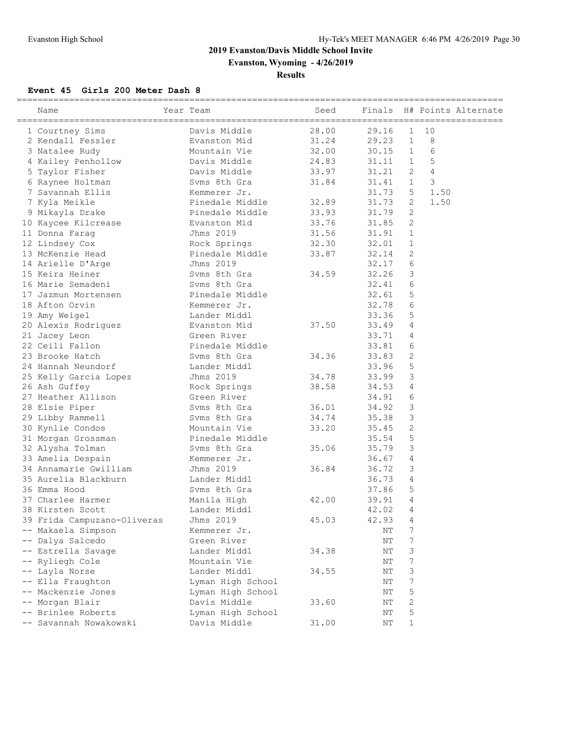## 2019 Evanston/Davis Middle School Invite

**Evanston, Wyoming - 4/26/2019**

**Results**

### Event 45 Girls 200 Meter Dash 8

| Place | Name | Year | Team | Seed | Finals | H# | Points | Alternate |
|---|---|---|---|---|---|---|---|---|
| 1 | Courtney Sims | | Davis Middle | 28.00 | 29.16 | 1 | 10 | |
| 2 | Kendall Fessler | | Evanston Mid | 31.24 | 29.23 | 1 | 8 | |
| 3 | Natalee Rudy | | Mountain Vie | 32.00 | 30.15 | 1 | 6 | |
| 4 | Kailey Penhollow | | Davis Middle | 24.83 | 31.11 | 1 | 5 | |
| 5 | Taylor Fisher | | Davis Middle | 33.97 | 31.21 | 2 | 4 | |
| 6 | Raynee Holtman | | Svms 8th Gra | 31.84 | 31.41 | 1 | 3 | |
| 7 | Savannah Ellis | | Kemmerer Jr. | | 31.73 | 5 | 1.50 | |
| 7 | Kyla Meikle | | Pinedale Middle | 32.89 | 31.73 | 2 | 1.50 | |
| 9 | Mikayla Drake | | Pinedale Middle | 33.93 | 31.79 | 2 | | |
| 10 | Kaycee Kilcrease | | Evanston Mid | 33.76 | 31.85 | 2 | | |
| 11 | Donna Farag | | Jhms 2019 | 31.56 | 31.91 | 1 | | |
| 12 | Lindsey Cox | | Rock Springs | 32.30 | 32.01 | 1 | | |
| 13 | McKenzie Head | | Pinedale Middle | 33.87 | 32.14 | 2 | | |
| 14 | Arielle D'Arge | | Jhms 2019 | | 32.17 | 6 | | |
| 15 | Keira Heiner | | Svms 8th Gra | 34.59 | 32.26 | 3 | | |
| 16 | Marie Semadeni | | Svms 8th Gra | | 32.41 | 6 | | |
| 17 | Jazmun Mortensen | | Pinedale Middle | | 32.61 | 5 | | |
| 18 | Afton Orvin | | Kemmerer Jr. | | 32.78 | 6 | | |
| 19 | Amy Weigel | | Lander Middl | | 33.36 | 5 | | |
| 20 | Alexis Rodriguez | | Evanston Mid | 37.50 | 33.49 | 4 | | |
| 21 | Jacey Leon | | Green River | | 33.71 | 4 | | |
| 22 | Ceili Fallon | | Pinedale Middle | | 33.81 | 6 | | |
| 23 | Brooke Hatch | | Svms 8th Gra | 34.36 | 33.83 | 2 | | |
| 24 | Hannah Neundorf | | Lander Middl | | 33.96 | 5 | | |
| 25 | Kelly Garcia Lopez | | Jhms 2019 | 34.78 | 33.99 | 3 | | |
| 26 | Ash Guffey | | Rock Springs | 38.58 | 34.53 | 4 | | |
| 27 | Heather Allison | | Green River | | 34.91 | 6 | | |
| 28 | Elsie Piper | | Svms 8th Gra | 36.01 | 34.92 | 3 | | |
| 29 | Libby Rammell | | Svms 8th Gra | 34.74 | 35.38 | 3 | | |
| 30 | Kynlie Condos | | Mountain Vie | 33.20 | 35.45 | 2 | | |
| 31 | Morgan Grossman | | Pinedale Middle | | 35.54 | 5 | | |
| 32 | Alysha Tolman | | Svms 8th Gra | 35.06 | 35.79 | 3 | | |
| 33 | Amelia Despain | | Kemmerer Jr. | | 36.67 | 4 | | |
| 34 | Annamarie Gwilliam | | Jhms 2019 | 36.84 | 36.72 | 3 | | |
| 35 | Aurelia Blackburn | | Lander Middl | | 36.73 | 4 | | |
| 36 | Emma Hood | | Svms 8th Gra | | 37.86 | 5 | | |
| 37 | Charlee Harmer | | Manila High | 42.00 | 39.91 | 4 | | |
| 38 | Kirsten Scott | | Lander Middl | | 42.02 | 4 | | |
| 39 | Frida Campuzano-Oliveras | | Jhms 2019 | 45.03 | 42.93 | 4 | | |
| -- | Makaela Simpson | | Kemmerer Jr. | | NT | 7 | | |
| -- | Dalya Salcedo | | Green River | | NT | 7 | | |
| -- | Estrella Savage | | Lander Middl | 34.38 | NT | 3 | | |
| -- | Ryliegh Cole | | Mountain Vie | | NT | 7 | | |
| -- | Layla Norse | | Lander Middl | 34.55 | NT | 3 | | |
| -- | Ella Fraughton | | Lyman High School | | NT | 7 | | |
| -- | Mackenzie Jones | | Lyman High School | | NT | 5 | | |
| -- | Morgan Blair | | Davis Middle | 33.60 | NT | 2 | | |
| -- | Brinlee Roberts | | Lyman High School | | NT | 5 | | |
| -- | Savannah Nowakowski | | Davis Middle | 31.00 | NT | 1 | | |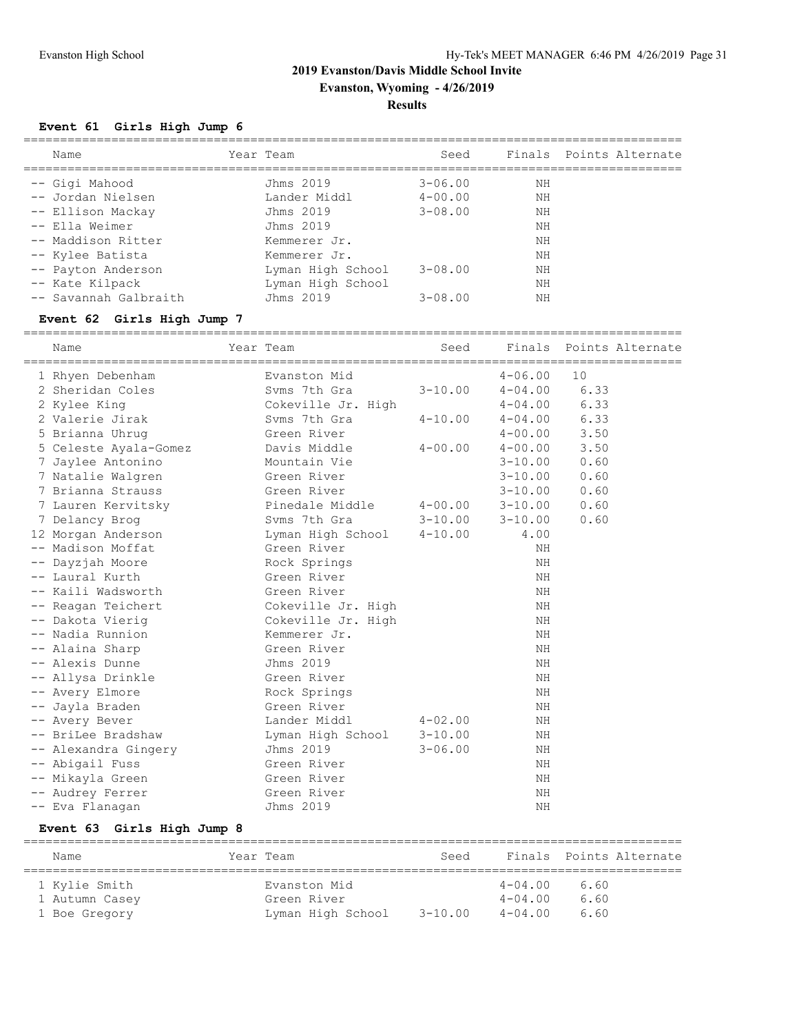## 2019 Evanston/Davis Middle School Invite

**Evanston, Wyoming - 4/26/2019**

**Results**

### Event 61 Girls High Jump 6

| Name | Year | Team | Seed | Finals | Points | Alternate |
|---|---|---|---|---|---|---|
| -- Gigi Mahood | | Jhms 2019 | 3-06.00 | NH | | |
| -- Jordan Nielsen | | Lander Middl | 4-00.00 | NH | | |
| -- Ellison Mackay | | Jhms 2019 | 3-08.00 | NH | | |
| -- Ella Weimer | | Jhms 2019 | | NH | | |
| -- Maddison Ritter | | Kemmerer Jr. | | NH | | |
| -- Kylee Batista | | Kemmerer Jr. | | NH | | |
| -- Payton Anderson | | Lyman High School | 3-08.00 | NH | | |
| -- Kate Kilpack | | Lyman High School | | NH | | |
| -- Savannah Galbraith | | Jhms 2019 | 3-08.00 | NH | | |

### Event 62 Girls High Jump 7

| Name | Year | Team | Seed | Finals | Points | Alternate |
|---|---|---|---|---|---|---|
| 1 Rhyen Debenham | | Evanston Mid | | 4-06.00 | 10 | |
| 2 Sheridan Coles | | Svms 7th Gra | 3-10.00 | 4-04.00 | 6.33 | |
| 2 Kylee King | | Cokeville Jr. High | | 4-04.00 | 6.33 | |
| 2 Valerie Jirak | | Svms 7th Gra | 4-10.00 | 4-04.00 | 6.33 | |
| 5 Brianna Uhrug | | Green River | | 4-00.00 | 3.50 | |
| 5 Celeste Ayala-Gomez | | Davis Middle | 4-00.00 | 4-00.00 | 3.50 | |
| 7 Jaylee Antonino | | Mountain Vie | | 3-10.00 | 0.60 | |
| 7 Natalie Walgren | | Green River | | 3-10.00 | 0.60 | |
| 7 Brianna Strauss | | Green River | | 3-10.00 | 0.60 | |
| 7 Lauren Kervitsky | | Pinedale Middle | 4-00.00 | 3-10.00 | 0.60 | |
| 7 Delancy Brog | | Svms 7th Gra | 3-10.00 | 3-10.00 | 0.60 | |
| 12 Morgan Anderson | | Lyman High School | 4-10.00 | 4.00 | | |
| -- Madison Moffat | | Green River | | NH | | |
| -- Dayzjah Moore | | Rock Springs | | NH | | |
| -- Laural Kurth | | Green River | | NH | | |
| -- Kaili Wadsworth | | Green River | | NH | | |
| -- Reagan Teichert | | Cokeville Jr. High | | NH | | |
| -- Dakota Vierig | | Cokeville Jr. High | | NH | | |
| -- Nadia Runnion | | Kemmerer Jr. | | NH | | |
| -- Alaina Sharp | | Green River | | NH | | |
| -- Alexis Dunne | | Jhms 2019 | | NH | | |
| -- Allysa Drinkle | | Green River | | NH | | |
| -- Avery Elmore | | Rock Springs | | NH | | |
| -- Jayla Braden | | Green River | | NH | | |
| -- Avery Bever | | Lander Middl | 4-02.00 | NH | | |
| -- BriLee Bradshaw | | Lyman High School | 3-10.00 | NH | | |
| -- Alexandra Gingery | | Jhms 2019 | 3-06.00 | NH | | |
| -- Abigail Fuss | | Green River | | NH | | |
| -- Mikayla Green | | Green River | | NH | | |
| -- Audrey Ferrer | | Green River | | NH | | |
| -- Eva Flanagan | | Jhms 2019 | | NH | | |

### Event 63 Girls High Jump 8

| Name | Year | Team | Seed | Finals | Points | Alternate |
|---|---|---|---|---|---|---|
| 1 Kylie Smith | | Evanston Mid | | 4-04.00 | 6.60 | |
| 1 Autumn Casey | | Green River | | 4-04.00 | 6.60 | |
| 1 Boe Gregory | | Lyman High School | 3-10.00 | 4-04.00 | 6.60 | |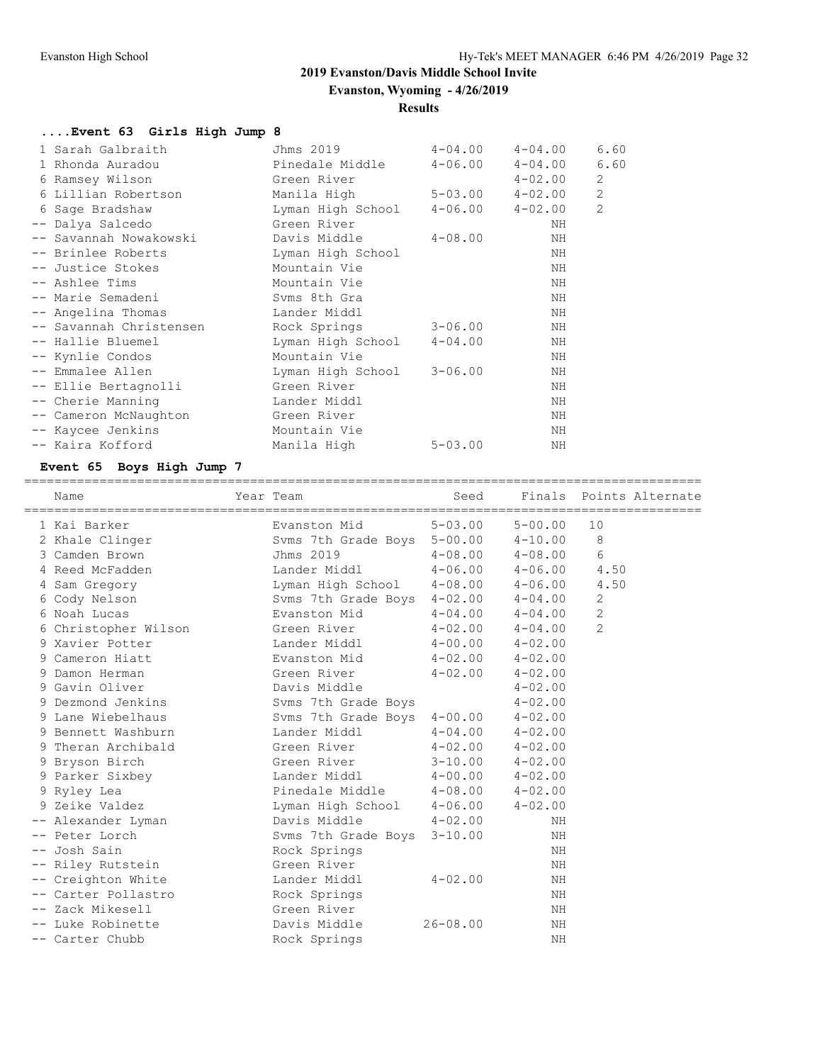**2019 Evanston/Davis Middle School Invite**

**Evanston, Wyoming - 4/26/2019**

**Results**

### ....Event 63 Girls High Jump 8

| Place | Name | Year | Team | Seed | Finals | Points |
|---|---|---|---|---|---|---|
| 1 | Sarah Galbraith | | Jhms 2019 | 4-04.00 | 4-04.00 | 6.60 |
| 1 | Rhonda Auradou | | Pinedale Middle | 4-06.00 | 4-04.00 | 6.60 |
| 6 | Ramsey Wilson | | Green River | | 4-02.00 | 2 |
| 6 | Lillian Robertson | | Manila High | 5-03.00 | 4-02.00 | 2 |
| 6 | Sage Bradshaw | | Lyman High School | 4-06.00 | 4-02.00 | 2 |
| -- | Dalya Salcedo | | Green River | | NH | |
| -- | Savannah Nowakowski | | Davis Middle | 4-08.00 | NH | |
| -- | Brinlee Roberts | | Lyman High School | | NH | |
| -- | Justice Stokes | | Mountain Vie | | NH | |
| -- | Ashlee Tims | | Mountain Vie | | NH | |
| -- | Marie Semadeni | | Svms 8th Gra | | NH | |
| -- | Angelina Thomas | | Lander Middl | | NH | |
| -- | Savannah Christensen | | Rock Springs | 3-06.00 | NH | |
| -- | Hallie Bluemel | | Lyman High School | 4-04.00 | NH | |
| -- | Kynlie Condos | | Mountain Vie | | NH | |
| -- | Emmalee Allen | | Lyman High School | 3-06.00 | NH | |
| -- | Ellie Bertagnolli | | Green River | | NH | |
| -- | Cherie Manning | | Lander Middl | | NH | |
| -- | Cameron McNaughton | | Green River | | NH | |
| -- | Kaycee Jenkins | | Mountain Vie | | NH | |
| -- | Kaira Kofford | | Manila High | 5-03.00 | NH | |

### Event 65 Boys High Jump 7

| Place | Name | Year | Team | Seed | Finals | Points | Alternate |
|---|---|---|---|---|---|---|---|
| 1 | Kai Barker | | Evanston Mid | 5-03.00 | 5-00.00 | 10 | |
| 2 | Khale Clinger | | Svms 7th Grade Boys | 5-00.00 | 4-10.00 | 8 | |
| 3 | Camden Brown | | Jhms 2019 | 4-08.00 | 4-08.00 | 6 | |
| 4 | Reed McFadden | | Lander Middl | 4-06.00 | 4-06.00 | 4.50 | |
| 4 | Sam Gregory | | Lyman High School | 4-08.00 | 4-06.00 | 4.50 | |
| 6 | Cody Nelson | | Svms 7th Grade Boys | 4-02.00 | 4-04.00 | 2 | |
| 6 | Noah Lucas | | Evanston Mid | 4-04.00 | 4-04.00 | 2 | |
| 6 | Christopher Wilson | | Green River | 4-02.00 | 4-04.00 | 2 | |
| 9 | Xavier Potter | | Lander Middl | 4-00.00 | 4-02.00 | | |
| 9 | Cameron Hiatt | | Evanston Mid | 4-02.00 | 4-02.00 | | |
| 9 | Damon Herman | | Green River | 4-02.00 | 4-02.00 | | |
| 9 | Gavin Oliver | | Davis Middle | | 4-02.00 | | |
| 9 | Dezmond Jenkins | | Svms 7th Grade Boys | | 4-02.00 | | |
| 9 | Lane Wiebelhaus | | Svms 7th Grade Boys | 4-00.00 | 4-02.00 | | |
| 9 | Bennett Washburn | | Lander Middl | 4-04.00 | 4-02.00 | | |
| 9 | Theran Archibald | | Green River | 4-02.00 | 4-02.00 | | |
| 9 | Bryson Birch | | Green River | 3-10.00 | 4-02.00 | | |
| 9 | Parker Sixbey | | Lander Middl | 4-00.00 | 4-02.00 | | |
| 9 | Ryley Lea | | Pinedale Middle | 4-08.00 | 4-02.00 | | |
| 9 | Zeike Valdez | | Lyman High School | 4-06.00 | 4-02.00 | | |
| -- | Alexander Lyman | | Davis Middle | 4-02.00 | NH | | |
| -- | Peter Lorch | | Svms 7th Grade Boys | 3-10.00 | NH | | |
| -- | Josh Sain | | Rock Springs | | NH | | |
| -- | Riley Rutstein | | Green River | | NH | | |
| -- | Creighton White | | Lander Middl | 4-02.00 | NH | | |
| -- | Carter Pollastro | | Rock Springs | | NH | | |
| -- | Zack Mikesell | | Green River | | NH | | |
| -- | Luke Robinette | | Davis Middle | 26-08.00 | NH | | |
| -- | Carter Chubb | | Rock Springs | | NH | | |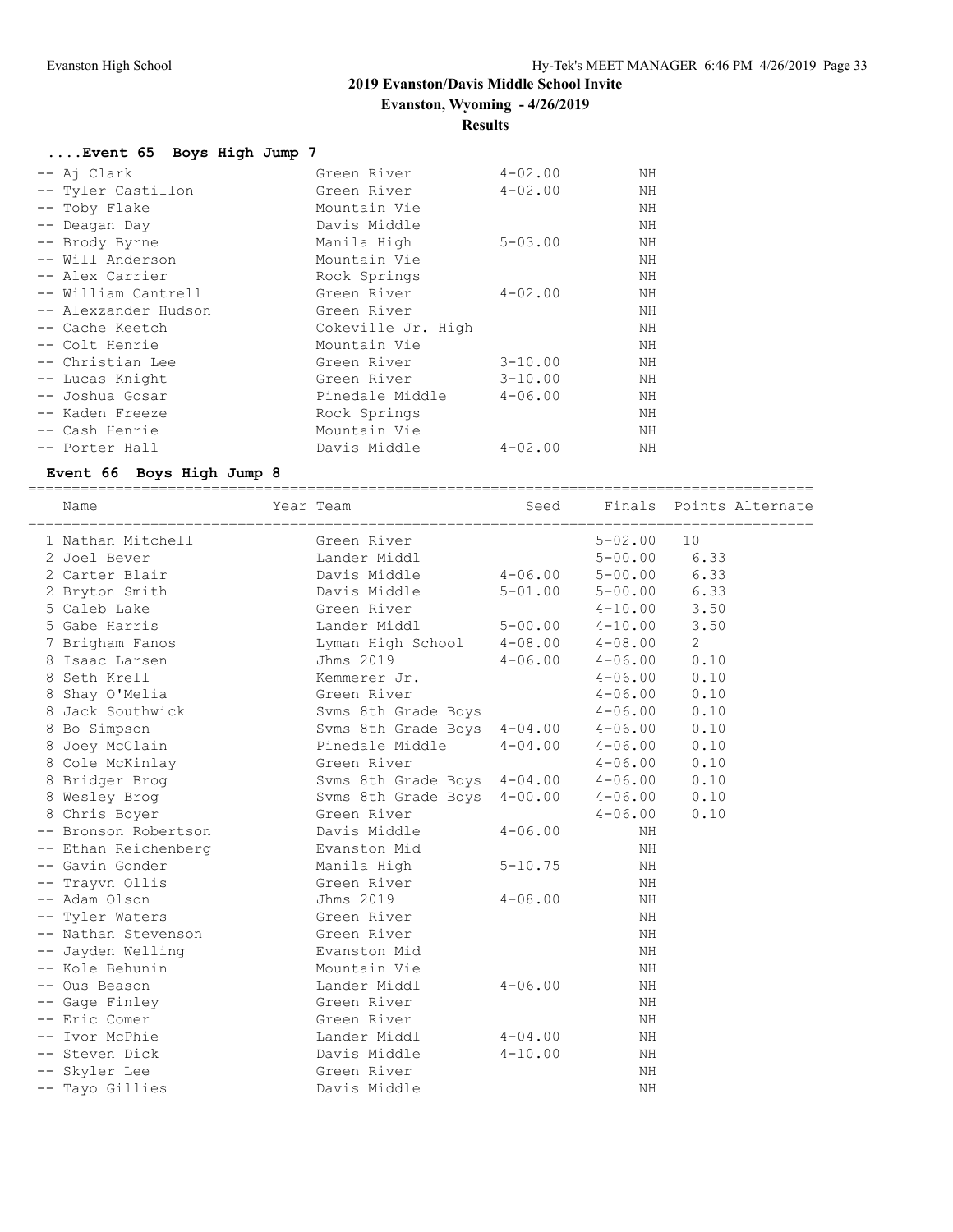## 2019 Evanston/Davis Middle School Invite

**Evanston, Wyoming - 4/26/2019**

**Results**

### ....Event 65 Boys High Jump 7

| Place | Name | Year | Team | Seed | Finals | Points |
|---|---|---|---|---|---|---|
| -- | Aj Clark | | Green River | 4-02.00 | NH | |
| -- | Tyler Castillon | | Green River | 4-02.00 | NH | |
| -- | Toby Flake | | Mountain Vie | | NH | |
| -- | Deagan Day | | Davis Middle | | NH | |
| -- | Brody Byrne | | Manila High | 5-03.00 | NH | |
| -- | Will Anderson | | Mountain Vie | | NH | |
| -- | Alex Carrier | | Rock Springs | | NH | |
| -- | William Cantrell | | Green River | 4-02.00 | NH | |
| -- | Alexzander Hudson | | Green River | | NH | |
| -- | Cache Keetch | | Cokeville Jr. High | | NH | |
| -- | Colt Henrie | | Mountain Vie | | NH | |
| -- | Christian Lee | | Green River | 3-10.00 | NH | |
| -- | Lucas Knight | | Green River | 3-10.00 | NH | |
| -- | Joshua Gosar | | Pinedale Middle | 4-06.00 | NH | |
| -- | Kaden Freeze | | Rock Springs | | NH | |
| -- | Cash Henrie | | Mountain Vie | | NH | |
| -- | Porter Hall | | Davis Middle | 4-02.00 | NH | |

### Event 66 Boys High Jump 8

| Place | Name | Year | Team | Seed | Finals | Points | Alternate |
|---|---|---|---|---|---|---|---|
| 1 | Nathan Mitchell | | Green River | | 5-02.00 | 10 | |
| 2 | Joel Bever | | Lander Middl | | 5-00.00 | 6.33 | |
| 2 | Carter Blair | | Davis Middle | 4-06.00 | 5-00.00 | 6.33 | |
| 2 | Bryton Smith | | Davis Middle | 5-01.00 | 5-00.00 | 6.33 | |
| 5 | Caleb Lake | | Green River | | 4-10.00 | 3.50 | |
| 5 | Gabe Harris | | Lander Middl | 5-00.00 | 4-10.00 | 3.50 | |
| 7 | Brigham Fanos | | Lyman High School | 4-08.00 | 4-08.00 | 2 | |
| 8 | Isaac Larsen | | Jhms 2019 | 4-06.00 | 4-06.00 | 0.10 | |
| 8 | Seth Krell | | Kemmerer Jr. | | 4-06.00 | 0.10 | |
| 8 | Shay O'Melia | | Green River | | 4-06.00 | 0.10 | |
| 8 | Jack Southwick | | Svms 8th Grade Boys | | 4-06.00 | 0.10 | |
| 8 | Bo Simpson | | Svms 8th Grade Boys | 4-04.00 | 4-06.00 | 0.10 | |
| 8 | Joey McClain | | Pinedale Middle | 4-04.00 | 4-06.00 | 0.10 | |
| 8 | Cole McKinlay | | Green River | | 4-06.00 | 0.10 | |
| 8 | Bridger Brog | | Svms 8th Grade Boys | 4-04.00 | 4-06.00 | 0.10 | |
| 8 | Wesley Brog | | Svms 8th Grade Boys | 4-00.00 | 4-06.00 | 0.10 | |
| 8 | Chris Boyer | | Green River | | 4-06.00 | 0.10 | |
| -- | Bronson Robertson | | Davis Middle | 4-06.00 | NH | | |
| -- | Ethan Reichenberg | | Evanston Mid | | NH | | |
| -- | Gavin Gonder | | Manila High | 5-10.75 | NH | | |
| -- | Trayvn Ollis | | Green River | | NH | | |
| -- | Adam Olson | | Jhms 2019 | 4-08.00 | NH | | |
| -- | Tyler Waters | | Green River | | NH | | |
| -- | Nathan Stevenson | | Green River | | NH | | |
| -- | Jayden Welling | | Evanston Mid | | NH | | |
| -- | Kole Behunin | | Mountain Vie | | NH | | |
| -- | Ous Beason | | Lander Middl | 4-06.00 | NH | | |
| -- | Gage Finley | | Green River | | NH | | |
| -- | Eric Comer | | Green River | | NH | | |
| -- | Ivor McPhie | | Lander Middl | 4-04.00 | NH | | |
| -- | Steven Dick | | Davis Middle | 4-10.00 | NH | | |
| -- | Skyler Lee | | Green River | | NH | | |
| -- | Tayo Gillies | | Davis Middle | | NH | | |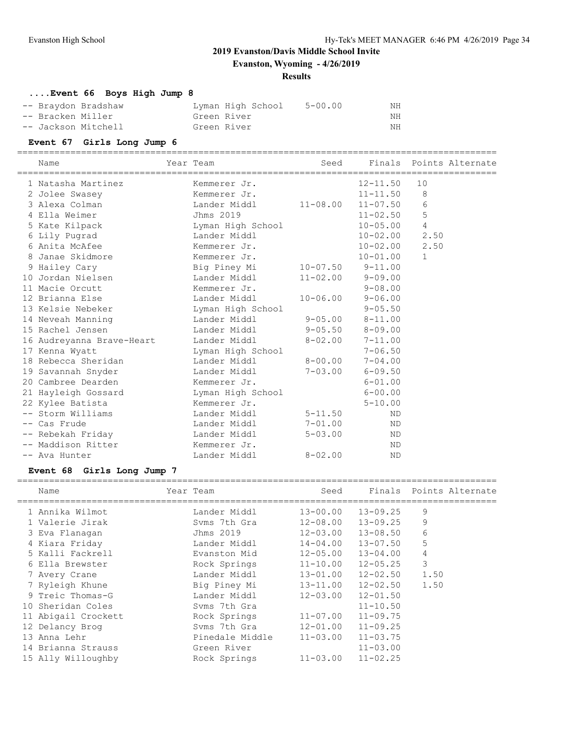## 2019 Evanston/Davis Middle School Invite

**Evanston, Wyoming - 4/26/2019**

**Results**

### ....Event 66 Boys High Jump 8

| Name | Team | Seed | Finals |
|---|---|---|---|
| -- Braydon Bradshaw | Lyman High School | 5-00.00 | NH |
| -- Bracken Miller | Green River | | NH |
| -- Jackson Mitchell | Green River | | NH |

### Event 67 Girls Long Jump 6

| Name | Year Team | Seed | Finals | Points | Alternate |
|---|---|---|---|---|---|
| 1 Natasha Martinez | Kemmerer Jr. | | 12-11.50 | 10 | |
| 2 Jolee Swasey | Kemmerer Jr. | | 11-11.50 | 8 | |
| 3 Alexa Colman | Lander Middl | 11-08.00 | 11-07.50 | 6 | |
| 4 Ella Weimer | Jhms 2019 | | 11-02.50 | 5 | |
| 5 Kate Kilpack | Lyman High School | | 10-05.00 | 4 | |
| 6 Lily Pugrad | Lander Middl | | 10-02.00 | 2.50 | |
| 6 Anita McAfee | Kemmerer Jr. | | 10-02.00 | 2.50 | |
| 8 Janae Skidmore | Kemmerer Jr. | | 10-01.00 | 1 | |
| 9 Hailey Cary | Big Piney Mi | 10-07.50 | 9-11.00 | | |
| 10 Jordan Nielsen | Lander Middl | 11-02.00 | 9-09.00 | | |
| 11 Macie Orcutt | Kemmerer Jr. | | 9-08.00 | | |
| 12 Brianna Else | Lander Middl | 10-06.00 | 9-06.00 | | |
| 13 Kelsie Nebeker | Lyman High School | | 9-05.50 | | |
| 14 Neveah Manning | Lander Middl | 9-05.00 | 8-11.00 | | |
| 15 Rachel Jensen | Lander Middl | 9-05.50 | 8-09.00 | | |
| 16 Audreyanna Brave-Heart | Lander Middl | 8-02.00 | 7-11.00 | | |
| 17 Kenna Wyatt | Lyman High School | | 7-06.50 | | |
| 18 Rebecca Sheridan | Lander Middl | 8-00.00 | 7-04.00 | | |
| 19 Savannah Snyder | Lander Middl | 7-03.00 | 6-09.50 | | |
| 20 Cambree Dearden | Kemmerer Jr. | | 6-01.00 | | |
| 21 Hayleigh Gossard | Lyman High School | | 6-00.00 | | |
| 22 Kylee Batista | Kemmerer Jr. | | 5-10.00 | | |
| -- Storm Williams | Lander Middl | 5-11.50 | ND | | |
| -- Cas Frude | Lander Middl | 7-01.00 | ND | | |
| -- Rebekah Friday | Lander Middl | 5-03.00 | ND | | |
| -- Maddison Ritter | Kemmerer Jr. | | ND | | |
| -- Ava Hunter | Lander Middl | 8-02.00 | ND | | |

### Event 68 Girls Long Jump 7

| Name | Year Team | Seed | Finals | Points | Alternate |
|---|---|---|---|---|---|
| 1 Annika Wilmot | Lander Middl | 13-00.00 | 13-09.25 | 9 | |
| 1 Valerie Jirak | Svms 7th Gra | 12-08.00 | 13-09.25 | 9 | |
| 3 Eva Flanagan | Jhms 2019 | 12-03.00 | 13-08.50 | 6 | |
| 4 Kiara Friday | Lander Middl | 14-04.00 | 13-07.50 | 5 | |
| 5 Kalli Fackrell | Evanston Mid | 12-05.00 | 13-04.00 | 4 | |
| 6 Ella Brewster | Rock Springs | 11-10.00 | 12-05.25 | 3 | |
| 7 Avery Crane | Lander Middl | 13-01.00 | 12-02.50 | 1.50 | |
| 7 Ryleigh Khune | Big Piney Mi | 13-11.00 | 12-02.50 | 1.50 | |
| 9 Treic Thomas-G | Lander Middl | 12-03.00 | 12-01.50 | | |
| 10 Sheridan Coles | Svms 7th Gra | | 11-10.50 | | |
| 11 Abigail Crockett | Rock Springs | 11-07.00 | 11-09.75 | | |
| 12 Delancy Brog | Svms 7th Gra | 12-01.00 | 11-09.25 | | |
| 13 Anna Lehr | Pinedale Middle | 11-03.00 | 11-03.75 | | |
| 14 Brianna Strauss | Green River | | 11-03.00 | | |
| 15 Ally Willoughby | Rock Springs | 11-03.00 | 11-02.25 | | |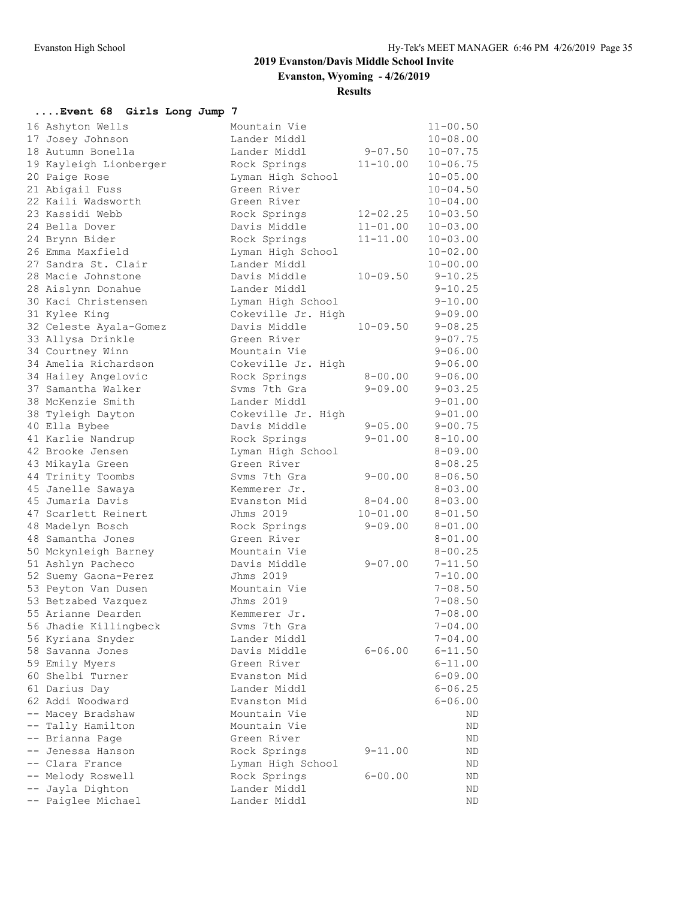# 2019 Evanston/Davis Middle School Invite

**Evanston, Wyoming - 4/26/2019**

**Results**

### ....Event 68 Girls Long Jump 7

| Place | Name | School | Seed | Finals |
|---|---|---|---|---|
| 16 | Ashyton Wells | Mountain Vie | | 11-00.50 |
| 17 | Josey Johnson | Lander Middl | | 10-08.00 |
| 18 | Autumn Bonella | Lander Middl | 9-07.50 | 10-07.75 |
| 19 | Kayleigh Lionberger | Rock Springs | 11-10.00 | 10-06.75 |
| 20 | Paige Rose | Lyman High School | | 10-05.00 |
| 21 | Abigail Fuss | Green River | | 10-04.50 |
| 22 | Kaili Wadsworth | Green River | | 10-04.00 |
| 23 | Kassidi Webb | Rock Springs | 12-02.25 | 10-03.50 |
| 24 | Bella Dover | Davis Middle | 11-01.00 | 10-03.00 |
| 24 | Brynn Bider | Rock Springs | 11-11.00 | 10-03.00 |
| 26 | Emma Maxfield | Lyman High School | | 10-02.00 |
| 27 | Sandra St. Clair | Lander Middl | | 10-00.00 |
| 28 | Macie Johnstone | Davis Middle | 10-09.50 | 9-10.25 |
| 28 | Aislynn Donahue | Lander Middl | | 9-10.25 |
| 30 | Kaci Christensen | Lyman High School | | 9-10.00 |
| 31 | Kylee King | Cokeville Jr. High | | 9-09.00 |
| 32 | Celeste Ayala-Gomez | Davis Middle | 10-09.50 | 9-08.25 |
| 33 | Allysa Drinkle | Green River | | 9-07.75 |
| 34 | Courtney Winn | Mountain Vie | | 9-06.00 |
| 34 | Amelia Richardson | Cokeville Jr. High | | 9-06.00 |
| 34 | Hailey Angelovic | Rock Springs | 8-00.00 | 9-06.00 |
| 37 | Samantha Walker | Svms 7th Gra | 9-09.00 | 9-03.25 |
| 38 | McKenzie Smith | Lander Middl | | 9-01.00 |
| 38 | Tyleigh Dayton | Cokeville Jr. High | | 9-01.00 |
| 40 | Ella Bybee | Davis Middle | 9-05.00 | 9-00.75 |
| 41 | Karlie Nandrup | Rock Springs | 9-01.00 | 8-10.00 |
| 42 | Brooke Jensen | Lyman High School | | 8-09.00 |
| 43 | Mikayla Green | Green River | | 8-08.25 |
| 44 | Trinity Toombs | Svms 7th Gra | 9-00.00 | 8-06.50 |
| 45 | Janelle Sawaya | Kemmerer Jr. | | 8-03.00 |
| 45 | Jumaria Davis | Evanston Mid | 8-04.00 | 8-03.00 |
| 47 | Scarlett Reinert | Jhms 2019 | 10-01.00 | 8-01.50 |
| 48 | Madelyn Bosch | Rock Springs | 9-09.00 | 8-01.00 |
| 48 | Samantha Jones | Green River | | 8-01.00 |
| 50 | Mckynleigh Barney | Mountain Vie | | 8-00.25 |
| 51 | Ashlyn Pacheco | Davis Middle | 9-07.00 | 7-11.50 |
| 52 | Suemy Gaona-Perez | Jhms 2019 | | 7-10.00 |
| 53 | Peyton Van Dusen | Mountain Vie | | 7-08.50 |
| 53 | Betzabed Vazquez | Jhms 2019 | | 7-08.50 |
| 55 | Arianne Dearden | Kemmerer Jr. | | 7-08.00 |
| 56 | Jhadie Killingbeck | Svms 7th Gra | | 7-04.00 |
| 56 | Kyriana Snyder | Lander Middl | | 7-04.00 |
| 58 | Savanna Jones | Davis Middle | 6-06.00 | 6-11.50 |
| 59 | Emily Myers | Green River | | 6-11.00 |
| 60 | Shelbi Turner | Evanston Mid | | 6-09.00 |
| 61 | Darius Day | Lander Middl | | 6-06.25 |
| 62 | Addi Woodward | Evanston Mid | | 6-06.00 |
| -- | Macey Bradshaw | Mountain Vie | | ND |
| -- | Tally Hamilton | Mountain Vie | | ND |
| -- | Brianna Page | Green River | | ND |
| -- | Jenessa Hanson | Rock Springs | 9-11.00 | ND |
| -- | Clara France | Lyman High School | | ND |
| -- | Melody Roswell | Rock Springs | 6-00.00 | ND |
| -- | Jayla Dighton | Lander Middl | | ND |
| -- | Paiglee Michael | Lander Middl | | ND |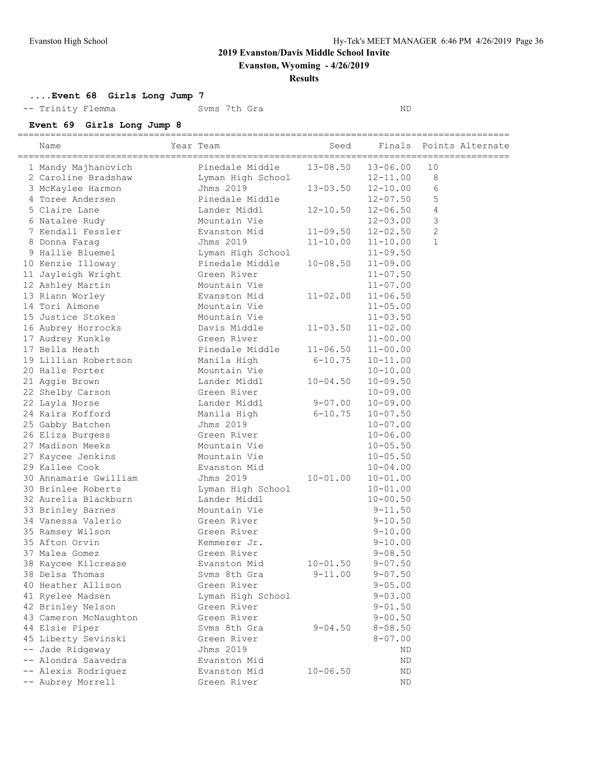## 2019 Evanston/Davis Middle School Invite

**Evanston, Wyoming - 4/26/2019**

**Results**

### ....Event 68 Girls Long Jump 7

| Name | Year | Team | Seed | Finals | Points |
|---|---|---|---|---|---|
| -- Trinity Flemma | | Svms 7th Gra | | ND | |

### Event 69 Girls Long Jump 8

| Name | Year | Team | Seed | Finals | Points | Alternate |
|---|---|---|---|---|---|---|
| 1 Mandy Majhanovich | | Pinedale Middle | 13-08.50 | 13-06.00 | 10 | |
| 2 Caroline Bradshaw | | Lyman High School | | 12-11.00 | 8 | |
| 3 McKaylee Harmon | | Jhms 2019 | 13-03.50 | 12-10.00 | 6 | |
| 4 Toree Andersen | | Pinedale Middle | | 12-07.50 | 5 | |
| 5 Claire Lane | | Lander Middl | 12-10.50 | 12-06.50 | 4 | |
| 6 Natalee Rudy | | Mountain Vie | | 12-03.00 | 3 | |
| 7 Kendall Fessler | | Evanston Mid | 11-09.50 | 12-02.50 | 2 | |
| 8 Donna Farag | | Jhms 2019 | 11-10.00 | 11-10.00 | 1 | |
| 9 Hallie Bluemel | | Lyman High School | | 11-09.50 | | |
| 10 Kenzie Illoway | | Pinedale Middle | 10-08.50 | 11-09.00 | | |
| 11 Jayleigh Wright | | Green River | | 11-07.50 | | |
| 12 Ashley Martin | | Mountain Vie | | 11-07.00 | | |
| 13 Riann Worley | | Evanston Mid | 11-02.00 | 11-06.50 | | |
| 14 Tori Aimone | | Mountain Vie | | 11-05.00 | | |
| 15 Justice Stokes | | Mountain Vie | | 11-03.50 | | |
| 16 Aubrey Horrocks | | Davis Middle | 11-03.50 | 11-02.00 | | |
| 17 Audrey Kunkle | | Green River | | 11-00.00 | | |
| 17 Bella Heath | | Pinedale Middle | 11-06.50 | 11-00.00 | | |
| 19 Lillian Robertson | | Manila High | 6-10.75 | 10-11.00 | | |
| 20 Halle Porter | | Mountain Vie | | 10-10.00 | | |
| 21 Aggie Brown | | Lander Middl | 10-04.50 | 10-09.50 | | |
| 22 Shelby Carson | | Green River | | 10-09.00 | | |
| 22 Layla Norse | | Lander Middl | 9-07.00 | 10-09.00 | | |
| 24 Kaira Kofford | | Manila High | 6-10.75 | 10-07.50 | | |
| 25 Gabby Batchen | | Jhms 2019 | | 10-07.00 | | |
| 26 Eliza Burgess | | Green River | | 10-06.00 | | |
| 27 Madison Meeks | | Mountain Vie | | 10-05.50 | | |
| 27 Kaycee Jenkins | | Mountain Vie | | 10-05.50 | | |
| 29 Kallee Cook | | Evanston Mid | | 10-04.00 | | |
| 30 Annamarie Gwilliam | | Jhms 2019 | 10-01.00 | 10-01.00 | | |
| 30 Brinlee Roberts | | Lyman High School | | 10-01.00 | | |
| 32 Aurelia Blackburn | | Lander Middl | | 10-00.50 | | |
| 33 Brinley Barnes | | Mountain Vie | | 9-11.50 | | |
| 34 Vanessa Valerio | | Green River | | 9-10.50 | | |
| 35 Ramsey Wilson | | Green River | | 9-10.00 | | |
| 35 Afton Orvin | | Kemmerer Jr. | | 9-10.00 | | |
| 37 Malea Gomez | | Green River | | 9-08.50 | | |
| 38 Kaycee Kilcrease | | Evanston Mid | 10-01.50 | 9-07.50 | | |
| 38 Delsa Thomas | | Svms 8th Gra | 9-11.00 | 9-07.50 | | |
| 40 Heather Allison | | Green River | | 9-05.00 | | |
| 41 Ryelee Madsen | | Lyman High School | | 9-03.00 | | |
| 42 Brinley Nelson | | Green River | | 9-01.50 | | |
| 43 Cameron McNaughton | | Green River | | 9-00.50 | | |
| 44 Elsie Piper | | Svms 8th Gra | 9-04.50 | 8-08.50 | | |
| 45 Liberty Sevinski | | Green River | | 8-07.00 | | |
| -- Jade Ridgeway | | Jhms 2019 | | ND | | |
| -- Alondra Saavedra | | Evanston Mid | | ND | | |
| -- Alexis Rodriguez | | Evanston Mid | 10-06.50 | ND | | |
| -- Aubrey Morrell | | Green River | | ND | | |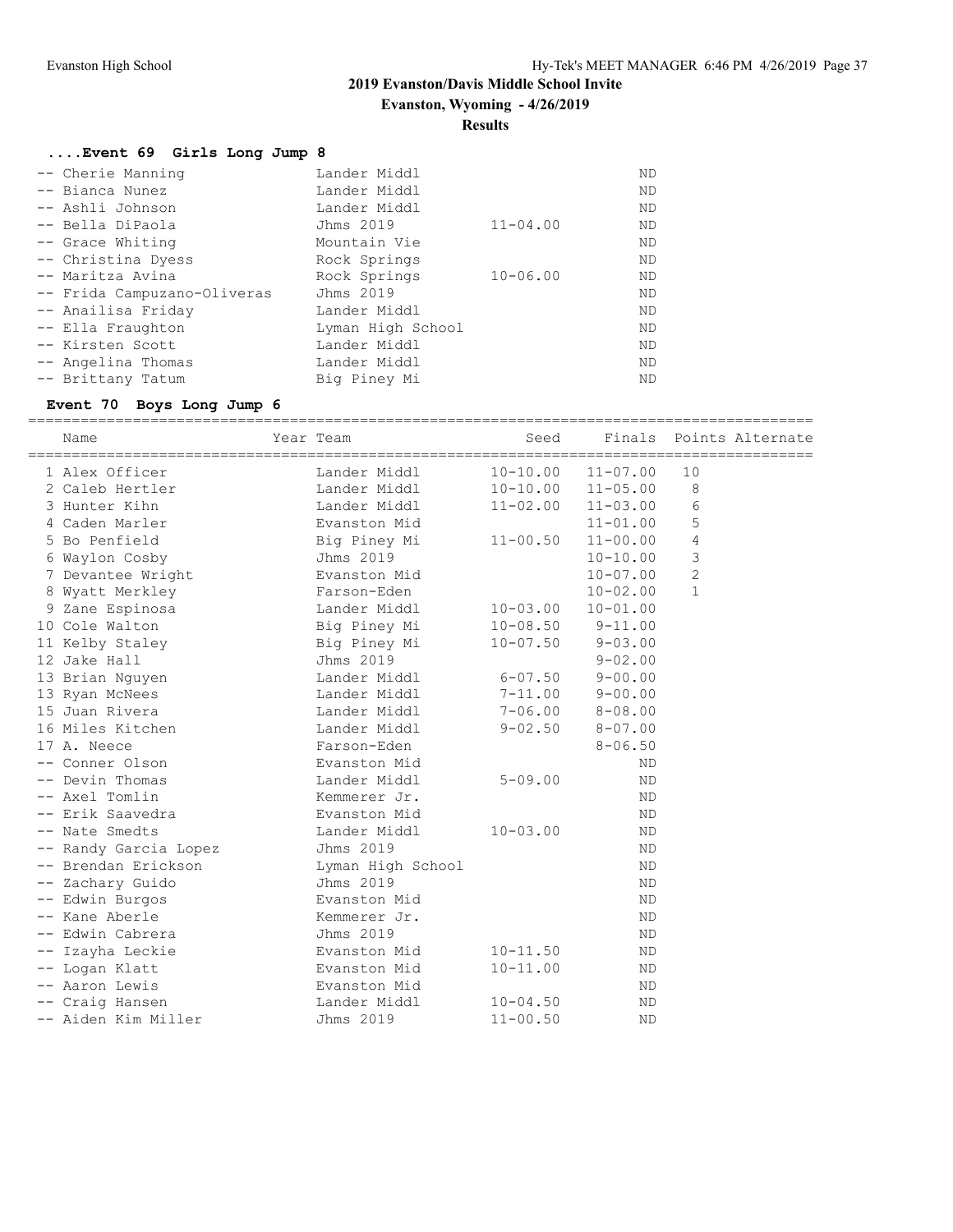## 2019 Evanston/Davis Middle School Invite

**Evanston, Wyoming - 4/26/2019**

**Results**

### ....Event 69 Girls Long Jump 8

| Name | Team | Seed | Finals |
|---|---|---|---|
| -- Cherie Manning | Lander Middl | | ND |
| -- Bianca Nunez | Lander Middl | | ND |
| -- Ashli Johnson | Lander Middl | | ND |
| -- Bella DiPaola | Jhms 2019 | 11-04.00 | ND |
| -- Grace Whiting | Mountain Vie | | ND |
| -- Christina Dyess | Rock Springs | | ND |
| -- Maritza Avina | Rock Springs | 10-06.00 | ND |
| -- Frida Campuzano-Oliveras | Jhms 2019 | | ND |
| -- Anailisa Friday | Lander Middl | | ND |
| -- Ella Fraughton | Lyman High School | | ND |
| -- Kirsten Scott | Lander Middl | | ND |
| -- Angelina Thomas | Lander Middl | | ND |
| -- Brittany Tatum | Big Piney Mi | | ND |

### Event 70 Boys Long Jump 6

| Name | Year Team | Seed | Finals | Points | Alternate |
|---|---|---|---|---|---|
| 1 Alex Officer | Lander Middl | 10-10.00 | 11-07.00 | 10 | |
| 2 Caleb Hertler | Lander Middl | 10-10.00 | 11-05.00 | 8 | |
| 3 Hunter Kihn | Lander Middl | 11-02.00 | 11-03.00 | 6 | |
| 4 Caden Marler | Evanston Mid | | 11-01.00 | 5 | |
| 5 Bo Penfield | Big Piney Mi | 11-00.50 | 11-00.00 | 4 | |
| 6 Waylon Cosby | Jhms 2019 | | 10-10.00 | 3 | |
| 7 Devantee Wright | Evanston Mid | | 10-07.00 | 2 | |
| 8 Wyatt Merkley | Farson-Eden | | 10-02.00 | 1 | |
| 9 Zane Espinosa | Lander Middl | 10-03.00 | 10-01.00 | | |
| 10 Cole Walton | Big Piney Mi | 10-08.50 | 9-11.00 | | |
| 11 Kelby Staley | Big Piney Mi | 10-07.50 | 9-03.00 | | |
| 12 Jake Hall | Jhms 2019 | | 9-02.00 | | |
| 13 Brian Nguyen | Lander Middl | 6-07.50 | 9-00.00 | | |
| 13 Ryan McNees | Lander Middl | 7-11.00 | 9-00.00 | | |
| 15 Juan Rivera | Lander Middl | 7-06.00 | 8-08.00 | | |
| 16 Miles Kitchen | Lander Middl | 9-02.50 | 8-07.00 | | |
| 17 A. Neece | Farson-Eden | | 8-06.50 | | |
| -- Conner Olson | Evanston Mid | | ND | | |
| -- Devin Thomas | Lander Middl | 5-09.00 | ND | | |
| -- Axel Tomlin | Kemmerer Jr. | | ND | | |
| -- Erik Saavedra | Evanston Mid | | ND | | |
| -- Nate Smedts | Lander Middl | 10-03.00 | ND | | |
| -- Randy Garcia Lopez | Jhms 2019 | | ND | | |
| -- Brendan Erickson | Lyman High School | | ND | | |
| -- Zachary Guido | Jhms 2019 | | ND | | |
| -- Edwin Burgos | Evanston Mid | | ND | | |
| -- Kane Aberle | Kemmerer Jr. | | ND | | |
| -- Edwin Cabrera | Jhms 2019 | | ND | | |
| -- Izayha Leckie | Evanston Mid | 10-11.50 | ND | | |
| -- Logan Klatt | Evanston Mid | 10-11.00 | ND | | |
| -- Aaron Lewis | Evanston Mid | | ND | | |
| -- Craig Hansen | Lander Middl | 10-04.50 | ND | | |
| -- Aiden Kim Miller | Jhms 2019 | 11-00.50 | ND | | |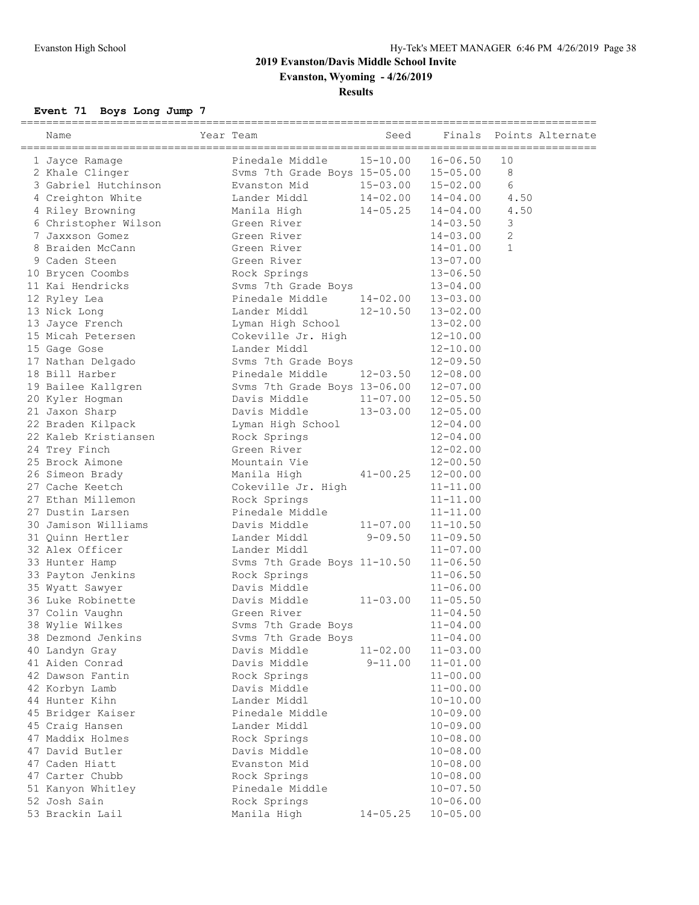# 2019 Evanston/Davis Middle School Invite

**Evanston, Wyoming - 4/26/2019**

**Results**

### Event 71 Boys Long Jump 7

| | Name | Year | Team | Seed | Finals | Points | Alternate |
|---|---|---|---|---|---|---|---|
| 1 | Jayce Ramage | | Pinedale Middle | 15-10.00 | 16-06.50 | 10 | |
| 2 | Khale Clinger | | Svms 7th Grade Boys | 15-05.00 | 15-05.00 | 8 | |
| 3 | Gabriel Hutchinson | | Evanston Mid | 15-03.00 | 15-02.00 | 6 | |
| 4 | Creighton White | | Lander Middl | 14-02.00 | 14-04.00 | 4.50 | |
| 4 | Riley Browning | | Manila High | 14-05.25 | 14-04.00 | 4.50 | |
| 6 | Christopher Wilson | | Green River | | 14-03.50 | 3 | |
| 7 | Jaxxson Gomez | | Green River | | 14-03.00 | 2 | |
| 8 | Braiden McCann | | Green River | | 14-01.00 | 1 | |
| 9 | Caden Steen | | Green River | | 13-07.00 | | |
| 10 | Brycen Coombs | | Rock Springs | | 13-06.50 | | |
| 11 | Kai Hendricks | | Svms 7th Grade Boys | | 13-04.00 | | |
| 12 | Ryley Lea | | Pinedale Middle | 14-02.00 | 13-03.00 | | |
| 13 | Nick Long | | Lander Middl | 12-10.50 | 13-02.00 | | |
| 13 | Jayce French | | Lyman High School | | 13-02.00 | | |
| 15 | Micah Petersen | | Cokeville Jr. High | | 12-10.00 | | |
| 15 | Gage Gose | | Lander Middl | | 12-10.00 | | |
| 17 | Nathan Delgado | | Svms 7th Grade Boys | | 12-09.50 | | |
| 18 | Bill Harber | | Pinedale Middle | 12-03.50 | 12-08.00 | | |
| 19 | Bailee Kallgren | | Svms 7th Grade Boys | 13-06.00 | 12-07.00 | | |
| 20 | Kyler Hogman | | Davis Middle | 11-07.00 | 12-05.50 | | |
| 21 | Jaxon Sharp | | Davis Middle | 13-03.00 | 12-05.00 | | |
| 22 | Braden Kilpack | | Lyman High School | | 12-04.00 | | |
| 22 | Kaleb Kristiansen | | Rock Springs | | 12-04.00 | | |
| 24 | Trey Finch | | Green River | | 12-02.00 | | |
| 25 | Brock Aimone | | Mountain Vie | | 12-00.50 | | |
| 26 | Simeon Brady | | Manila High | 41-00.25 | 12-00.00 | | |
| 27 | Cache Keetch | | Cokeville Jr. High | | 11-11.00 | | |
| 27 | Ethan Millemon | | Rock Springs | | 11-11.00 | | |
| 27 | Dustin Larsen | | Pinedale Middle | | 11-11.00 | | |
| 30 | Jamison Williams | | Davis Middle | 11-07.00 | 11-10.50 | | |
| 31 | Quinn Hertler | | Lander Middl | 9-09.50 | 11-09.50 | | |
| 32 | Alex Officer | | Lander Middl | | 11-07.00 | | |
| 33 | Hunter Hamp | | Svms 7th Grade Boys | 11-10.50 | 11-06.50 | | |
| 33 | Payton Jenkins | | Rock Springs | | 11-06.50 | | |
| 35 | Wyatt Sawyer | | Davis Middle | | 11-06.00 | | |
| 36 | Luke Robinette | | Davis Middle | 11-03.00 | 11-05.50 | | |
| 37 | Colin Vaughn | | Green River | | 11-04.50 | | |
| 38 | Wylie Wilkes | | Svms 7th Grade Boys | | 11-04.00 | | |
| 38 | Dezmond Jenkins | | Svms 7th Grade Boys | | 11-04.00 | | |
| 40 | Landyn Gray | | Davis Middle | 11-02.00 | 11-03.00 | | |
| 41 | Aiden Conrad | | Davis Middle | 9-11.00 | 11-01.00 | | |
| 42 | Dawson Fantin | | Rock Springs | | 11-00.00 | | |
| 42 | Korbyn Lamb | | Davis Middle | | 11-00.00 | | |
| 44 | Hunter Kihn | | Lander Middl | | 10-10.00 | | |
| 45 | Bridger Kaiser | | Pinedale Middle | | 10-09.00 | | |
| 45 | Craig Hansen | | Lander Middl | | 10-09.00 | | |
| 47 | Maddix Holmes | | Rock Springs | | 10-08.00 | | |
| 47 | David Butler | | Davis Middle | | 10-08.00 | | |
| 47 | Caden Hiatt | | Evanston Mid | | 10-08.00 | | |
| 47 | Carter Chubb | | Rock Springs | | 10-08.00 | | |
| 51 | Kanyon Whitley | | Pinedale Middle | | 10-07.50 | | |
| 52 | Josh Sain | | Rock Springs | | 10-06.00 | | |
| 53 | Brackin Lail | | Manila High | 14-05.25 | 10-05.00 | | |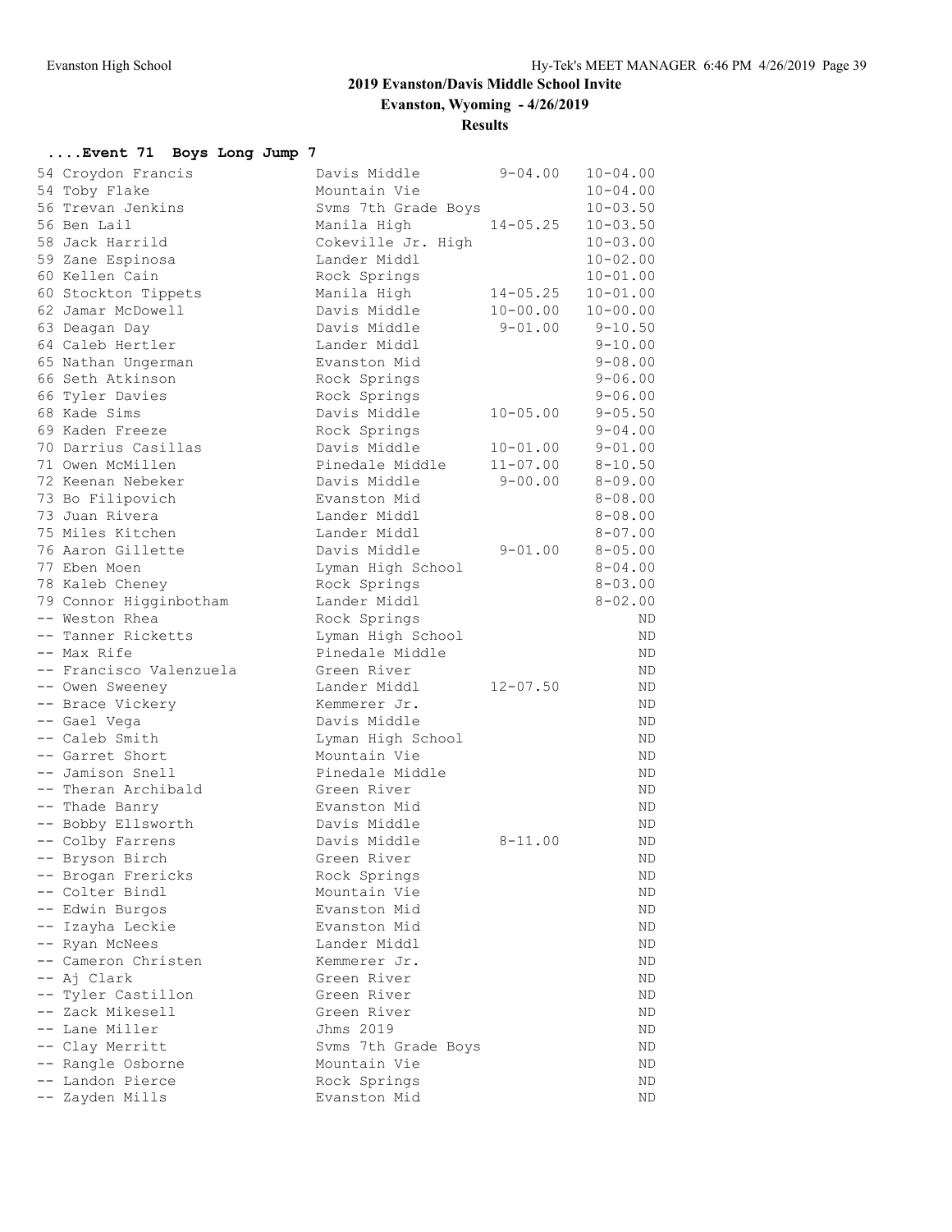## 2019 Evanston/Davis Middle School Invite

**Evanston, Wyoming - 4/26/2019**

**Results**

### ....Event 71 Boys Long Jump 7

| Place | Name | School | Seed | Finals |
|---|---|---|---|---|
| 54 | Croydon Francis | Davis Middle | 9-04.00 | 10-04.00 |
| 54 | Toby Flake | Mountain Vie | | 10-04.00 |
| 56 | Trevan Jenkins | Svms 7th Grade Boys | | 10-03.50 |
| 56 | Ben Lail | Manila High | 14-05.25 | 10-03.50 |
| 58 | Jack Harrild | Cokeville Jr. High | | 10-03.00 |
| 59 | Zane Espinosa | Lander Middl | | 10-02.00 |
| 60 | Kellen Cain | Rock Springs | | 10-01.00 |
| 60 | Stockton Tippets | Manila High | 14-05.25 | 10-01.00 |
| 62 | Jamar McDowell | Davis Middle | 10-00.00 | 10-00.00 |
| 63 | Deagan Day | Davis Middle | 9-01.00 | 9-10.50 |
| 64 | Caleb Hertler | Lander Middl | | 9-10.00 |
| 65 | Nathan Ungerman | Evanston Mid | | 9-08.00 |
| 66 | Seth Atkinson | Rock Springs | | 9-06.00 |
| 66 | Tyler Davies | Rock Springs | | 9-06.00 |
| 68 | Kade Sims | Davis Middle | 10-05.00 | 9-05.50 |
| 69 | Kaden Freeze | Rock Springs | | 9-04.00 |
| 70 | Darrius Casillas | Davis Middle | 10-01.00 | 9-01.00 |
| 71 | Owen McMillen | Pinedale Middle | 11-07.00 | 8-10.50 |
| 72 | Keenan Nebeker | Davis Middle | 9-00.00 | 8-09.00 |
| 73 | Bo Filipovich | Evanston Mid | | 8-08.00 |
| 73 | Juan Rivera | Lander Middl | | 8-08.00 |
| 75 | Miles Kitchen | Lander Middl | | 8-07.00 |
| 76 | Aaron Gillette | Davis Middle | 9-01.00 | 8-05.00 |
| 77 | Eben Moen | Lyman High School | | 8-04.00 |
| 78 | Kaleb Cheney | Rock Springs | | 8-03.00 |
| 79 | Connor Higginbotham | Lander Middl | | 8-02.00 |
| -- | Weston Rhea | Rock Springs | | ND |
| -- | Tanner Ricketts | Lyman High School | | ND |
| -- | Max Rife | Pinedale Middle | | ND |
| -- | Francisco Valenzuela | Green River | | ND |
| -- | Owen Sweeney | Lander Middl | 12-07.50 | ND |
| -- | Brace Vickery | Kemmerer Jr. | | ND |
| -- | Gael Vega | Davis Middle | | ND |
| -- | Caleb Smith | Lyman High School | | ND |
| -- | Garret Short | Mountain Vie | | ND |
| -- | Jamison Snell | Pinedale Middle | | ND |
| -- | Theran Archibald | Green River | | ND |
| -- | Thade Banry | Evanston Mid | | ND |
| -- | Bobby Ellsworth | Davis Middle | | ND |
| -- | Colby Farrens | Davis Middle | 8-11.00 | ND |
| -- | Bryson Birch | Green River | | ND |
| -- | Brogan Frericks | Rock Springs | | ND |
| -- | Colter Bindl | Mountain Vie | | ND |
| -- | Edwin Burgos | Evanston Mid | | ND |
| -- | Izayha Leckie | Evanston Mid | | ND |
| -- | Ryan McNees | Lander Middl | | ND |
| -- | Cameron Christen | Kemmerer Jr. | | ND |
| -- | Aj Clark | Green River | | ND |
| -- | Tyler Castillon | Green River | | ND |
| -- | Zack Mikesell | Green River | | ND |
| -- | Lane Miller | Jhms 2019 | | ND |
| -- | Clay Merritt | Svms 7th Grade Boys | | ND |
| -- | Rangle Osborne | Mountain Vie | | ND |
| -- | Landon Pierce | Rock Springs | | ND |
| -- | Zayden Mills | Evanston Mid | | ND |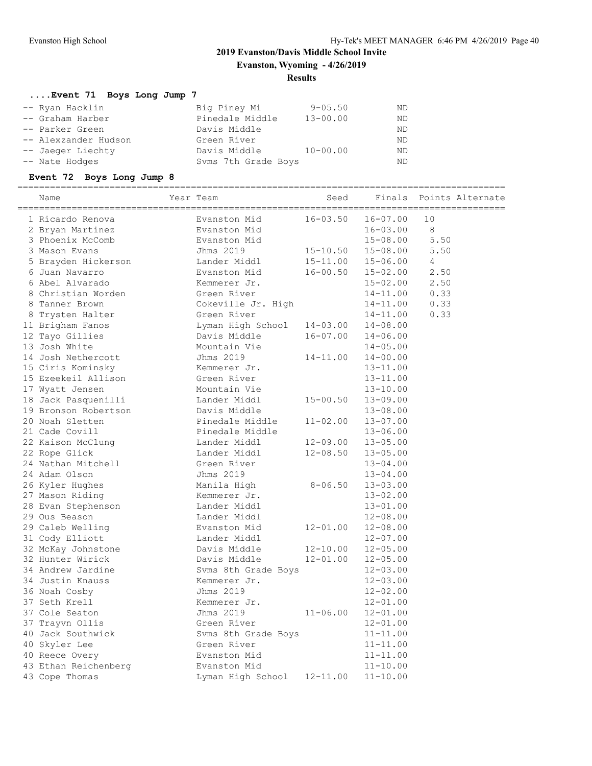## 2019 Evanston/Davis Middle School Invite

**Evanston, Wyoming - 4/26/2019**

**Results**

### ....Event 71 Boys Long Jump 7

| Place | Name | Team | Seed | Finals |
|---|---|---|---|---|
| -- | Ryan Hacklin | Big Piney Mi | 9-05.50 | ND |
| -- | Graham Harber | Pinedale Middle | 13-00.00 | ND |
| -- | Parker Green | Davis Middle | | ND |
| -- | Alexzander Hudson | Green River | | ND |
| -- | Jaeger Liechty | Davis Middle | 10-00.00 | ND |
| -- | Nate Hodges | Svms 7th Grade Boys | | ND |

### Event 72 Boys Long Jump 8

| Place | Name | Year | Team | Seed | Finals | Points | Alternate |
|---|---|---|---|---|---|---|---|
| 1 | Ricardo Renova | | Evanston Mid | 16-03.50 | 16-07.00 | 10 | |
| 2 | Bryan Martinez | | Evanston Mid | | 16-03.00 | 8 | |
| 3 | Phoenix McComb | | Evanston Mid | | 15-08.00 | 5.50 | |
| 3 | Mason Evans | | Jhms 2019 | 15-10.50 | 15-08.00 | 5.50 | |
| 5 | Brayden Hickerson | | Lander Middl | 15-11.00 | 15-06.00 | 4 | |
| 6 | Juan Navarro | | Evanston Mid | 16-00.50 | 15-02.00 | 2.50 | |
| 6 | Abel Alvarado | | Kemmerer Jr. | | 15-02.00 | 2.50 | |
| 8 | Christian Worden | | Green River | | 14-11.00 | 0.33 | |
| 8 | Tanner Brown | | Cokeville Jr. High | | 14-11.00 | 0.33 | |
| 8 | Trysten Halter | | Green River | | 14-11.00 | 0.33 | |
| 11 | Brigham Fanos | | Lyman High School | 14-03.00 | 14-08.00 | | |
| 12 | Tayo Gillies | | Davis Middle | 16-07.00 | 14-06.00 | | |
| 13 | Josh White | | Mountain Vie | | 14-05.00 | | |
| 14 | Josh Nethercott | | Jhms 2019 | 14-11.00 | 14-00.00 | | |
| 15 | Ciris Kominsky | | Kemmerer Jr. | | 13-11.00 | | |
| 15 | Ezeekeil Allison | | Green River | | 13-11.00 | | |
| 17 | Wyatt Jensen | | Mountain Vie | | 13-10.00 | | |
| 18 | Jack Pasquenilli | | Lander Middl | 15-00.50 | 13-09.00 | | |
| 19 | Bronson Robertson | | Davis Middle | | 13-08.00 | | |
| 20 | Noah Sletten | | Pinedale Middle | 11-02.00 | 13-07.00 | | |
| 21 | Cade Covill | | Pinedale Middle | | 13-06.00 | | |
| 22 | Kaison McClung | | Lander Middl | 12-09.00 | 13-05.00 | | |
| 22 | Rope Glick | | Lander Middl | 12-08.50 | 13-05.00 | | |
| 24 | Nathan Mitchell | | Green River | | 13-04.00 | | |
| 24 | Adam Olson | | Jhms 2019 | | 13-04.00 | | |
| 26 | Kyler Hughes | | Manila High | 8-06.50 | 13-03.00 | | |
| 27 | Mason Riding | | Kemmerer Jr. | | 13-02.00 | | |
| 28 | Evan Stephenson | | Lander Middl | | 13-01.00 | | |
| 29 | Ous Beason | | Lander Middl | | 12-08.00 | | |
| 29 | Caleb Welling | | Evanston Mid | 12-01.00 | 12-08.00 | | |
| 31 | Cody Elliott | | Lander Middl | | 12-07.00 | | |
| 32 | McKay Johnstone | | Davis Middle | 12-10.00 | 12-05.00 | | |
| 32 | Hunter Wirick | | Davis Middle | 12-01.00 | 12-05.00 | | |
| 34 | Andrew Jardine | | Svms 8th Grade Boys | | 12-03.00 | | |
| 34 | Justin Knauss | | Kemmerer Jr. | | 12-03.00 | | |
| 36 | Noah Cosby | | Jhms 2019 | | 12-02.00 | | |
| 37 | Seth Krell | | Kemmerer Jr. | | 12-01.00 | | |
| 37 | Cole Seaton | | Jhms 2019 | 11-06.00 | 12-01.00 | | |
| 37 | Trayvn Ollis | | Green River | | 12-01.00 | | |
| 40 | Jack Southwick | | Svms 8th Grade Boys | | 11-11.00 | | |
| 40 | Skyler Lee | | Green River | | 11-11.00 | | |
| 40 | Reece Overy | | Evanston Mid | | 11-11.00 | | |
| 43 | Ethan Reichenberg | | Evanston Mid | | 11-10.00 | | |
| 43 | Cope Thomas | | Lyman High School | 12-11.00 | 11-10.00 | | |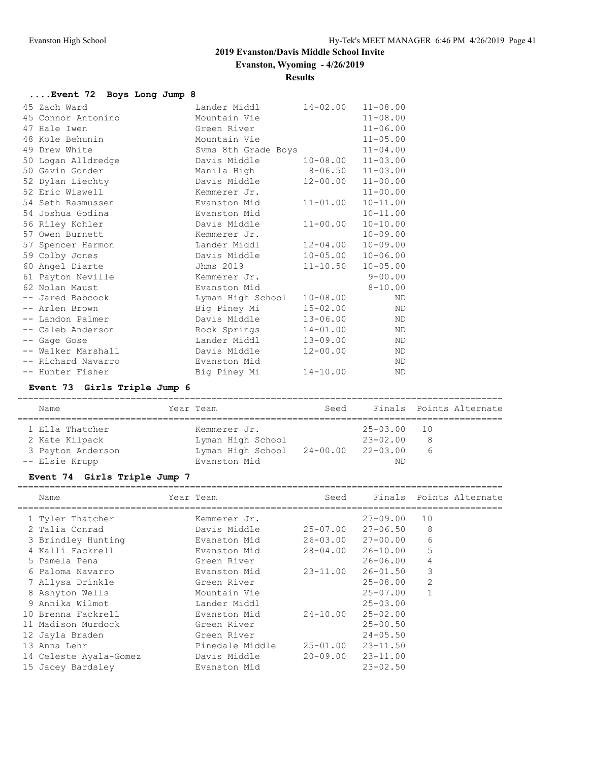## 2019 Evanston/Davis Middle School Invite

**Evanston, Wyoming - 4/26/2019**

**Results**

### ....Event 72 Boys Long Jump 8

| Place | Name | Team | Seed | Finals |
|---|---|---|---|---|
| 45 | Zach Ward | Lander Middl | 14-02.00 | 11-08.00 |
| 45 | Connor Antonino | Mountain Vie | | 11-08.00 |
| 47 | Hale Iwen | Green River | | 11-06.00 |
| 48 | Kole Behunin | Mountain Vie | | 11-05.00 |
| 49 | Drew White | Svms 8th Grade Boys | | 11-04.00 |
| 50 | Logan Alldredge | Davis Middle | 10-08.00 | 11-03.00 |
| 50 | Gavin Gonder | Manila High | 8-06.50 | 11-03.00 |
| 52 | Dylan Liechty | Davis Middle | 12-00.00 | 11-00.00 |
| 52 | Eric Wiswell | Kemmerer Jr. | | 11-00.00 |
| 54 | Seth Rasmussen | Evanston Mid | 11-01.00 | 10-11.00 |
| 54 | Joshua Godina | Evanston Mid | | 10-11.00 |
| 56 | Riley Kohler | Davis Middle | 11-00.00 | 10-10.00 |
| 57 | Owen Burnett | Kemmerer Jr. | | 10-09.00 |
| 57 | Spencer Harmon | Lander Middl | 12-04.00 | 10-09.00 |
| 59 | Colby Jones | Davis Middle | 10-05.00 | 10-06.00 |
| 60 | Angel Diarte | Jhms 2019 | 11-10.50 | 10-05.00 |
| 61 | Payton Neville | Kemmerer Jr. | | 9-00.00 |
| 62 | Nolan Maust | Evanston Mid | | 8-10.00 |
| -- | Jared Babcock | Lyman High School | 10-08.00 | ND |
| -- | Arlen Brown | Big Piney Mi | 15-02.00 | ND |
| -- | Landon Palmer | Davis Middle | 13-06.00 | ND |
| -- | Caleb Anderson | Rock Springs | 14-01.00 | ND |
| -- | Gage Gose | Lander Middl | 13-09.00 | ND |
| -- | Walker Marshall | Davis Middle | 12-00.00 | ND |
| -- | Richard Navarro | Evanston Mid | | ND |
| -- | Hunter Fisher | Big Piney Mi | 14-10.00 | ND |

### Event 73 Girls Triple Jump 6

| Place | Name | Year | Team | Seed | Finals | Points | Alternate |
|---|---|---|---|---|---|---|---|
| 1 | Ella Thatcher | | Kemmerer Jr. | | 25-03.00 | 10 | |
| 2 | Kate Kilpack | | Lyman High School | | 23-02.00 | 8 | |
| 3 | Payton Anderson | | Lyman High School | 24-00.00 | 22-03.00 | 6 | |
| -- | Elsie Krupp | | Evanston Mid | | ND | | |

### Event 74 Girls Triple Jump 7

| Place | Name | Year | Team | Seed | Finals | Points | Alternate |
|---|---|---|---|---|---|---|---|
| 1 | Tyler Thatcher | | Kemmerer Jr. | | 27-09.00 | 10 | |
| 2 | Talia Conrad | | Davis Middle | 25-07.00 | 27-06.50 | 8 | |
| 3 | Brindley Hunting | | Evanston Mid | 26-03.00 | 27-00.00 | 6 | |
| 4 | Kalli Fackrell | | Evanston Mid | 28-04.00 | 26-10.00 | 5 | |
| 5 | Pamela Pena | | Green River | | 26-06.00 | 4 | |
| 6 | Paloma Navarro | | Evanston Mid | 23-11.00 | 26-01.50 | 3 | |
| 7 | Allysa Drinkle | | Green River | | 25-08.00 | 2 | |
| 8 | Ashyton Wells | | Mountain Vie | | 25-07.00 | 1 | |
| 9 | Annika Wilmot | | Lander Middl | | 25-03.00 | | |
| 10 | Brenna Fackrell | | Evanston Mid | 24-10.00 | 25-02.00 | | |
| 11 | Madison Murdock | | Green River | | 25-00.50 | | |
| 12 | Jayla Braden | | Green River | | 24-05.50 | | |
| 13 | Anna Lehr | | Pinedale Middle | 25-01.00 | 23-11.50 | | |
| 14 | Celeste Ayala-Gomez | | Davis Middle | 20-09.00 | 23-11.00 | | |
| 15 | Jacey Bardsley | | Evanston Mid | | 23-02.50 | | |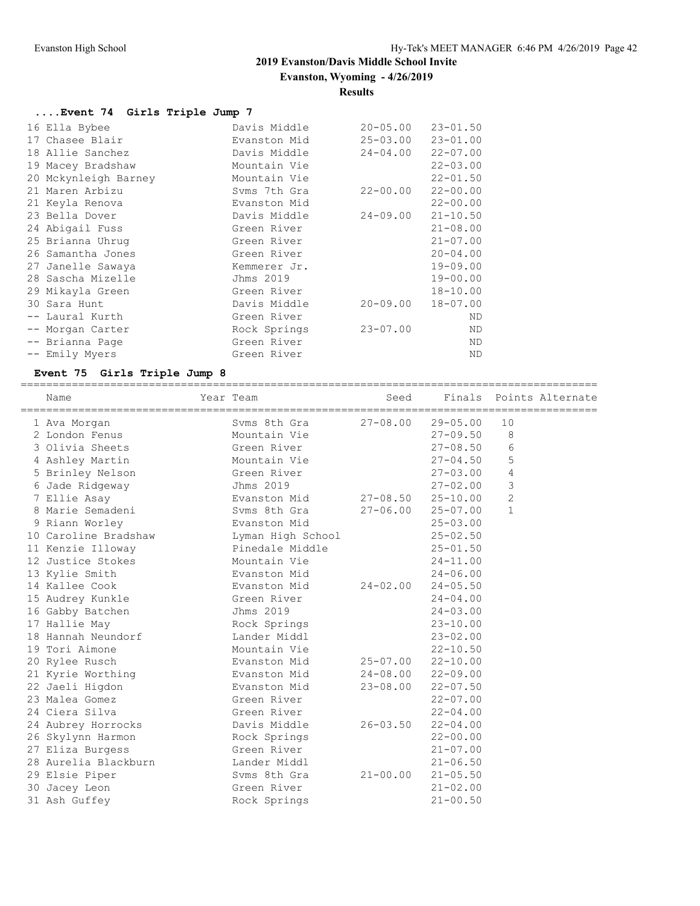## 2019 Evanston/Davis Middle School Invite

**Evanston, Wyoming - 4/26/2019**

**Results**

### ....Event 74 Girls Triple Jump 7

| Place | Name | Team | Seed | Finals |
|---|---|---|---|---|
| 16 | Ella Bybee | Davis Middle | 20-05.00 | 23-01.50 |
| 17 | Chasee Blair | Evanston Mid | 25-03.00 | 23-01.00 |
| 18 | Allie Sanchez | Davis Middle | 24-04.00 | 22-07.00 |
| 19 | Macey Bradshaw | Mountain Vie | | 22-03.00 |
| 20 | Mckynleigh Barney | Mountain Vie | | 22-01.50 |
| 21 | Maren Arbizu | Svms 7th Gra | 22-00.00 | 22-00.00 |
| 21 | Keyla Renova | Evanston Mid | | 22-00.00 |
| 23 | Bella Dover | Davis Middle | 24-09.00 | 21-10.50 |
| 24 | Abigail Fuss | Green River | | 21-08.00 |
| 25 | Brianna Uhrug | Green River | | 21-07.00 |
| 26 | Samantha Jones | Green River | | 20-04.00 |
| 27 | Janelle Sawaya | Kemmerer Jr. | | 19-09.00 |
| 28 | Sascha Mizelle | Jhms 2019 | | 19-00.00 |
| 29 | Mikayla Green | Green River | | 18-10.00 |
| 30 | Sara Hunt | Davis Middle | 20-09.00 | 18-07.00 |
| -- | Laural Kurth | Green River | | ND |
| -- | Morgan Carter | Rock Springs | 23-07.00 | ND |
| -- | Brianna Page | Green River | | ND |
| -- | Emily Myers | Green River | | ND |

### Event 75 Girls Triple Jump 8

| Place | Name | Year | Team | Seed | Finals | Points | Alternate |
|---|---|---|---|---|---|---|---|
| 1 | Ava Morgan | | Svms 8th Gra | 27-08.00 | 29-05.00 | 10 | |
| 2 | London Fenus | | Mountain Vie | | 27-09.50 | 8 | |
| 3 | Olivia Sheets | | Green River | | 27-08.50 | 6 | |
| 4 | Ashley Martin | | Mountain Vie | | 27-04.50 | 5 | |
| 5 | Brinley Nelson | | Green River | | 27-03.00 | 4 | |
| 6 | Jade Ridgeway | | Jhms 2019 | | 27-02.00 | 3 | |
| 7 | Ellie Asay | | Evanston Mid | 27-08.50 | 25-10.00 | 2 | |
| 8 | Marie Semadeni | | Svms 8th Gra | 27-06.00 | 25-07.00 | 1 | |
| 9 | Riann Worley | | Evanston Mid | | 25-03.00 | | |
| 10 | Caroline Bradshaw | | Lyman High School | | 25-02.50 | | |
| 11 | Kenzie Illoway | | Pinedale Middle | | 25-01.50 | | |
| 12 | Justice Stokes | | Mountain Vie | | 24-11.00 | | |
| 13 | Kylie Smith | | Evanston Mid | | 24-06.00 | | |
| 14 | Kallee Cook | | Evanston Mid | 24-02.00 | 24-05.50 | | |
| 15 | Audrey Kunkle | | Green River | | 24-04.00 | | |
| 16 | Gabby Batchen | | Jhms 2019 | | 24-03.00 | | |
| 17 | Hallie May | | Rock Springs | | 23-10.00 | | |
| 18 | Hannah Neundorf | | Lander Middl | | 23-02.00 | | |
| 19 | Tori Aimone | | Mountain Vie | | 22-10.50 | | |
| 20 | Rylee Rusch | | Evanston Mid | 25-07.00 | 22-10.00 | | |
| 21 | Kyrie Worthing | | Evanston Mid | 24-08.00 | 22-09.00 | | |
| 22 | Jaeli Higdon | | Evanston Mid | 23-08.00 | 22-07.50 | | |
| 23 | Malea Gomez | | Green River | | 22-07.00 | | |
| 24 | Ciera Silva | | Green River | | 22-04.00 | | |
| 24 | Aubrey Horrocks | | Davis Middle | 26-03.50 | 22-04.00 | | |
| 26 | Skylynn Harmon | | Rock Springs | | 22-00.00 | | |
| 27 | Eliza Burgess | | Green River | | 21-07.00 | | |
| 28 | Aurelia Blackburn | | Lander Middl | | 21-06.50 | | |
| 29 | Elsie Piper | | Svms 8th Gra | 21-00.00 | 21-05.50 | | |
| 30 | Jacey Leon | | Green River | | 21-02.00 | | |
| 31 | Ash Guffey | | Rock Springs | | 21-00.50 | | |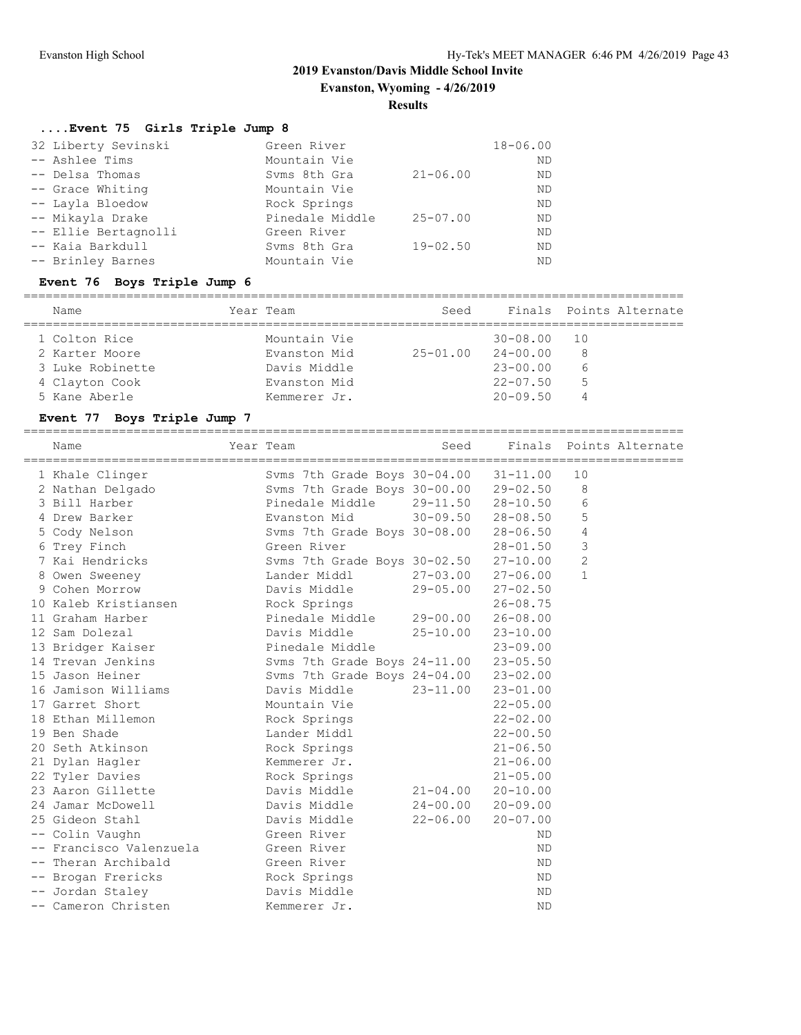## 2019 Evanston/Davis Middle School Invite

**Evanston, Wyoming - 4/26/2019**

**Results**

### ....Event 75 Girls Triple Jump 8

| Name | Year Team | Seed | Finals | Points |
|---|---|---|---|---|
| 32 Liberty Sevinski | Green River | | 18-06.00 | |
| -- Ashlee Tims | Mountain Vie | | ND | |
| -- Delsa Thomas | Svms 8th Gra | 21-06.00 | ND | |
| -- Grace Whiting | Mountain Vie | | ND | |
| -- Layla Bloedow | Rock Springs | | ND | |
| -- Mikayla Drake | Pinedale Middle | 25-07.00 | ND | |
| -- Ellie Bertagnolli | Green River | | ND | |
| -- Kaia Barkdull | Svms 8th Gra | 19-02.50 | ND | |
| -- Brinley Barnes | Mountain Vie | | ND | |

### Event 76 Boys Triple Jump 6

| Name | Year Team | Seed | Finals | Points | Alternate |
|---|---|---|---|---|---|
| 1 Colton Rice | Mountain Vie | | 30-08.00 | 10 | |
| 2 Karter Moore | Evanston Mid | 25-01.00 | 24-00.00 | 8 | |
| 3 Luke Robinette | Davis Middle | | 23-00.00 | 6 | |
| 4 Clayton Cook | Evanston Mid | | 22-07.50 | 5 | |
| 5 Kane Aberle | Kemmerer Jr. | | 20-09.50 | 4 | |

### Event 77 Boys Triple Jump 7

| Name | Year Team | Seed | Finals | Points | Alternate |
|---|---|---|---|---|---|
| 1 Khale Clinger | Svms 7th Grade Boys | 30-04.00 | 31-11.00 | 10 | |
| 2 Nathan Delgado | Svms 7th Grade Boys | 30-00.00 | 29-02.50 | 8 | |
| 3 Bill Harber | Pinedale Middle | 29-11.50 | 28-10.50 | 6 | |
| 4 Drew Barker | Evanston Mid | 30-09.50 | 28-08.50 | 5 | |
| 5 Cody Nelson | Svms 7th Grade Boys | 30-08.00 | 28-06.50 | 4 | |
| 6 Trey Finch | Green River | | 28-01.50 | 3 | |
| 7 Kai Hendricks | Svms 7th Grade Boys | 30-02.50 | 27-10.00 | 2 | |
| 8 Owen Sweeney | Lander Middl | 27-03.00 | 27-06.00 | 1 | |
| 9 Cohen Morrow | Davis Middle | 29-05.00 | 27-02.50 | | |
| 10 Kaleb Kristiansen | Rock Springs | | 26-08.75 | | |
| 11 Graham Harber | Pinedale Middle | 29-00.00 | 26-08.00 | | |
| 12 Sam Dolezal | Davis Middle | 25-10.00 | 23-10.00 | | |
| 13 Bridger Kaiser | Pinedale Middle | | 23-09.00 | | |
| 14 Trevan Jenkins | Svms 7th Grade Boys | 24-11.00 | 23-05.50 | | |
| 15 Jason Heiner | Svms 7th Grade Boys | 24-04.00 | 23-02.00 | | |
| 16 Jamison Williams | Davis Middle | 23-11.00 | 23-01.00 | | |
| 17 Garret Short | Mountain Vie | | 22-05.00 | | |
| 18 Ethan Millemon | Rock Springs | | 22-02.00 | | |
| 19 Ben Shade | Lander Middl | | 22-00.50 | | |
| 20 Seth Atkinson | Rock Springs | | 21-06.50 | | |
| 21 Dylan Hagler | Kemmerer Jr. | | 21-06.00 | | |
| 22 Tyler Davies | Rock Springs | | 21-05.00 | | |
| 23 Aaron Gillette | Davis Middle | 21-04.00 | 20-10.00 | | |
| 24 Jamar McDowell | Davis Middle | 24-00.00 | 20-09.00 | | |
| 25 Gideon Stahl | Davis Middle | 22-06.00 | 20-07.00 | | |
| -- Colin Vaughn | Green River | | ND | | |
| -- Francisco Valenzuela | Green River | | ND | | |
| -- Theran Archibald | Green River | | ND | | |
| -- Brogan Frericks | Rock Springs | | ND | | |
| -- Jordan Staley | Davis Middle | | ND | | |
| -- Cameron Christen | Kemmerer Jr. | | ND | | |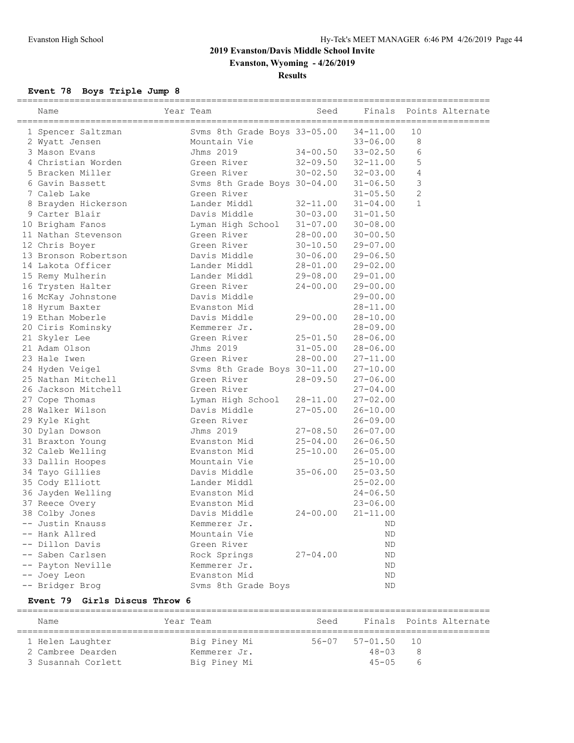## 2019 Evanston/Davis Middle School Invite

**Evanston, Wyoming - 4/26/2019**

**Results**

### Event 78 Boys Triple Jump 8

| | Name | Year | Team | Seed | Finals | Points | Alternate |
|---|---|---|---|---|---|---|---|
| 1 | Spencer Saltzman | | Svms 8th Grade Boys | 33-05.00 | 34-11.00 | 10 | |
| 2 | Wyatt Jensen | | Mountain Vie | | 33-06.00 | 8 | |
| 3 | Mason Evans | | Jhms 2019 | 34-00.50 | 33-02.50 | 6 | |
| 4 | Christian Worden | | Green River | 32-09.50 | 32-11.00 | 5 | |
| 5 | Bracken Miller | | Green River | 30-02.50 | 32-03.00 | 4 | |
| 6 | Gavin Bassett | | Svms 8th Grade Boys | 30-04.00 | 31-06.50 | 3 | |
| 7 | Caleb Lake | | Green River | | 31-05.50 | 2 | |
| 8 | Brayden Hickerson | | Lander Middl | 32-11.00 | 31-04.00 | 1 | |
| 9 | Carter Blair | | Davis Middle | 30-03.00 | 31-01.50 | | |
| 10 | Brigham Fanos | | Lyman High School | 31-07.00 | 30-08.00 | | |
| 11 | Nathan Stevenson | | Green River | 28-00.00 | 30-00.50 | | |
| 12 | Chris Boyer | | Green River | 30-10.50 | 29-07.00 | | |
| 13 | Bronson Robertson | | Davis Middle | 30-06.00 | 29-06.50 | | |
| 14 | Lakota Officer | | Lander Middl | 28-01.00 | 29-02.00 | | |
| 15 | Remy Mulherin | | Lander Middl | 29-08.00 | 29-01.00 | | |
| 16 | Trysten Halter | | Green River | 24-00.00 | 29-00.00 | | |
| 16 | McKay Johnstone | | Davis Middle | | 29-00.00 | | |
| 18 | Hyrum Baxter | | Evanston Mid | | 28-11.00 | | |
| 19 | Ethan Moberle | | Davis Middle | 29-00.00 | 28-10.00 | | |
| 20 | Ciris Kominsky | | Kemmerer Jr. | | 28-09.00 | | |
| 21 | Skyler Lee | | Green River | 25-01.50 | 28-06.00 | | |
| 21 | Adam Olson | | Jhms 2019 | 31-05.00 | 28-06.00 | | |
| 23 | Hale Iwen | | Green River | 28-00.00 | 27-11.00 | | |
| 24 | Hyden Veigel | | Svms 8th Grade Boys | 30-11.00 | 27-10.00 | | |
| 25 | Nathan Mitchell | | Green River | 28-09.50 | 27-06.00 | | |
| 26 | Jackson Mitchell | | Green River | | 27-04.00 | | |
| 27 | Cope Thomas | | Lyman High School | 28-11.00 | 27-02.00 | | |
| 28 | Walker Wilson | | Davis Middle | 27-05.00 | 26-10.00 | | |
| 29 | Kyle Kight | | Green River | | 26-09.00 | | |
| 30 | Dylan Dowson | | Jhms 2019 | 27-08.50 | 26-07.00 | | |
| 31 | Braxton Young | | Evanston Mid | 25-04.00 | 26-06.50 | | |
| 32 | Caleb Welling | | Evanston Mid | 25-10.00 | 26-05.00 | | |
| 33 | Dallin Hoopes | | Mountain Vie | | 25-10.00 | | |
| 34 | Tayo Gillies | | Davis Middle | 35-06.00 | 25-03.50 | | |
| 35 | Cody Elliott | | Lander Middl | | 25-02.00 | | |
| 36 | Jayden Welling | | Evanston Mid | | 24-06.50 | | |
| 37 | Reece Overy | | Evanston Mid | | 23-06.00 | | |
| 38 | Colby Jones | | Davis Middle | 24-00.00 | 21-11.00 | | |
| -- | Justin Knauss | | Kemmerer Jr. | | ND | | |
| -- | Hank Allred | | Mountain Vie | | ND | | |
| -- | Dillon Davis | | Green River | | ND | | |
| -- | Saben Carlsen | | Rock Springs | 27-04.00 | ND | | |
| -- | Payton Neville | | Kemmerer Jr. | | ND | | |
| -- | Joey Leon | | Evanston Mid | | ND | | |
| -- | Bridger Brog | | Svms 8th Grade Boys | | ND | | |

### Event 79 Girls Discus Throw 6

| | Name | Year | Team | Seed | Finals | Points | Alternate |
|---|---|---|---|---|---|---|---|
| 1 | Helen Laughter | | Big Piney Mi | 56-07 | 57-01.50 | 10 | |
| 2 | Cambree Dearden | | Kemmerer Jr. | | 48-03 | 8 | |
| 3 | Susannah Corlett | | Big Piney Mi | | 45-05 | 6 | |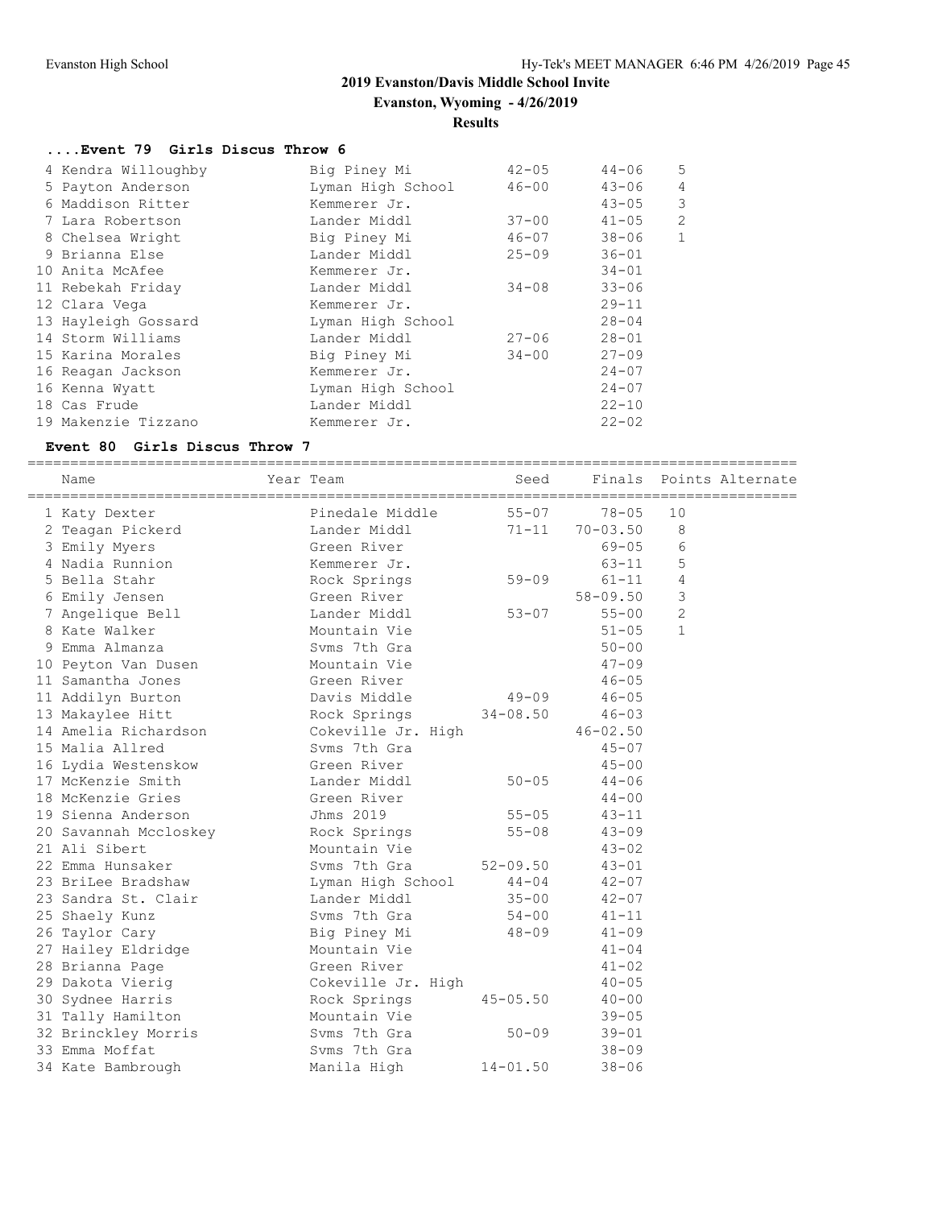## 2019 Evanston/Davis Middle School Invite

**Evanston, Wyoming - 4/26/2019**

**Results**

### ....Event 79 Girls Discus Throw 6

| Place | Name | Team | Seed | Finals | Points |
|---|---|---|---|---|---|
| 4 | Kendra Willoughby | Big Piney Mi | 42-05 | 44-06 | 5 |
| 5 | Payton Anderson | Lyman High School | 46-00 | 43-06 | 4 |
| 6 | Maddison Ritter | Kemmerer Jr. | | 43-05 | 3 |
| 7 | Lara Robertson | Lander Middl | 37-00 | 41-05 | 2 |
| 8 | Chelsea Wright | Big Piney Mi | 46-07 | 38-06 | 1 |
| 9 | Brianna Else | Lander Middl | 25-09 | 36-01 | |
| 10 | Anita McAfee | Kemmerer Jr. | | 34-01 | |
| 11 | Rebekah Friday | Lander Middl | 34-08 | 33-06 | |
| 12 | Clara Vega | Kemmerer Jr. | | 29-11 | |
| 13 | Hayleigh Gossard | Lyman High School | | 28-04 | |
| 14 | Storm Williams | Lander Middl | 27-06 | 28-01 | |
| 15 | Karina Morales | Big Piney Mi | 34-00 | 27-09 | |
| 16 | Reagan Jackson | Kemmerer Jr. | | 24-07 | |
| 16 | Kenna Wyatt | Lyman High School | | 24-07 | |
| 18 | Cas Frude | Lander Middl | | 22-10 | |
| 19 | Makenzie Tizzano | Kemmerer Jr. | | 22-02 | |

### Event 80 Girls Discus Throw 7

| Place | Name | Year Team | Seed | Finals | Points | Alternate |
|---|---|---|---|---|---|---|
| 1 | Katy Dexter | Pinedale Middle | 55-07 | 78-05 | 10 | |
| 2 | Teagan Pickerd | Lander Middl | 71-11 | 70-03.50 | 8 | |
| 3 | Emily Myers | Green River | | 69-05 | 6 | |
| 4 | Nadia Runnion | Kemmerer Jr. | | 63-11 | 5 | |
| 5 | Bella Stahr | Rock Springs | 59-09 | 61-11 | 4 | |
| 6 | Emily Jensen | Green River | | 58-09.50 | 3 | |
| 7 | Angelique Bell | Lander Middl | 53-07 | 55-00 | 2 | |
| 8 | Kate Walker | Mountain Vie | | 51-05 | 1 | |
| 9 | Emma Almanza | Svms 7th Gra | | 50-00 | | |
| 10 | Peyton Van Dusen | Mountain Vie | | 47-09 | | |
| 11 | Samantha Jones | Green River | | 46-05 | | |
| 11 | Addilyn Burton | Davis Middle | 49-09 | 46-05 | | |
| 13 | Makaylee Hitt | Rock Springs | 34-08.50 | 46-03 | | |
| 14 | Amelia Richardson | Cokeville Jr. High | | 46-02.50 | | |
| 15 | Malia Allred | Svms 7th Gra | | 45-07 | | |
| 16 | Lydia Westenskow | Green River | | 45-00 | | |
| 17 | McKenzie Smith | Lander Middl | 50-05 | 44-06 | | |
| 18 | McKenzie Gries | Green River | | 44-00 | | |
| 19 | Sienna Anderson | Jhms 2019 | 55-05 | 43-11 | | |
| 20 | Savannah Mccloskey | Rock Springs | 55-08 | 43-09 | | |
| 21 | Ali Sibert | Mountain Vie | | 43-02 | | |
| 22 | Emma Hunsaker | Svms 7th Gra | 52-09.50 | 43-01 | | |
| 23 | BriLee Bradshaw | Lyman High School | 44-04 | 42-07 | | |
| 23 | Sandra St. Clair | Lander Middl | 35-00 | 42-07 | | |
| 25 | Shaely Kunz | Svms 7th Gra | 54-00 | 41-11 | | |
| 26 | Taylor Cary | Big Piney Mi | 48-09 | 41-09 | | |
| 27 | Hailey Eldridge | Mountain Vie | | 41-04 | | |
| 28 | Brianna Page | Green River | | 41-02 | | |
| 29 | Dakota Vierig | Cokeville Jr. High | | 40-05 | | |
| 30 | Sydnee Harris | Rock Springs | 45-05.50 | 40-00 | | |
| 31 | Tally Hamilton | Mountain Vie | | 39-05 | | |
| 32 | Brinckley Morris | Svms 7th Gra | 50-09 | 39-01 | | |
| 33 | Emma Moffat | Svms 7th Gra | | 38-09 | | |
| 34 | Kate Bambrough | Manila High | 14-01.50 | 38-06 | | |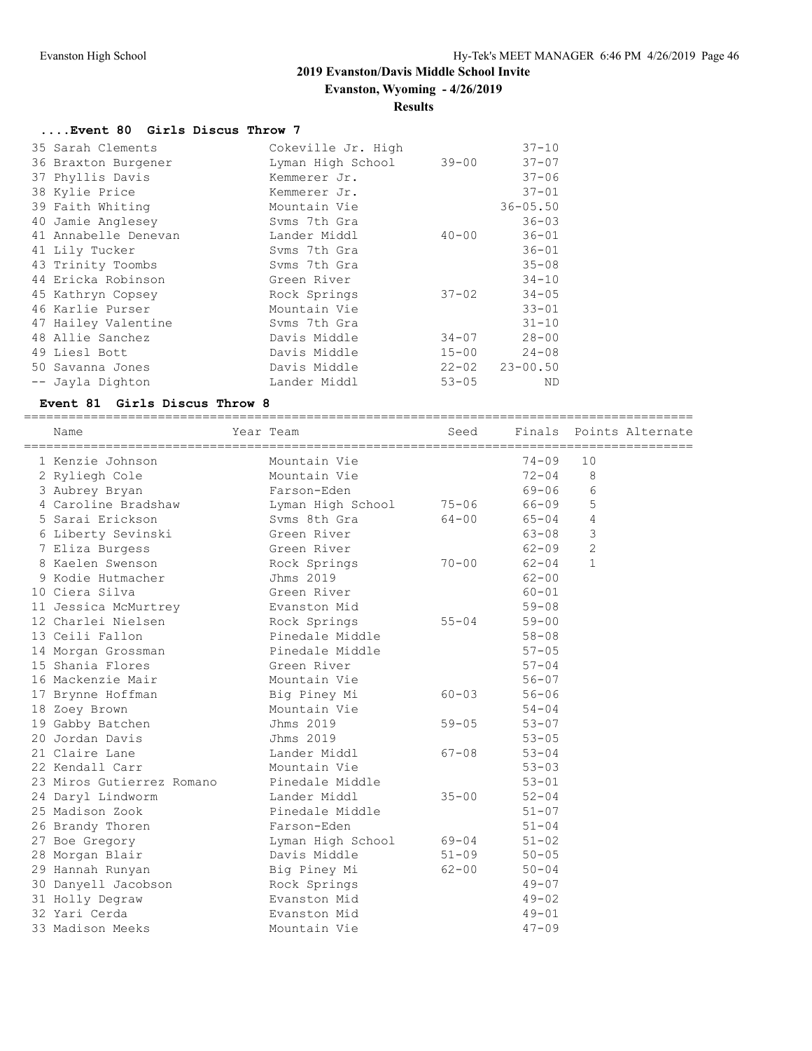## 2019 Evanston/Davis Middle School Invite

**Evanston, Wyoming - 4/26/2019**

**Results**

### ....Event 80 Girls Discus Throw 7

| Place | Name | Year | Team | Seed | Finals | Points | Alternate |
|---|---|---|---|---|---|---|---|
| 35 | Sarah Clements | | Cokeville Jr. High | | 37-10 | | |
| 36 | Braxton Burgener | | Lyman High School | 39-00 | 37-07 | | |
| 37 | Phyllis Davis | | Kemmerer Jr. | | 37-06 | | |
| 38 | Kylie Price | | Kemmerer Jr. | | 37-01 | | |
| 39 | Faith Whiting | | Mountain Vie | | 36-05.50 | | |
| 40 | Jamie Anglesey | | Svms 7th Gra | | 36-03 | | |
| 41 | Annabelle Denevan | | Lander Middl | 40-00 | 36-01 | | |
| 41 | Lily Tucker | | Svms 7th Gra | | 36-01 | | |
| 43 | Trinity Toombs | | Svms 7th Gra | | 35-08 | | |
| 44 | Ericka Robinson | | Green River | | 34-10 | | |
| 45 | Kathryn Copsey | | Rock Springs | 37-02 | 34-05 | | |
| 46 | Karlie Purser | | Mountain Vie | | 33-01 | | |
| 47 | Hailey Valentine | | Svms 7th Gra | | 31-10 | | |
| 48 | Allie Sanchez | | Davis Middle | 34-07 | 28-00 | | |
| 49 | Liesl Bott | | Davis Middle | 15-00 | 24-08 | | |
| 50 | Savanna Jones | | Davis Middle | 22-02 | 23-00.50 | | |
| -- | Jayla Dighton | | Lander Middl | 53-05 | ND | | |

### Event 81 Girls Discus Throw 8

| Place | Name | Year | Team | Seed | Finals | Points | Alternate |
|---|---|---|---|---|---|---|---|
| 1 | Kenzie Johnson | | Mountain Vie | | 74-09 | 10 | |
| 2 | Ryliegh Cole | | Mountain Vie | | 72-04 | 8 | |
| 3 | Aubrey Bryan | | Farson-Eden | | 69-06 | 6 | |
| 4 | Caroline Bradshaw | | Lyman High School | 75-06 | 66-09 | 5 | |
| 5 | Sarai Erickson | | Svms 8th Gra | 64-00 | 65-04 | 4 | |
| 6 | Liberty Sevinski | | Green River | | 63-08 | 3 | |
| 7 | Eliza Burgess | | Green River | | 62-09 | 2 | |
| 8 | Kaelen Swenson | | Rock Springs | 70-00 | 62-04 | 1 | |
| 9 | Kodie Hutmacher | | Jhms 2019 | | 62-00 | | |
| 10 | Ciera Silva | | Green River | | 60-01 | | |
| 11 | Jessica McMurtrey | | Evanston Mid | | 59-08 | | |
| 12 | Charlei Nielsen | | Rock Springs | 55-04 | 59-00 | | |
| 13 | Ceili Fallon | | Pinedale Middle | | 58-08 | | |
| 14 | Morgan Grossman | | Pinedale Middle | | 57-05 | | |
| 15 | Shania Flores | | Green River | | 57-04 | | |
| 16 | Mackenzie Mair | | Mountain Vie | | 56-07 | | |
| 17 | Brynne Hoffman | | Big Piney Mi | 60-03 | 56-06 | | |
| 18 | Zoey Brown | | Mountain Vie | | 54-04 | | |
| 19 | Gabby Batchen | | Jhms 2019 | 59-05 | 53-07 | | |
| 20 | Jordan Davis | | Jhms 2019 | | 53-05 | | |
| 21 | Claire Lane | | Lander Middl | 67-08 | 53-04 | | |
| 22 | Kendall Carr | | Mountain Vie | | 53-03 | | |
| 23 | Miros Gutierrez Romano | | Pinedale Middle | | 53-01 | | |
| 24 | Daryl Lindworm | | Lander Middl | 35-00 | 52-04 | | |
| 25 | Madison Zook | | Pinedale Middle | | 51-07 | | |
| 26 | Brandy Thoren | | Farson-Eden | | 51-04 | | |
| 27 | Boe Gregory | | Lyman High School | 69-04 | 51-02 | | |
| 28 | Morgan Blair | | Davis Middle | 51-09 | 50-05 | | |
| 29 | Hannah Runyan | | Big Piney Mi | 62-00 | 50-04 | | |
| 30 | Danyell Jacobson | | Rock Springs | | 49-07 | | |
| 31 | Holly Degraw | | Evanston Mid | | 49-02 | | |
| 32 | Yari Cerda | | Evanston Mid | | 49-01 | | |
| 33 | Madison Meeks | | Mountain Vie | | 47-09 | | |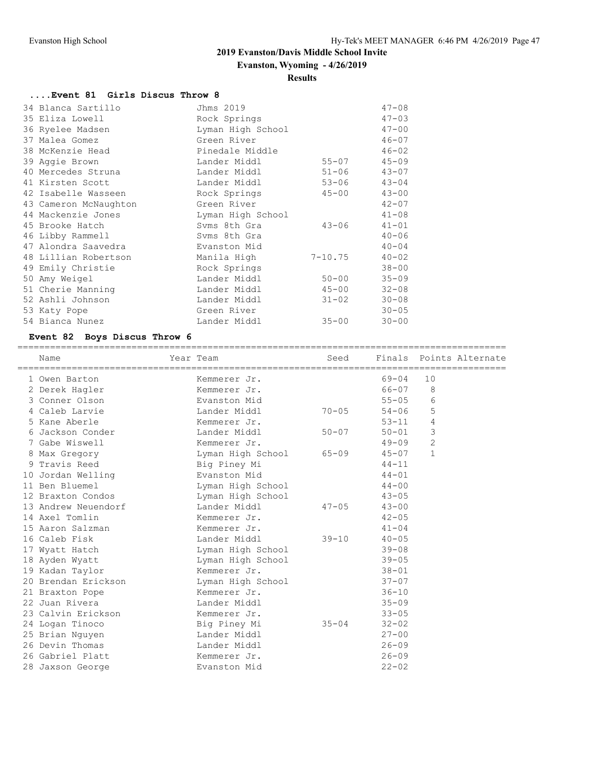## 2019 Evanston/Davis Middle School Invite

**Evanston, Wyoming - 4/26/2019**

**Results**

### ....Event 81 Girls Discus Throw 8

| Name | Year Team | Seed | Finals |
|---|---|---|---|
| 34 Blanca Sartillo | Jhms 2019 | | 47-08 |
| 35 Eliza Lowell | Rock Springs | | 47-03 |
| 36 Ryelee Madsen | Lyman High School | | 47-00 |
| 37 Malea Gomez | Green River | | 46-07 |
| 38 McKenzie Head | Pinedale Middle | | 46-02 |
| 39 Aggie Brown | Lander Middl | 55-07 | 45-09 |
| 40 Mercedes Struna | Lander Middl | 51-06 | 43-07 |
| 41 Kirsten Scott | Lander Middl | 53-06 | 43-04 |
| 42 Isabelle Wasseen | Rock Springs | 45-00 | 43-00 |
| 43 Cameron McNaughton | Green River | | 42-07 |
| 44 Mackenzie Jones | Lyman High School | | 41-08 |
| 45 Brooke Hatch | Svms 8th Gra | 43-06 | 41-01 |
| 46 Libby Rammell | Svms 8th Gra | | 40-06 |
| 47 Alondra Saavedra | Evanston Mid | | 40-04 |
| 48 Lillian Robertson | Manila High | 7-10.75 | 40-02 |
| 49 Emily Christie | Rock Springs | | 38-00 |
| 50 Amy Weigel | Lander Middl | 50-00 | 35-09 |
| 51 Cherie Manning | Lander Middl | 45-00 | 32-08 |
| 52 Ashli Johnson | Lander Middl | 31-02 | 30-08 |
| 53 Katy Pope | Green River | | 30-05 |
| 54 Bianca Nunez | Lander Middl | 35-00 | 30-00 |

### Event 82 Boys Discus Throw 6

| Name | Year Team | Seed | Finals | Points | Alternate |
|---|---|---|---|---|---|
| 1 Owen Barton | Kemmerer Jr. | | 69-04 | 10 | |
| 2 Derek Hagler | Kemmerer Jr. | | 66-07 | 8 | |
| 3 Conner Olson | Evanston Mid | | 55-05 | 6 | |
| 4 Caleb Larvie | Lander Middl | 70-05 | 54-06 | 5 | |
| 5 Kane Aberle | Kemmerer Jr. | | 53-11 | 4 | |
| 6 Jackson Conder | Lander Middl | 50-07 | 50-01 | 3 | |
| 7 Gabe Wiswell | Kemmerer Jr. | | 49-09 | 2 | |
| 8 Max Gregory | Lyman High School | 65-09 | 45-07 | 1 | |
| 9 Travis Reed | Big Piney Mi | | 44-11 | | |
| 10 Jordan Welling | Evanston Mid | | 44-01 | | |
| 11 Ben Bluemel | Lyman High School | | 44-00 | | |
| 12 Braxton Condos | Lyman High School | | 43-05 | | |
| 13 Andrew Neuendorf | Lander Middl | 47-05 | 43-00 | | |
| 14 Axel Tomlin | Kemmerer Jr. | | 42-05 | | |
| 15 Aaron Salzman | Kemmerer Jr. | | 41-04 | | |
| 16 Caleb Fisk | Lander Middl | 39-10 | 40-05 | | |
| 17 Wyatt Hatch | Lyman High School | | 39-08 | | |
| 18 Ayden Wyatt | Lyman High School | | 39-05 | | |
| 19 Kadan Taylor | Kemmerer Jr. | | 38-01 | | |
| 20 Brendan Erickson | Lyman High School | | 37-07 | | |
| 21 Braxton Pope | Kemmerer Jr. | | 36-10 | | |
| 22 Juan Rivera | Lander Middl | | 35-09 | | |
| 23 Calvin Erickson | Kemmerer Jr. | | 33-05 | | |
| 24 Logan Tinoco | Big Piney Mi | 35-04 | 32-02 | | |
| 25 Brian Nguyen | Lander Middl | | 27-00 | | |
| 26 Devin Thomas | Lander Middl | | 26-09 | | |
| 26 Gabriel Platt | Kemmerer Jr. | | 26-09 | | |
| 28 Jaxson George | Evanston Mid | | 22-02 | | |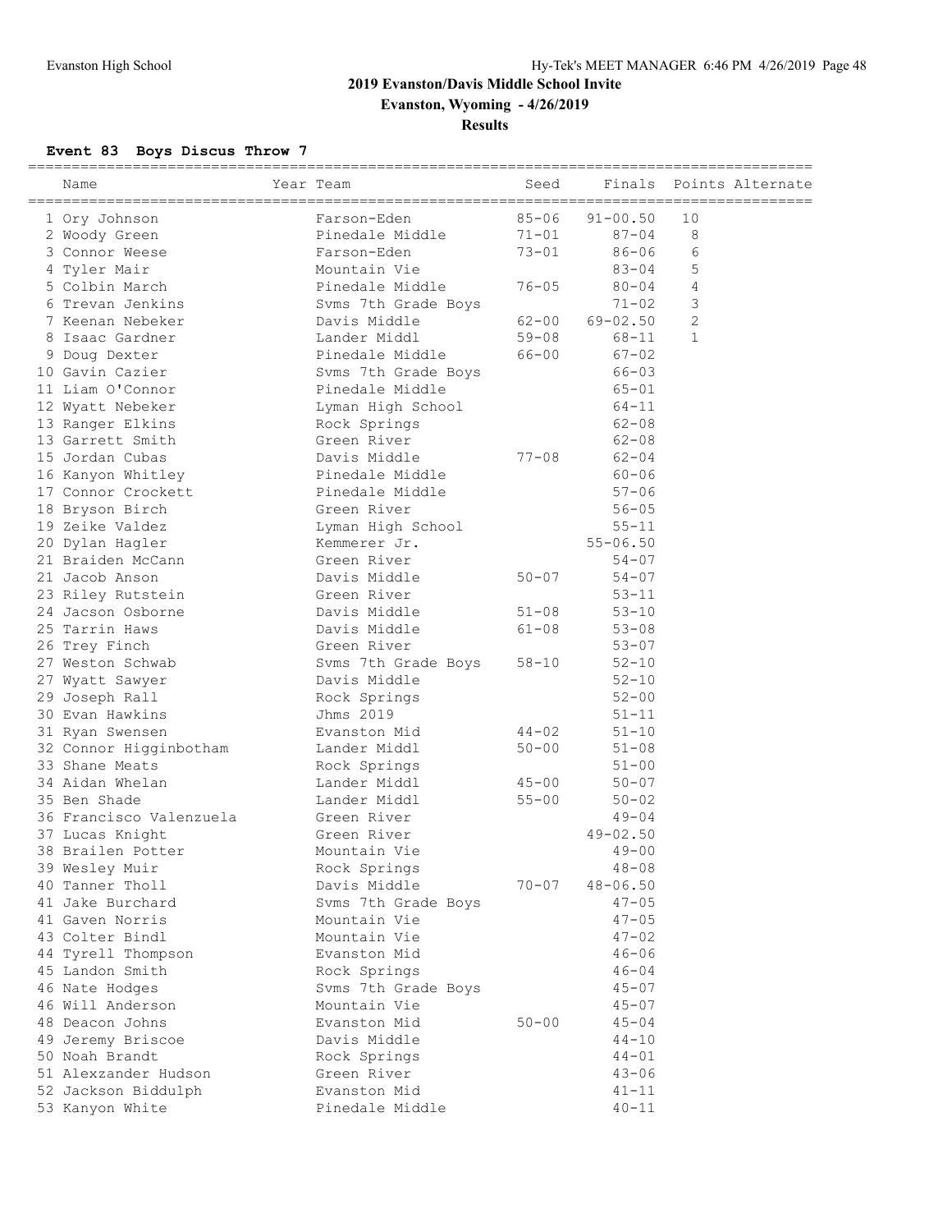## 2019 Evanston/Davis Middle School Invite

**Evanston, Wyoming - 4/26/2019**

**Results**

### Event 83 Boys Discus Throw 7

| | Name | Year | Team | Seed | Finals | Points | Alternate |
|---|---|---|---|---|---|---|---|
| 1 | Ory Johnson | | Farson-Eden | 85-06 | 91-00.50 | 10 | |
| 2 | Woody Green | | Pinedale Middle | 71-01 | 87-04 | 8 | |
| 3 | Connor Weese | | Farson-Eden | 73-01 | 86-06 | 6 | |
| 4 | Tyler Mair | | Mountain Vie | | 83-04 | 5 | |
| 5 | Colbin March | | Pinedale Middle | 76-05 | 80-04 | 4 | |
| 6 | Trevan Jenkins | | Svms 7th Grade Boys | | 71-02 | 3 | |
| 7 | Keenan Nebeker | | Davis Middle | 62-00 | 69-02.50 | 2 | |
| 8 | Isaac Gardner | | Lander Middl | 59-08 | 68-11 | 1 | |
| 9 | Doug Dexter | | Pinedale Middle | 66-00 | 67-02 | | |
| 10 | Gavin Cazier | | Svms 7th Grade Boys | | 66-03 | | |
| 11 | Liam O'Connor | | Pinedale Middle | | 65-01 | | |
| 12 | Wyatt Nebeker | | Lyman High School | | 64-11 | | |
| 13 | Ranger Elkins | | Rock Springs | | 62-08 | | |
| 13 | Garrett Smith | | Green River | | 62-08 | | |
| 15 | Jordan Cubas | | Davis Middle | 77-08 | 62-04 | | |
| 16 | Kanyon Whitley | | Pinedale Middle | | 60-06 | | |
| 17 | Connor Crockett | | Pinedale Middle | | 57-06 | | |
| 18 | Bryson Birch | | Green River | | 56-05 | | |
| 19 | Zeike Valdez | | Lyman High School | | 55-11 | | |
| 20 | Dylan Hagler | | Kemmerer Jr. | | 55-06.50 | | |
| 21 | Braiden McCann | | Green River | | 54-07 | | |
| 21 | Jacob Anson | | Davis Middle | 50-07 | 54-07 | | |
| 23 | Riley Rutstein | | Green River | | 53-11 | | |
| 24 | Jacson Osborne | | Davis Middle | 51-08 | 53-10 | | |
| 25 | Tarrin Haws | | Davis Middle | 61-08 | 53-08 | | |
| 26 | Trey Finch | | Green River | | 53-07 | | |
| 27 | Weston Schwab | | Svms 7th Grade Boys | 58-10 | 52-10 | | |
| 27 | Wyatt Sawyer | | Davis Middle | | 52-10 | | |
| 29 | Joseph Rall | | Rock Springs | | 52-00 | | |
| 30 | Evan Hawkins | | Jhms 2019 | | 51-11 | | |
| 31 | Ryan Swensen | | Evanston Mid | 44-02 | 51-10 | | |
| 32 | Connor Higginbotham | | Lander Middl | 50-00 | 51-08 | | |
| 33 | Shane Meats | | Rock Springs | | 51-00 | | |
| 34 | Aidan Whelan | | Lander Middl | 45-00 | 50-07 | | |
| 35 | Ben Shade | | Lander Middl | 55-00 | 50-02 | | |
| 36 | Francisco Valenzuela | | Green River | | 49-04 | | |
| 37 | Lucas Knight | | Green River | | 49-02.50 | | |
| 38 | Brailen Potter | | Mountain Vie | | 49-00 | | |
| 39 | Wesley Muir | | Rock Springs | | 48-08 | | |
| 40 | Tanner Tholl | | Davis Middle | 70-07 | 48-06.50 | | |
| 41 | Jake Burchard | | Svms 7th Grade Boys | | 47-05 | | |
| 41 | Gaven Norris | | Mountain Vie | | 47-05 | | |
| 43 | Colter Bindl | | Mountain Vie | | 47-02 | | |
| 44 | Tyrell Thompson | | Evanston Mid | | 46-06 | | |
| 45 | Landon Smith | | Rock Springs | | 46-04 | | |
| 46 | Nate Hodges | | Svms 7th Grade Boys | | 45-07 | | |
| 46 | Will Anderson | | Mountain Vie | | 45-07 | | |
| 48 | Deacon Johns | | Evanston Mid | 50-00 | 45-04 | | |
| 49 | Jeremy Briscoe | | Davis Middle | | 44-10 | | |
| 50 | Noah Brandt | | Rock Springs | | 44-01 | | |
| 51 | Alexzander Hudson | | Green River | | 43-06 | | |
| 52 | Jackson Biddulph | | Evanston Mid | | 41-11 | | |
| 53 | Kanyon White | | Pinedale Middle | | 40-11 | | |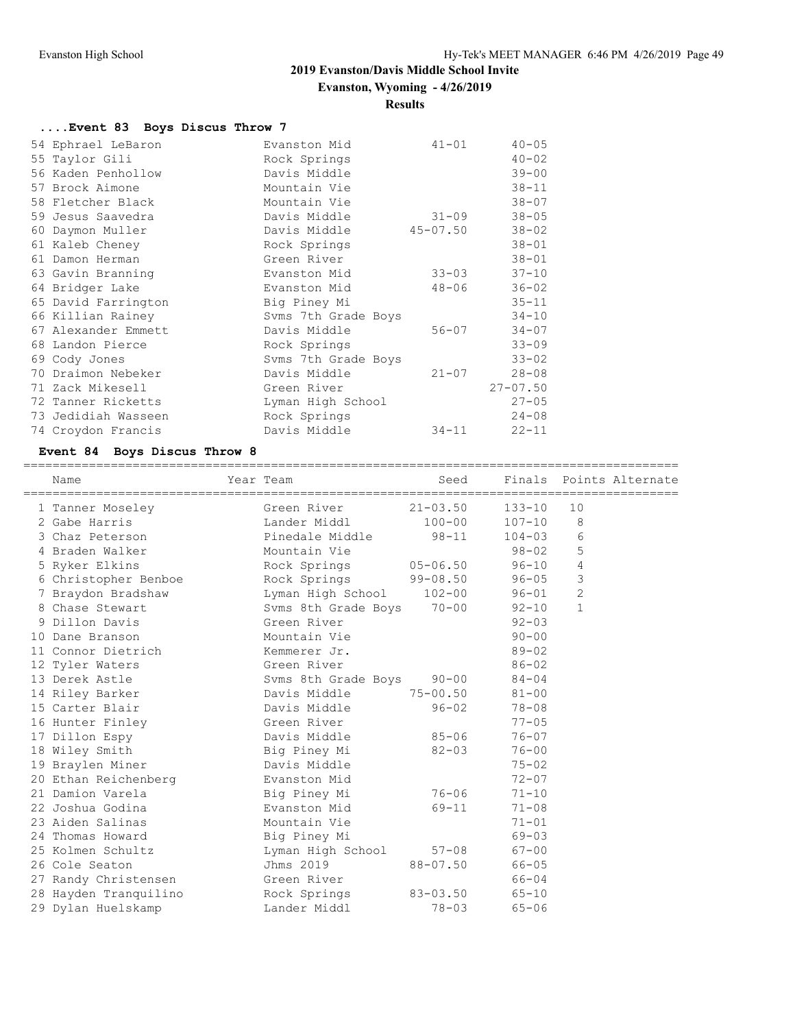## 2019 Evanston/Davis Middle School Invite

**Evanston, Wyoming - 4/26/2019**

**Results**

### ....Event 83 Boys Discus Throw 7

| Place | Name | Team | Seed | Finals |
|---|---|---|---|---|
| 54 | Ephrael LeBaron | Evanston Mid | 41-01 | 40-05 |
| 55 | Taylor Gili | Rock Springs | | 40-02 |
| 56 | Kaden Penhollow | Davis Middle | | 39-00 |
| 57 | Brock Aimone | Mountain Vie | | 38-11 |
| 58 | Fletcher Black | Mountain Vie | | 38-07 |
| 59 | Jesus Saavedra | Davis Middle | 31-09 | 38-05 |
| 60 | Daymon Muller | Davis Middle | 45-07.50 | 38-02 |
| 61 | Kaleb Cheney | Rock Springs | | 38-01 |
| 61 | Damon Herman | Green River | | 38-01 |
| 63 | Gavin Branning | Evanston Mid | 33-03 | 37-10 |
| 64 | Bridger Lake | Evanston Mid | 48-06 | 36-02 |
| 65 | David Farrington | Big Piney Mi | | 35-11 |
| 66 | Killian Rainey | Svms 7th Grade Boys | | 34-10 |
| 67 | Alexander Emmett | Davis Middle | 56-07 | 34-07 |
| 68 | Landon Pierce | Rock Springs | | 33-09 |
| 69 | Cody Jones | Svms 7th Grade Boys | | 33-02 |
| 70 | Draimon Nebeker | Davis Middle | 21-07 | 28-08 |
| 71 | Zack Mikesell | Green River | | 27-07.50 |
| 72 | Tanner Ricketts | Lyman High School | | 27-05 |
| 73 | Jedidiah Wasseen | Rock Springs | | 24-08 |
| 74 | Croydon Francis | Davis Middle | 34-11 | 22-11 |

### Event 84 Boys Discus Throw 8

| Place | Name | Year | Team | Seed | Finals | Points | Alternate |
|---|---|---|---|---|---|---|---|
| 1 | Tanner Moseley | | Green River | 21-03.50 | 133-10 | 10 | |
| 2 | Gabe Harris | | Lander Middl | 100-00 | 107-10 | 8 | |
| 3 | Chaz Peterson | | Pinedale Middle | 98-11 | 104-03 | 6 | |
| 4 | Braden Walker | | Mountain Vie | | 98-02 | 5 | |
| 5 | Ryker Elkins | | Rock Springs | 05-06.50 | 96-10 | 4 | |
| 6 | Christopher Benboe | | Rock Springs | 99-08.50 | 96-05 | 3 | |
| 7 | Braydon Bradshaw | | Lyman High School | 102-00 | 96-01 | 2 | |
| 8 | Chase Stewart | | Svms 8th Grade Boys | 70-00 | 92-10 | 1 | |
| 9 | Dillon Davis | | Green River | | 92-03 | | |
| 10 | Dane Branson | | Mountain Vie | | 90-00 | | |
| 11 | Connor Dietrich | | Kemmerer Jr. | | 89-02 | | |
| 12 | Tyler Waters | | Green River | | 86-02 | | |
| 13 | Derek Astle | | Svms 8th Grade Boys | 90-00 | 84-04 | | |
| 14 | Riley Barker | | Davis Middle | 75-00.50 | 81-00 | | |
| 15 | Carter Blair | | Davis Middle | 96-02 | 78-08 | | |
| 16 | Hunter Finley | | Green River | | 77-05 | | |
| 17 | Dillon Espy | | Davis Middle | 85-06 | 76-07 | | |
| 18 | Wiley Smith | | Big Piney Mi | 82-03 | 76-00 | | |
| 19 | Braylen Miner | | Davis Middle | | 75-02 | | |
| 20 | Ethan Reichenberg | | Evanston Mid | | 72-07 | | |
| 21 | Damion Varela | | Big Piney Mi | 76-06 | 71-10 | | |
| 22 | Joshua Godina | | Evanston Mid | 69-11 | 71-08 | | |
| 23 | Aiden Salinas | | Mountain Vie | | 71-01 | | |
| 24 | Thomas Howard | | Big Piney Mi | | 69-03 | | |
| 25 | Kolmen Schultz | | Lyman High School | 57-08 | 67-00 | | |
| 26 | Cole Seaton | | Jhms 2019 | 88-07.50 | 66-05 | | |
| 27 | Randy Christensen | | Green River | | 66-04 | | |
| 28 | Hayden Tranquilino | | Rock Springs | 83-03.50 | 65-10 | | |
| 29 | Dylan Huelskamp | | Lander Middl | 78-03 | 65-06 | | |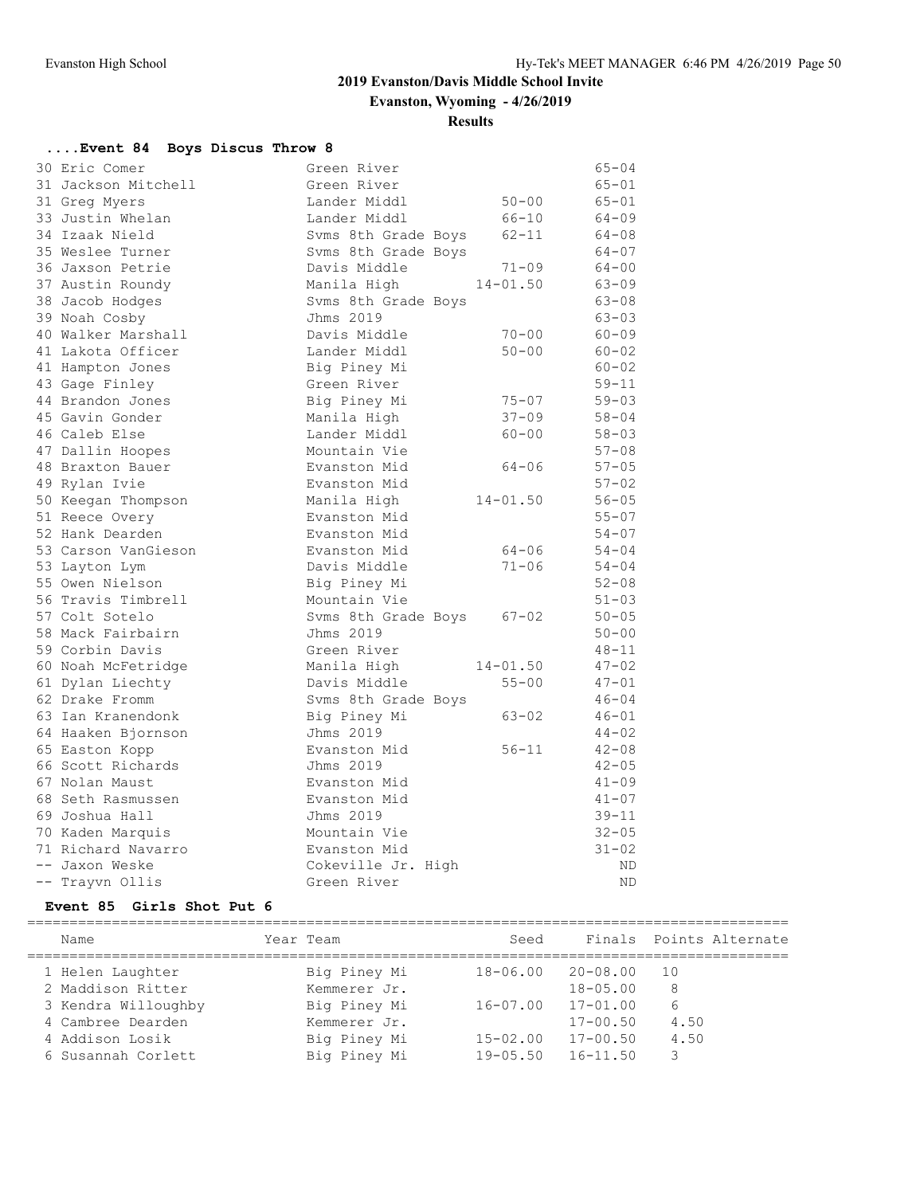## 2019 Evanston/Davis Middle School Invite

**Evanston, Wyoming - 4/26/2019**

**Results**

### ....Event 84 Boys Discus Throw 8

| Place | Name | Team | Seed | Finals |
|---|---|---|---|---|
| 30 | Eric Comer | Green River | | 65-04 |
| 31 | Jackson Mitchell | Green River | | 65-01 |
| 31 | Greg Myers | Lander Middl | 50-00 | 65-01 |
| 33 | Justin Whelan | Lander Middl | 66-10 | 64-09 |
| 34 | Izaak Nield | Svms 8th Grade Boys | 62-11 | 64-08 |
| 35 | Weslee Turner | Svms 8th Grade Boys | | 64-07 |
| 36 | Jaxson Petrie | Davis Middle | 71-09 | 64-00 |
| 37 | Austin Roundy | Manila High | 14-01.50 | 63-09 |
| 38 | Jacob Hodges | Svms 8th Grade Boys | | 63-08 |
| 39 | Noah Cosby | Jhms 2019 | | 63-03 |
| 40 | Walker Marshall | Davis Middle | 70-00 | 60-09 |
| 41 | Lakota Officer | Lander Middl | 50-00 | 60-02 |
| 41 | Hampton Jones | Big Piney Mi | | 60-02 |
| 43 | Gage Finley | Green River | | 59-11 |
| 44 | Brandon Jones | Big Piney Mi | 75-07 | 59-03 |
| 45 | Gavin Gonder | Manila High | 37-09 | 58-04 |
| 46 | Caleb Else | Lander Middl | 60-00 | 58-03 |
| 47 | Dallin Hoopes | Mountain Vie | | 57-08 |
| 48 | Braxton Bauer | Evanston Mid | 64-06 | 57-05 |
| 49 | Rylan Ivie | Evanston Mid | | 57-02 |
| 50 | Keegan Thompson | Manila High | 14-01.50 | 56-05 |
| 51 | Reece Overy | Evanston Mid | | 55-07 |
| 52 | Hank Dearden | Evanston Mid | | 54-07 |
| 53 | Carson VanGieson | Evanston Mid | 64-06 | 54-04 |
| 53 | Layton Lym | Davis Middle | 71-06 | 54-04 |
| 55 | Owen Nielson | Big Piney Mi | | 52-08 |
| 56 | Travis Timbrell | Mountain Vie | | 51-03 |
| 57 | Colt Sotelo | Svms 8th Grade Boys | 67-02 | 50-05 |
| 58 | Mack Fairbairn | Jhms 2019 | | 50-00 |
| 59 | Corbin Davis | Green River | | 48-11 |
| 60 | Noah McFetridge | Manila High | 14-01.50 | 47-02 |
| 61 | Dylan Liechty | Davis Middle | 55-00 | 47-01 |
| 62 | Drake Fromm | Svms 8th Grade Boys | | 46-04 |
| 63 | Ian Kranendonk | Big Piney Mi | 63-02 | 46-01 |
| 64 | Haaken Bjornson | Jhms 2019 | | 44-02 |
| 65 | Easton Kopp | Evanston Mid | 56-11 | 42-08 |
| 66 | Scott Richards | Jhms 2019 | | 42-05 |
| 67 | Nolan Maust | Evanston Mid | | 41-09 |
| 68 | Seth Rasmussen | Evanston Mid | | 41-07 |
| 69 | Joshua Hall | Jhms 2019 | | 39-11 |
| 70 | Kaden Marquis | Mountain Vie | | 32-05 |
| 71 | Richard Navarro | Evanston Mid | | 31-02 |
| -- | Jaxon Weske | Cokeville Jr. High | | ND |
| -- | Trayvn Ollis | Green River | | ND |

### Event 85 Girls Shot Put 6

| Place | Name | Year | Team | Seed | Finals | Points | Alternate |
|---|---|---|---|---|---|---|---|
| 1 | Helen Laughter | | Big Piney Mi | 18-06.00 | 20-08.00 | 10 | |
| 2 | Maddison Ritter | | Kemmerer Jr. | | 18-05.00 | 8 | |
| 3 | Kendra Willoughby | | Big Piney Mi | 16-07.00 | 17-01.00 | 6 | |
| 4 | Cambree Dearden | | Kemmerer Jr. | | 17-00.50 | 4.50 | |
| 4 | Addison Losik | | Big Piney Mi | 15-02.00 | 17-00.50 | 4.50 | |
| 6 | Susannah Corlett | | Big Piney Mi | 19-05.50 | 16-11.50 | 3 | |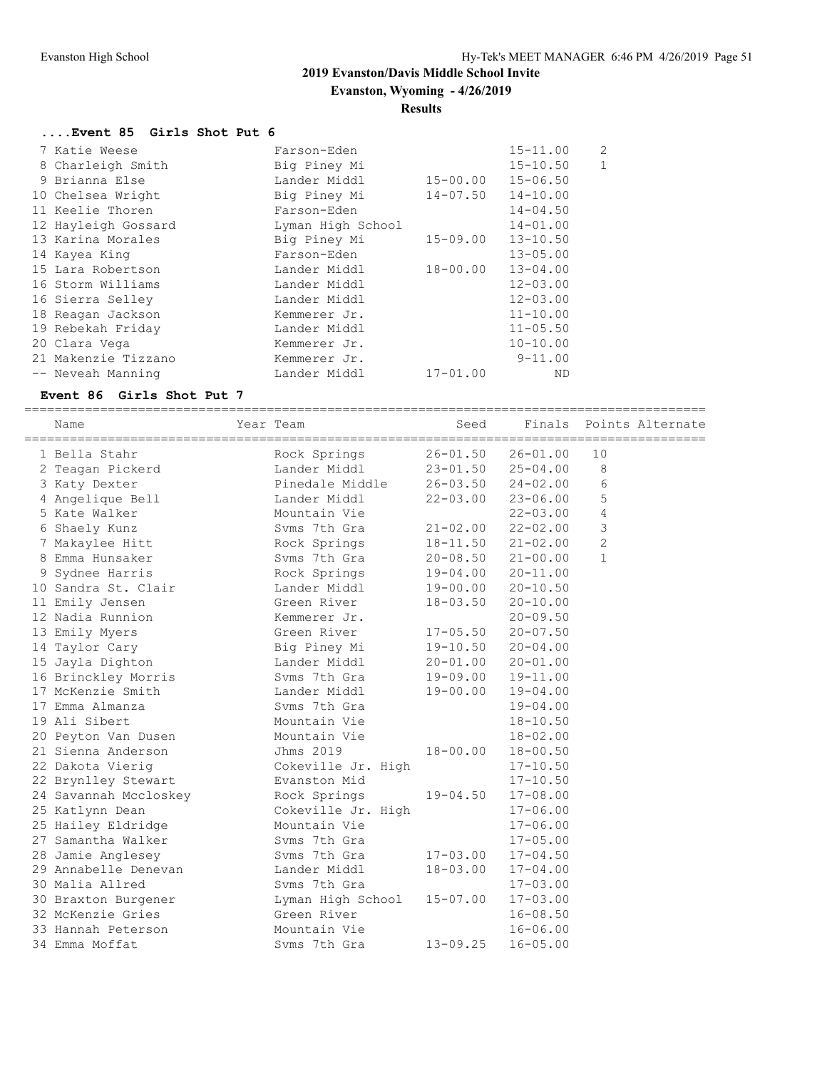## 2019 Evanston/Davis Middle School Invite

**Evanston, Wyoming - 4/26/2019**

**Results**

### ....Event 85 Girls Shot Put 6

| Place | Name | Team | Seed | Finals | Points |
|---|---|---|---|---|---|
| 7 | Katie Weese | Farson-Eden | | 15-11.00 | 2 |
| 8 | Charleigh Smith | Big Piney Mi | | 15-10.50 | 1 |
| 9 | Brianna Else | Lander Middl | 15-00.00 | 15-06.50 | |
| 10 | Chelsea Wright | Big Piney Mi | 14-07.50 | 14-10.00 | |
| 11 | Keelie Thoren | Farson-Eden | | 14-04.50 | |
| 12 | Hayleigh Gossard | Lyman High School | | 14-01.00 | |
| 13 | Karina Morales | Big Piney Mi | 15-09.00 | 13-10.50 | |
| 14 | Kayea King | Farson-Eden | | 13-05.00 | |
| 15 | Lara Robertson | Lander Middl | 18-00.00 | 13-04.00 | |
| 16 | Storm Williams | Lander Middl | | 12-03.00 | |
| 16 | Sierra Selley | Lander Middl | | 12-03.00 | |
| 18 | Reagan Jackson | Kemmerer Jr. | | 11-10.00 | |
| 19 | Rebekah Friday | Lander Middl | | 11-05.50 | |
| 20 | Clara Vega | Kemmerer Jr. | | 10-10.00 | |
| 21 | Makenzie Tizzano | Kemmerer Jr. | | 9-11.00 | |
| -- | Neveah Manning | Lander Middl | 17-01.00 | ND | |

### Event 86 Girls Shot Put 7

| Place | Name | Year | Team | Seed | Finals | Points | Alternate |
|---|---|---|---|---|---|---|---|
| 1 | Bella Stahr | | Rock Springs | 26-01.50 | 26-01.00 | 10 | |
| 2 | Teagan Pickerd | | Lander Middl | 23-01.50 | 25-04.00 | 8 | |
| 3 | Katy Dexter | | Pinedale Middle | 26-03.50 | 24-02.00 | 6 | |
| 4 | Angelique Bell | | Lander Middl | 22-03.00 | 23-06.00 | 5 | |
| 5 | Kate Walker | | Mountain Vie | | 22-03.00 | 4 | |
| 6 | Shaely Kunz | | Svms 7th Gra | 21-02.00 | 22-02.00 | 3 | |
| 7 | Makaylee Hitt | | Rock Springs | 18-11.50 | 21-02.00 | 2 | |
| 8 | Emma Hunsaker | | Svms 7th Gra | 20-08.50 | 21-00.00 | 1 | |
| 9 | Sydnee Harris | | Rock Springs | 19-04.00 | 20-11.00 | | |
| 10 | Sandra St. Clair | | Lander Middl | 19-00.00 | 20-10.50 | | |
| 11 | Emily Jensen | | Green River | 18-03.50 | 20-10.00 | | |
| 12 | Nadia Runnion | | Kemmerer Jr. | | 20-09.50 | | |
| 13 | Emily Myers | | Green River | 17-05.50 | 20-07.50 | | |
| 14 | Taylor Cary | | Big Piney Mi | 19-10.50 | 20-04.00 | | |
| 15 | Jayla Dighton | | Lander Middl | 20-01.00 | 20-01.00 | | |
| 16 | Brinckley Morris | | Svms 7th Gra | 19-09.00 | 19-11.00 | | |
| 17 | McKenzie Smith | | Lander Middl | 19-00.00 | 19-04.00 | | |
| 17 | Emma Almanza | | Svms 7th Gra | | 19-04.00 | | |
| 19 | Ali Sibert | | Mountain Vie | | 18-10.50 | | |
| 20 | Peyton Van Dusen | | Mountain Vie | | 18-02.00 | | |
| 21 | Sienna Anderson | | Jhms 2019 | 18-00.00 | 18-00.50 | | |
| 22 | Dakota Vierig | | Cokeville Jr. High | | 17-10.50 | | |
| 22 | Brynlley Stewart | | Evanston Mid | | 17-10.50 | | |
| 24 | Savannah Mccloskey | | Rock Springs | 19-04.50 | 17-08.00 | | |
| 25 | Katlynn Dean | | Cokeville Jr. High | | 17-06.00 | | |
| 25 | Hailey Eldridge | | Mountain Vie | | 17-06.00 | | |
| 27 | Samantha Walker | | Svms 7th Gra | | 17-05.00 | | |
| 28 | Jamie Anglesey | | Svms 7th Gra | 17-03.00 | 17-04.50 | | |
| 29 | Annabelle Denevan | | Lander Middl | 18-03.00 | 17-04.00 | | |
| 30 | Malia Allred | | Svms 7th Gra | | 17-03.00 | | |
| 30 | Braxton Burgener | | Lyman High School | 15-07.00 | 17-03.00 | | |
| 32 | McKenzie Gries | | Green River | | 16-08.50 | | |
| 33 | Hannah Peterson | | Mountain Vie | | 16-06.00 | | |
| 34 | Emma Moffat | | Svms 7th Gra | 13-09.25 | 16-05.00 | | |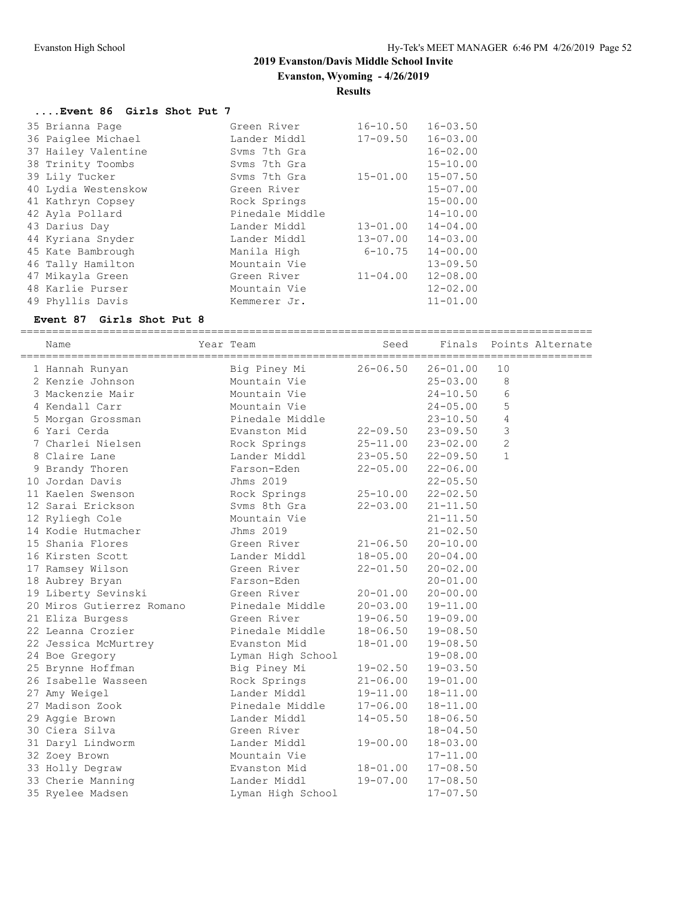## 2019 Evanston/Davis Middle School Invite

**Evanston, Wyoming - 4/26/2019**

**Results**

### ....Event 86 Girls Shot Put 7

| Place | Name | Team | Seed | Finals |
|---|---|---|---|---|
| 35 | Brianna Page | Green River | 16-10.50 | 16-03.50 |
| 36 | Paiglee Michael | Lander Middl | 17-09.50 | 16-03.00 |
| 37 | Hailey Valentine | Svms 7th Gra | | 16-02.00 |
| 38 | Trinity Toombs | Svms 7th Gra | | 15-10.00 |
| 39 | Lily Tucker | Svms 7th Gra | 15-01.00 | 15-07.50 |
| 40 | Lydia Westenskow | Green River | | 15-07.00 |
| 41 | Kathryn Copsey | Rock Springs | | 15-00.00 |
| 42 | Ayla Pollard | Pinedale Middle | | 14-10.00 |
| 43 | Darius Day | Lander Middl | 13-01.00 | 14-04.00 |
| 44 | Kyriana Snyder | Lander Middl | 13-07.00 | 14-03.00 |
| 45 | Kate Bambrough | Manila High | 6-10.75 | 14-00.00 |
| 46 | Tally Hamilton | Mountain Vie | | 13-09.50 |
| 47 | Mikayla Green | Green River | 11-04.00 | 12-08.00 |
| 48 | Karlie Purser | Mountain Vie | | 12-02.00 |
| 49 | Phyllis Davis | Kemmerer Jr. | | 11-01.00 |

### Event 87 Girls Shot Put 8

| Place | Name | Year | Team | Seed | Finals | Points | Alternate |
|---|---|---|---|---|---|---|---|
| 1 | Hannah Runyan | | Big Piney Mi | 26-06.50 | 26-01.00 | 10 | |
| 2 | Kenzie Johnson | | Mountain Vie | | 25-03.00 | 8 | |
| 3 | Mackenzie Mair | | Mountain Vie | | 24-10.50 | 6 | |
| 4 | Kendall Carr | | Mountain Vie | | 24-05.00 | 5 | |
| 5 | Morgan Grossman | | Pinedale Middle | | 23-10.50 | 4 | |
| 6 | Yari Cerda | | Evanston Mid | 22-09.50 | 23-09.50 | 3 | |
| 7 | Charlei Nielsen | | Rock Springs | 25-11.00 | 23-02.00 | 2 | |
| 8 | Claire Lane | | Lander Middl | 23-05.50 | 22-09.50 | 1 | |
| 9 | Brandy Thoren | | Farson-Eden | 22-05.00 | 22-06.00 | | |
| 10 | Jordan Davis | | Jhms 2019 | | 22-05.50 | | |
| 11 | Kaelen Swenson | | Rock Springs | 25-10.00 | 22-02.50 | | |
| 12 | Sarai Erickson | | Svms 8th Gra | 22-03.00 | 21-11.50 | | |
| 12 | Ryliegh Cole | | Mountain Vie | | 21-11.50 | | |
| 14 | Kodie Hutmacher | | Jhms 2019 | | 21-02.50 | | |
| 15 | Shania Flores | | Green River | 21-06.50 | 20-10.00 | | |
| 16 | Kirsten Scott | | Lander Middl | 18-05.00 | 20-04.00 | | |
| 17 | Ramsey Wilson | | Green River | 22-01.50 | 20-02.00 | | |
| 18 | Aubrey Bryan | | Farson-Eden | | 20-01.00 | | |
| 19 | Liberty Sevinski | | Green River | 20-01.00 | 20-00.00 | | |
| 20 | Miros Gutierrez Romano | | Pinedale Middle | 20-03.00 | 19-11.00 | | |
| 21 | Eliza Burgess | | Green River | 19-06.50 | 19-09.00 | | |
| 22 | Leanna Crozier | | Pinedale Middle | 18-06.50 | 19-08.50 | | |
| 22 | Jessica McMurtrey | | Evanston Mid | 18-01.00 | 19-08.50 | | |
| 24 | Boe Gregory | | Lyman High School | | 19-08.00 | | |
| 25 | Brynne Hoffman | | Big Piney Mi | 19-02.50 | 19-03.50 | | |
| 26 | Isabelle Wasseen | | Rock Springs | 21-06.00 | 19-01.00 | | |
| 27 | Amy Weigel | | Lander Middl | 19-11.00 | 18-11.00 | | |
| 27 | Madison Zook | | Pinedale Middle | 17-06.00 | 18-11.00 | | |
| 29 | Aggie Brown | | Lander Middl | 14-05.50 | 18-06.50 | | |
| 30 | Ciera Silva | | Green River | | 18-04.50 | | |
| 31 | Daryl Lindworm | | Lander Middl | 19-00.00 | 18-03.00 | | |
| 32 | Zoey Brown | | Mountain Vie | | 17-11.00 | | |
| 33 | Holly Degraw | | Evanston Mid | 18-01.00 | 17-08.50 | | |
| 33 | Cherie Manning | | Lander Middl | 19-07.00 | 17-08.50 | | |
| 35 | Ryelee Madsen | | Lyman High School | | 17-07.50 | | |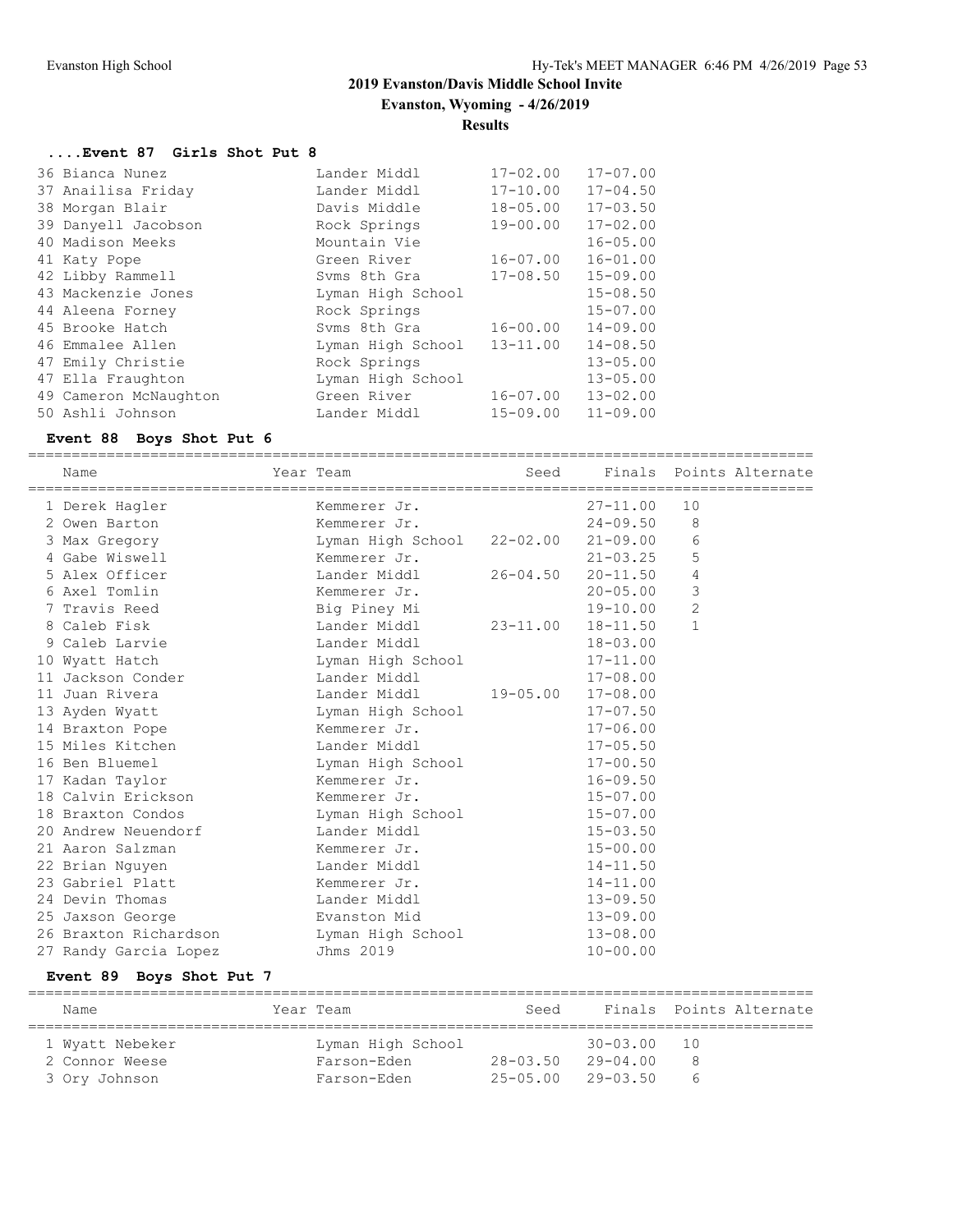## 2019 Evanston/Davis Middle School Invite

**Evanston, Wyoming - 4/26/2019**

**Results**

### ....Event 87 Girls Shot Put 8

| Place | Name | Team | Seed | Finals |
|---|---|---|---|---|
| 36 | Bianca Nunez | Lander Middl | 17-02.00 | 17-07.00 |
| 37 | Anailisa Friday | Lander Middl | 17-10.00 | 17-04.50 |
| 38 | Morgan Blair | Davis Middle | 18-05.00 | 17-03.50 |
| 39 | Danyell Jacobson | Rock Springs | 19-00.00 | 17-02.00 |
| 40 | Madison Meeks | Mountain Vie | | 16-05.00 |
| 41 | Katy Pope | Green River | 16-07.00 | 16-01.00 |
| 42 | Libby Rammell | Svms 8th Gra | 17-08.50 | 15-09.00 |
| 43 | Mackenzie Jones | Lyman High School | | 15-08.50 |
| 44 | Aleena Forney | Rock Springs | | 15-07.00 |
| 45 | Brooke Hatch | Svms 8th Gra | 16-00.00 | 14-09.00 |
| 46 | Emmalee Allen | Lyman High School | 13-11.00 | 14-08.50 |
| 47 | Emily Christie | Rock Springs | | 13-05.00 |
| 47 | Ella Fraughton | Lyman High School | | 13-05.00 |
| 49 | Cameron McNaughton | Green River | 16-07.00 | 13-02.00 |
| 50 | Ashli Johnson | Lander Middl | 15-09.00 | 11-09.00 |

### Event 88 Boys Shot Put 6

| Place | Name | Year | Team | Seed | Finals | Points | Alternate |
|---|---|---|---|---|---|---|---|
| 1 | Derek Hagler | | Kemmerer Jr. | | 27-11.00 | 10 | |
| 2 | Owen Barton | | Kemmerer Jr. | | 24-09.50 | 8 | |
| 3 | Max Gregory | | Lyman High School | 22-02.00 | 21-09.00 | 6 | |
| 4 | Gabe Wiswell | | Kemmerer Jr. | | 21-03.25 | 5 | |
| 5 | Alex Officer | | Lander Middl | 26-04.50 | 20-11.50 | 4 | |
| 6 | Axel Tomlin | | Kemmerer Jr. | | 20-05.00 | 3 | |
| 7 | Travis Reed | | Big Piney Mi | | 19-10.00 | 2 | |
| 8 | Caleb Fisk | | Lander Middl | 23-11.00 | 18-11.50 | 1 | |
| 9 | Caleb Larvie | | Lander Middl | | 18-03.00 | | |
| 10 | Wyatt Hatch | | Lyman High School | | 17-11.00 | | |
| 11 | Jackson Conder | | Lander Middl | | 17-08.00 | | |
| 11 | Juan Rivera | | Lander Middl | 19-05.00 | 17-08.00 | | |
| 13 | Ayden Wyatt | | Lyman High School | | 17-07.50 | | |
| 14 | Braxton Pope | | Kemmerer Jr. | | 17-06.00 | | |
| 15 | Miles Kitchen | | Lander Middl | | 17-05.50 | | |
| 16 | Ben Bluemel | | Lyman High School | | 17-00.50 | | |
| 17 | Kadan Taylor | | Kemmerer Jr. | | 16-09.50 | | |
| 18 | Calvin Erickson | | Kemmerer Jr. | | 15-07.00 | | |
| 18 | Braxton Condos | | Lyman High School | | 15-07.00 | | |
| 20 | Andrew Neuendorf | | Lander Middl | | 15-03.50 | | |
| 21 | Aaron Salzman | | Kemmerer Jr. | | 15-00.00 | | |
| 22 | Brian Nguyen | | Lander Middl | | 14-11.50 | | |
| 23 | Gabriel Platt | | Kemmerer Jr. | | 14-11.00 | | |
| 24 | Devin Thomas | | Lander Middl | | 13-09.50 | | |
| 25 | Jaxson George | | Evanston Mid | | 13-09.00 | | |
| 26 | Braxton Richardson | | Lyman High School | | 13-08.00 | | |
| 27 | Randy Garcia Lopez | | Jhms 2019 | | 10-00.00 | | |

### Event 89 Boys Shot Put 7

| Place | Name | Year | Team | Seed | Finals | Points | Alternate |
|---|---|---|---|---|---|---|---|
| 1 | Wyatt Nebeker | | Lyman High School | | 30-03.00 | 10 | |
| 2 | Connor Weese | | Farson-Eden | 28-03.50 | 29-04.00 | 8 | |
| 3 | Ory Johnson | | Farson-Eden | 25-05.00 | 29-03.50 | 6 | |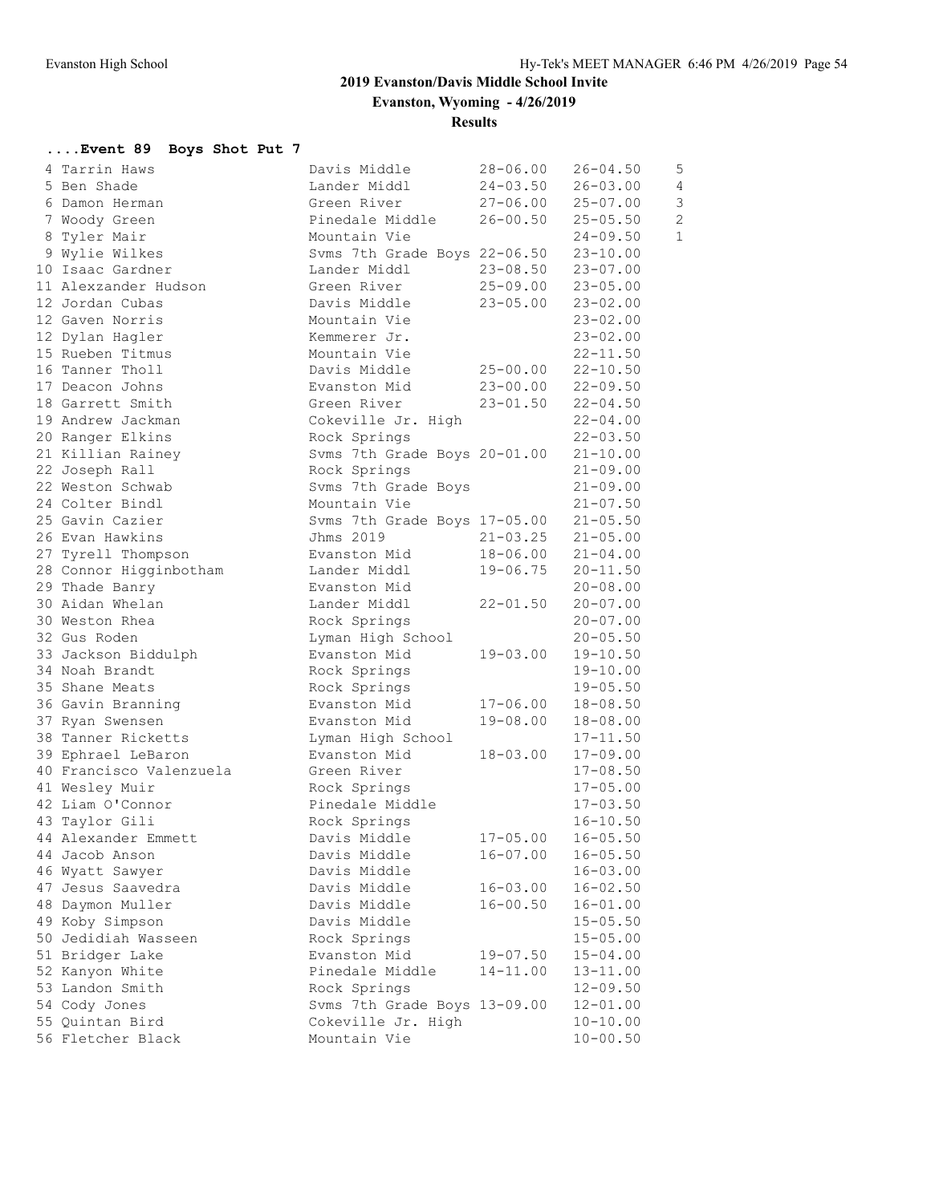## 2019 Evanston/Davis Middle School Invite

**Evanston, Wyoming - 4/26/2019**

**Results**

### ....Event 89 Boys Shot Put 7

| Place | Name | School | Seed | Finals | Points |
|---|---|---|---|---|---|
| 4 | Tarrin Haws | Davis Middle | 28-06.00 | 26-04.50 | 5 |
| 5 | Ben Shade | Lander Middl | 24-03.50 | 26-03.00 | 4 |
| 6 | Damon Herman | Green River | 27-06.00 | 25-07.00 | 3 |
| 7 | Woody Green | Pinedale Middle | 26-00.50 | 25-05.50 | 2 |
| 8 | Tyler Mair | Mountain Vie | | 24-09.50 | 1 |
| 9 | Wylie Wilkes | Svms 7th Grade Boys | 22-06.50 | 23-10.00 | |
| 10 | Isaac Gardner | Lander Middl | 23-08.50 | 23-07.00 | |
| 11 | Alexzander Hudson | Green River | 25-09.00 | 23-05.00 | |
| 12 | Jordan Cubas | Davis Middle | 23-05.00 | 23-02.00 | |
| 12 | Gaven Norris | Mountain Vie | | 23-02.00 | |
| 12 | Dylan Hagler | Kemmerer Jr. | | 23-02.00 | |
| 15 | Rueben Titmus | Mountain Vie | | 22-11.50 | |
| 16 | Tanner Tholl | Davis Middle | 25-00.00 | 22-10.50 | |
| 17 | Deacon Johns | Evanston Mid | 23-00.00 | 22-09.50 | |
| 18 | Garrett Smith | Green River | 23-01.50 | 22-04.50 | |
| 19 | Andrew Jackman | Cokeville Jr. High | | 22-04.00 | |
| 20 | Ranger Elkins | Rock Springs | | 22-03.50 | |
| 21 | Killian Rainey | Svms 7th Grade Boys | 20-01.00 | 21-10.00 | |
| 22 | Joseph Rall | Rock Springs | | 21-09.00 | |
| 22 | Weston Schwab | Svms 7th Grade Boys | | 21-09.00 | |
| 24 | Colter Bindl | Mountain Vie | | 21-07.50 | |
| 25 | Gavin Cazier | Svms 7th Grade Boys | 17-05.00 | 21-05.50 | |
| 26 | Evan Hawkins | Jhms 2019 | 21-03.25 | 21-05.00 | |
| 27 | Tyrell Thompson | Evanston Mid | 18-06.00 | 21-04.00 | |
| 28 | Connor Higginbotham | Lander Middl | 19-06.75 | 20-11.50 | |
| 29 | Thade Banry | Evanston Mid | | 20-08.00 | |
| 30 | Aidan Whelan | Lander Middl | 22-01.50 | 20-07.00 | |
| 30 | Weston Rhea | Rock Springs | | 20-07.00 | |
| 32 | Gus Roden | Lyman High School | | 20-05.50 | |
| 33 | Jackson Biddulph | Evanston Mid | 19-03.00 | 19-10.50 | |
| 34 | Noah Brandt | Rock Springs | | 19-10.00 | |
| 35 | Shane Meats | Rock Springs | | 19-05.50 | |
| 36 | Gavin Branning | Evanston Mid | 17-06.00 | 18-08.50 | |
| 37 | Ryan Swensen | Evanston Mid | 19-08.00 | 18-08.00 | |
| 38 | Tanner Ricketts | Lyman High School | | 17-11.50 | |
| 39 | Ephrael LeBaron | Evanston Mid | 18-03.00 | 17-09.00 | |
| 40 | Francisco Valenzuela | Green River | | 17-08.50 | |
| 41 | Wesley Muir | Rock Springs | | 17-05.00 | |
| 42 | Liam O'Connor | Pinedale Middle | | 17-03.50 | |
| 43 | Taylor Gili | Rock Springs | | 16-10.50 | |
| 44 | Alexander Emmett | Davis Middle | 17-05.00 | 16-05.50 | |
| 44 | Jacob Anson | Davis Middle | 16-07.00 | 16-05.50 | |
| 46 | Wyatt Sawyer | Davis Middle | | 16-03.00 | |
| 47 | Jesus Saavedra | Davis Middle | 16-03.00 | 16-02.50 | |
| 48 | Daymon Muller | Davis Middle | 16-00.50 | 16-01.00 | |
| 49 | Koby Simpson | Davis Middle | | 15-05.50 | |
| 50 | Jedidiah Wasseen | Rock Springs | | 15-05.00 | |
| 51 | Bridger Lake | Evanston Mid | 19-07.50 | 15-04.00 | |
| 52 | Kanyon White | Pinedale Middle | 14-11.00 | 13-11.00 | |
| 53 | Landon Smith | Rock Springs | | 12-09.50 | |
| 54 | Cody Jones | Svms 7th Grade Boys | 13-09.00 | 12-01.00 | |
| 55 | Quintan Bird | Cokeville Jr. High | | 10-10.00 | |
| 56 | Fletcher Black | Mountain Vie | | 10-00.50 | |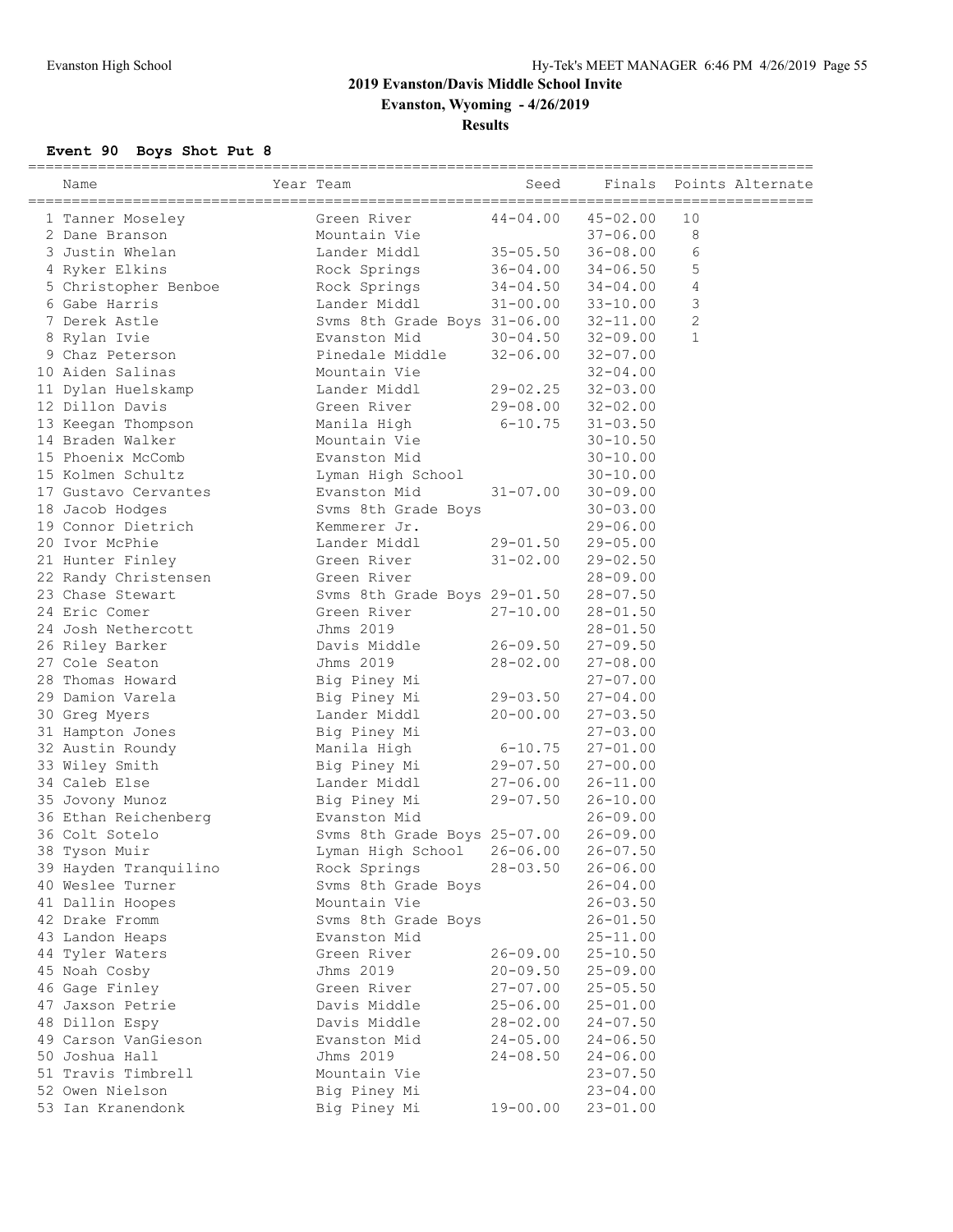## 2019 Evanston/Davis Middle School Invite

**Evanston, Wyoming - 4/26/2019**

**Results**

### Event 90 Boys Shot Put 8

| Name | Year Team | Seed | Finals | Points | Alternate |
|---|---|---|---|---|---|
| 1 Tanner Moseley | Green River | 44-04.00 | 45-02.00 | 10 | |
| 2 Dane Branson | Mountain Vie | | 37-06.00 | 8 | |
| 3 Justin Whelan | Lander Middl | 35-05.50 | 36-08.00 | 6 | |
| 4 Ryker Elkins | Rock Springs | 36-04.00 | 34-06.50 | 5 | |
| 5 Christopher Benboe | Rock Springs | 34-04.50 | 34-04.00 | 4 | |
| 6 Gabe Harris | Lander Middl | 31-00.00 | 33-10.00 | 3 | |
| 7 Derek Astle | Svms 8th Grade Boys | 31-06.00 | 32-11.00 | 2 | |
| 8 Rylan Ivie | Evanston Mid | 30-04.50 | 32-09.00 | 1 | |
| 9 Chaz Peterson | Pinedale Middle | 32-06.00 | 32-07.00 | | |
| 10 Aiden Salinas | Mountain Vie | | 32-04.00 | | |
| 11 Dylan Huelskamp | Lander Middl | 29-02.25 | 32-03.00 | | |
| 12 Dillon Davis | Green River | 29-08.00 | 32-02.00 | | |
| 13 Keegan Thompson | Manila High | 6-10.75 | 31-03.50 | | |
| 14 Braden Walker | Mountain Vie | | 30-10.50 | | |
| 15 Phoenix McComb | Evanston Mid | | 30-10.00 | | |
| 15 Kolmen Schultz | Lyman High School | | 30-10.00 | | |
| 17 Gustavo Cervantes | Evanston Mid | 31-07.00 | 30-09.00 | | |
| 18 Jacob Hodges | Svms 8th Grade Boys | | 30-03.00 | | |
| 19 Connor Dietrich | Kemmerer Jr. | | 29-06.00 | | |
| 20 Ivor McPhie | Lander Middl | 29-01.50 | 29-05.00 | | |
| 21 Hunter Finley | Green River | 31-02.00 | 29-02.50 | | |
| 22 Randy Christensen | Green River | | 28-09.00 | | |
| 23 Chase Stewart | Svms 8th Grade Boys | 29-01.50 | 28-07.50 | | |
| 24 Eric Comer | Green River | 27-10.00 | 28-01.50 | | |
| 24 Josh Nethercott | Jhms 2019 | | 28-01.50 | | |
| 26 Riley Barker | Davis Middle | 26-09.50 | 27-09.50 | | |
| 27 Cole Seaton | Jhms 2019 | 28-02.00 | 27-08.00 | | |
| 28 Thomas Howard | Big Piney Mi | | 27-07.00 | | |
| 29 Damion Varela | Big Piney Mi | 29-03.50 | 27-04.00 | | |
| 30 Greg Myers | Lander Middl | 20-00.00 | 27-03.50 | | |
| 31 Hampton Jones | Big Piney Mi | | 27-03.00 | | |
| 32 Austin Roundy | Manila High | 6-10.75 | 27-01.00 | | |
| 33 Wiley Smith | Big Piney Mi | 29-07.50 | 27-00.00 | | |
| 34 Caleb Else | Lander Middl | 27-06.00 | 26-11.00 | | |
| 35 Jovony Munoz | Big Piney Mi | 29-07.50 | 26-10.00 | | |
| 36 Ethan Reichenberg | Evanston Mid | | 26-09.00 | | |
| 36 Colt Sotelo | Svms 8th Grade Boys | 25-07.00 | 26-09.00 | | |
| 38 Tyson Muir | Lyman High School | 26-06.00 | 26-07.50 | | |
| 39 Hayden Tranquilino | Rock Springs | 28-03.50 | 26-06.00 | | |
| 40 Weslee Turner | Svms 8th Grade Boys | | 26-04.00 | | |
| 41 Dallin Hoopes | Mountain Vie | | 26-03.50 | | |
| 42 Drake Fromm | Svms 8th Grade Boys | | 26-01.50 | | |
| 43 Landon Heaps | Evanston Mid | | 25-11.00 | | |
| 44 Tyler Waters | Green River | 26-09.00 | 25-10.50 | | |
| 45 Noah Cosby | Jhms 2019 | 20-09.50 | 25-09.00 | | |
| 46 Gage Finley | Green River | 27-07.00 | 25-05.50 | | |
| 47 Jaxson Petrie | Davis Middle | 25-06.00 | 25-01.00 | | |
| 48 Dillon Espy | Davis Middle | 28-02.00 | 24-07.50 | | |
| 49 Carson VanGieson | Evanston Mid | 24-05.00 | 24-06.50 | | |
| 50 Joshua Hall | Jhms 2019 | 24-08.50 | 24-06.00 | | |
| 51 Travis Timbrell | Mountain Vie | | 23-07.50 | | |
| 52 Owen Nielson | Big Piney Mi | | 23-04.00 | | |
| 53 Ian Kranendonk | Big Piney Mi | 19-00.00 | 23-01.00 | | |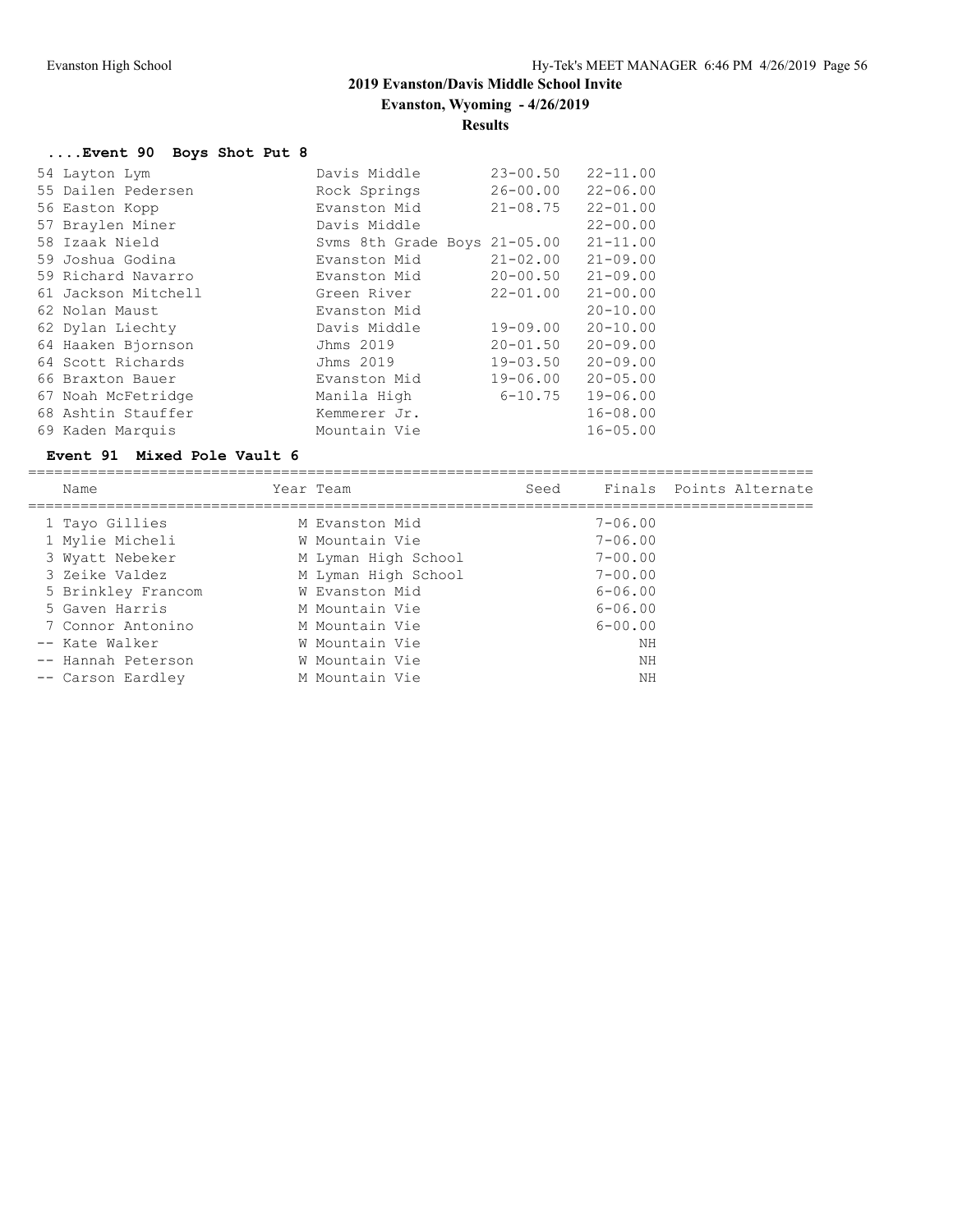# 2019 Evanston/Davis Middle School Invite

**Evanston, Wyoming - 4/26/2019**

**Results**

### ....Event 90 Boys Shot Put 8

| | Name | Team | Seed | Finals |
|---|---|---|---|---|
| 54 | Layton Lym | Davis Middle | 23-00.50 | 22-11.00 |
| 55 | Dailen Pedersen | Rock Springs | 26-00.00 | 22-06.00 |
| 56 | Easton Kopp | Evanston Mid | 21-08.75 | 22-01.00 |
| 57 | Braylen Miner | Davis Middle | | 22-00.00 |
| 58 | Izaak Nield | Svms 8th Grade Boys | 21-05.00 | 21-11.00 |
| 59 | Joshua Godina | Evanston Mid | 21-02.00 | 21-09.00 |
| 59 | Richard Navarro | Evanston Mid | 20-00.50 | 21-09.00 |
| 61 | Jackson Mitchell | Green River | 22-01.00 | 21-00.00 |
| 62 | Nolan Maust | Evanston Mid | | 20-10.00 |
| 62 | Dylan Liechty | Davis Middle | 19-09.00 | 20-10.00 |
| 64 | Haaken Bjornson | Jhms 2019 | 20-01.50 | 20-09.00 |
| 64 | Scott Richards | Jhms 2019 | 19-03.50 | 20-09.00 |
| 66 | Braxton Bauer | Evanston Mid | 19-06.00 | 20-05.00 |
| 67 | Noah McFetridge | Manila High | 6-10.75 | 19-06.00 |
| 68 | Ashtin Stauffer | Kemmerer Jr. | | 16-08.00 |
| 69 | Kaden Marquis | Mountain Vie | | 16-05.00 |

### Event 91 Mixed Pole Vault 6

| | Name | Year | Team | Seed | Finals | Points | Alternate |
|---|---|---|---|---|---|---|---|
| 1 | Tayo Gillies | M | Evanston Mid | | 7-06.00 | | |
| 1 | Mylie Micheli | W | Mountain Vie | | 7-06.00 | | |
| 3 | Wyatt Nebeker | M | Lyman High School | | 7-00.00 | | |
| 3 | Zeike Valdez | M | Lyman High School | | 7-00.00 | | |
| 5 | Brinkley Francom | W | Evanston Mid | | 6-06.00 | | |
| 5 | Gaven Harris | M | Mountain Vie | | 6-06.00 | | |
| 7 | Connor Antonino | M | Mountain Vie | | 6-00.00 | | |
| -- | Kate Walker | W | Mountain Vie | | NH | | |
| -- | Hannah Peterson | W | Mountain Vie | | NH | | |
| -- | Carson Eardley | M | Mountain Vie | | NH | | |